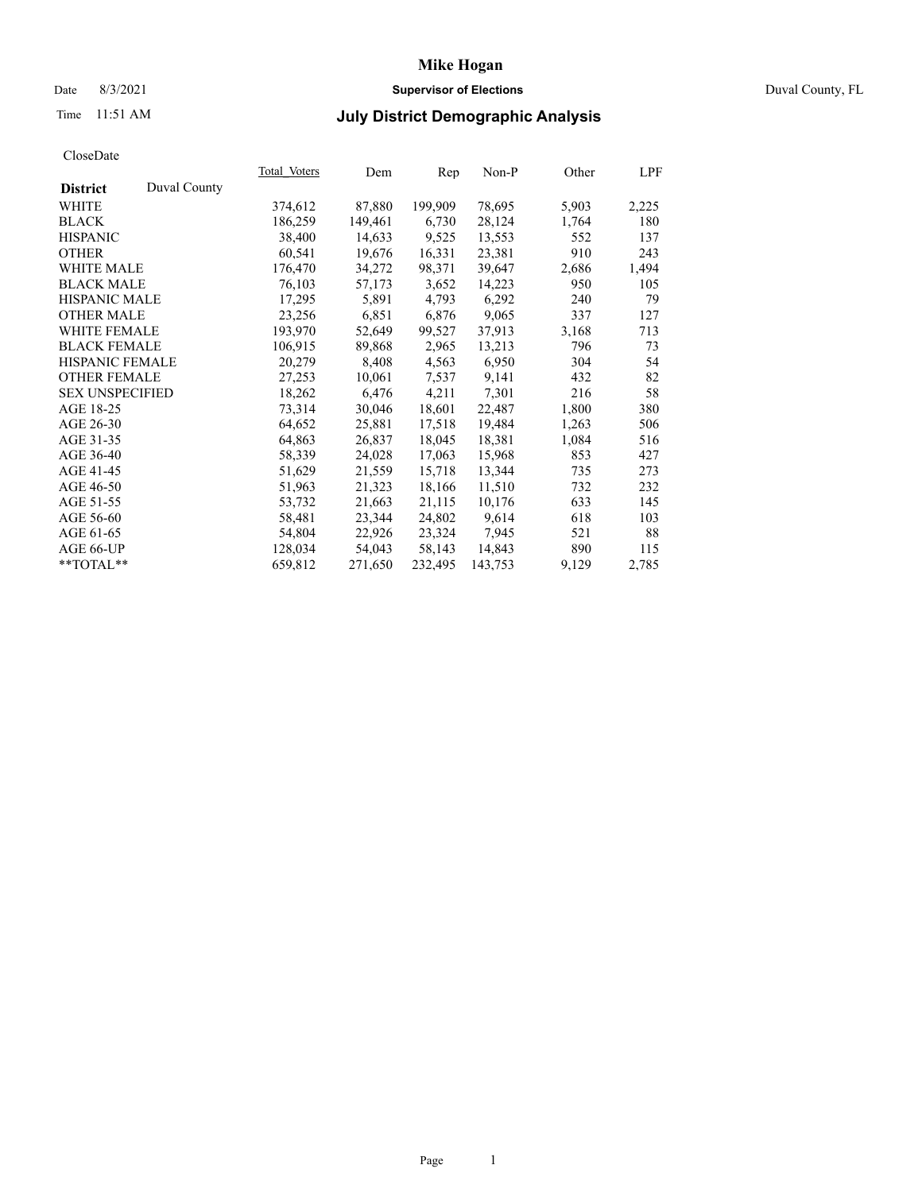# Mike Hogan

Date 8/3/2021 **Supervisor of Elections** Duval County, FL

Time 11:51 AM **July District Demographic Analysis**

CloseDate

| District | Duval County | Total_Voters | Dem | Rep | Non-P | Other | LPF |
|---|---|---|---|---|---|---|---|
| WHITE | | 374,612 | 87,880 | 199,909 | 78,695 | 5,903 | 2,225 |
| BLACK | | 186,259 | 149,461 | 6,730 | 28,124 | 1,764 | 180 |
| HISPANIC | | 38,400 | 14,633 | 9,525 | 13,553 | 552 | 137 |
| OTHER | | 60,541 | 19,676 | 16,331 | 23,381 | 910 | 243 |
| WHITE MALE | | 176,470 | 34,272 | 98,371 | 39,647 | 2,686 | 1,494 |
| BLACK MALE | | 76,103 | 57,173 | 3,652 | 14,223 | 950 | 105 |
| HISPANIC MALE | | 17,295 | 5,891 | 4,793 | 6,292 | 240 | 79 |
| OTHER MALE | | 23,256 | 6,851 | 6,876 | 9,065 | 337 | 127 |
| WHITE FEMALE | | 193,970 | 52,649 | 99,527 | 37,913 | 3,168 | 713 |
| BLACK FEMALE | | 106,915 | 89,868 | 2,965 | 13,213 | 796 | 73 |
| HISPANIC FEMALE | | 20,279 | 8,408 | 4,563 | 6,950 | 304 | 54 |
| OTHER FEMALE | | 27,253 | 10,061 | 7,537 | 9,141 | 432 | 82 |
| SEX UNSPECIFIED | | 18,262 | 6,476 | 4,211 | 7,301 | 216 | 58 |
| AGE 18-25 | | 73,314 | 30,046 | 18,601 | 22,487 | 1,800 | 380 |
| AGE 26-30 | | 64,652 | 25,881 | 17,518 | 19,484 | 1,263 | 506 |
| AGE 31-35 | | 64,863 | 26,837 | 18,045 | 18,381 | 1,084 | 516 |
| AGE 36-40 | | 58,339 | 24,028 | 17,063 | 15,968 | 853 | 427 |
| AGE 41-45 | | 51,629 | 21,559 | 15,718 | 13,344 | 735 | 273 |
| AGE 46-50 | | 51,963 | 21,323 | 18,166 | 11,510 | 732 | 232 |
| AGE 51-55 | | 53,732 | 21,663 | 21,115 | 10,176 | 633 | 145 |
| AGE 56-60 | | 58,481 | 23,344 | 24,802 | 9,614 | 618 | 103 |
| AGE 61-65 | | 54,804 | 22,926 | 23,324 | 7,945 | 521 | 88 |
| AGE 66-UP | | 128,034 | 54,043 | 58,143 | 14,843 | 890 | 115 |
| **TOTAL** | | 659,812 | 271,650 | 232,495 | 143,753 | 9,129 | 2,785 |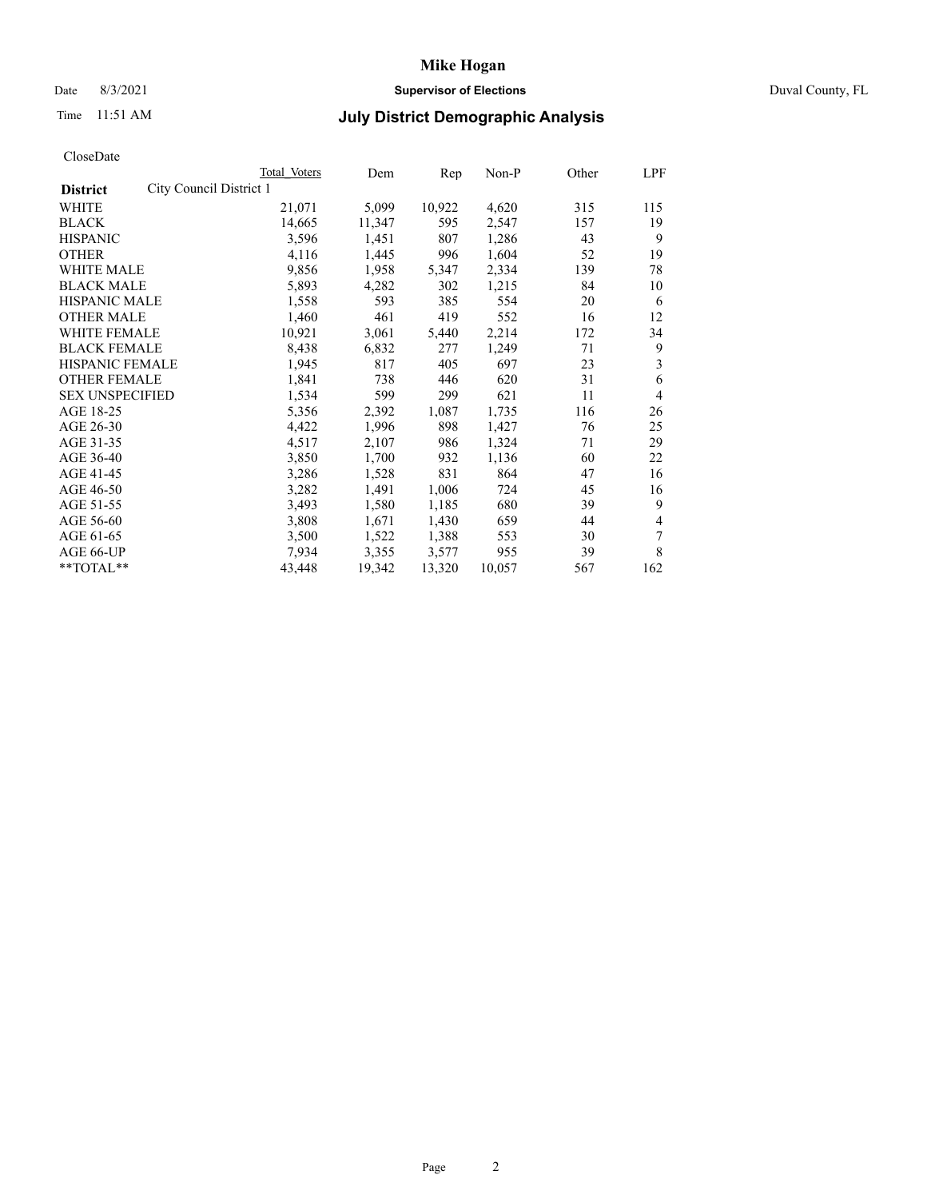# Mike Hogan

Date 8/3/2021 **Supervisor of Elections** Duval County, FL

Time 11:51 AM **July District Demographic Analysis**

CloseDate

| **District** City Council District 1 | Total Voters | Dem | Rep | Non-P | Other | LPF |
|---|---|---|---|---|---|---|
| WHITE | 21,071 | 5,099 | 10,922 | 4,620 | 315 | 115 |
| BLACK | 14,665 | 11,347 | 595 | 2,547 | 157 | 19 |
| HISPANIC | 3,596 | 1,451 | 807 | 1,286 | 43 | 9 |
| OTHER | 4,116 | 1,445 | 996 | 1,604 | 52 | 19 |
| WHITE MALE | 9,856 | 1,958 | 5,347 | 2,334 | 139 | 78 |
| BLACK MALE | 5,893 | 4,282 | 302 | 1,215 | 84 | 10 |
| HISPANIC MALE | 1,558 | 593 | 385 | 554 | 20 | 6 |
| OTHER MALE | 1,460 | 461 | 419 | 552 | 16 | 12 |
| WHITE FEMALE | 10,921 | 3,061 | 5,440 | 2,214 | 172 | 34 |
| BLACK FEMALE | 8,438 | 6,832 | 277 | 1,249 | 71 | 9 |
| HISPANIC FEMALE | 1,945 | 817 | 405 | 697 | 23 | 3 |
| OTHER FEMALE | 1,841 | 738 | 446 | 620 | 31 | 6 |
| SEX UNSPECIFIED | 1,534 | 599 | 299 | 621 | 11 | 4 |
| AGE 18-25 | 5,356 | 2,392 | 1,087 | 1,735 | 116 | 26 |
| AGE 26-30 | 4,422 | 1,996 | 898 | 1,427 | 76 | 25 |
| AGE 31-35 | 4,517 | 2,107 | 986 | 1,324 | 71 | 29 |
| AGE 36-40 | 3,850 | 1,700 | 932 | 1,136 | 60 | 22 |
| AGE 41-45 | 3,286 | 1,528 | 831 | 864 | 47 | 16 |
| AGE 46-50 | 3,282 | 1,491 | 1,006 | 724 | 45 | 16 |
| AGE 51-55 | 3,493 | 1,580 | 1,185 | 680 | 39 | 9 |
| AGE 56-60 | 3,808 | 1,671 | 1,430 | 659 | 44 | 4 |
| AGE 61-65 | 3,500 | 1,522 | 1,388 | 553 | 30 | 7 |
| AGE 66-UP | 7,934 | 3,355 | 3,577 | 955 | 39 | 8 |
| **TOTAL** | 43,448 | 19,342 | 13,320 | 10,057 | 567 | 162 |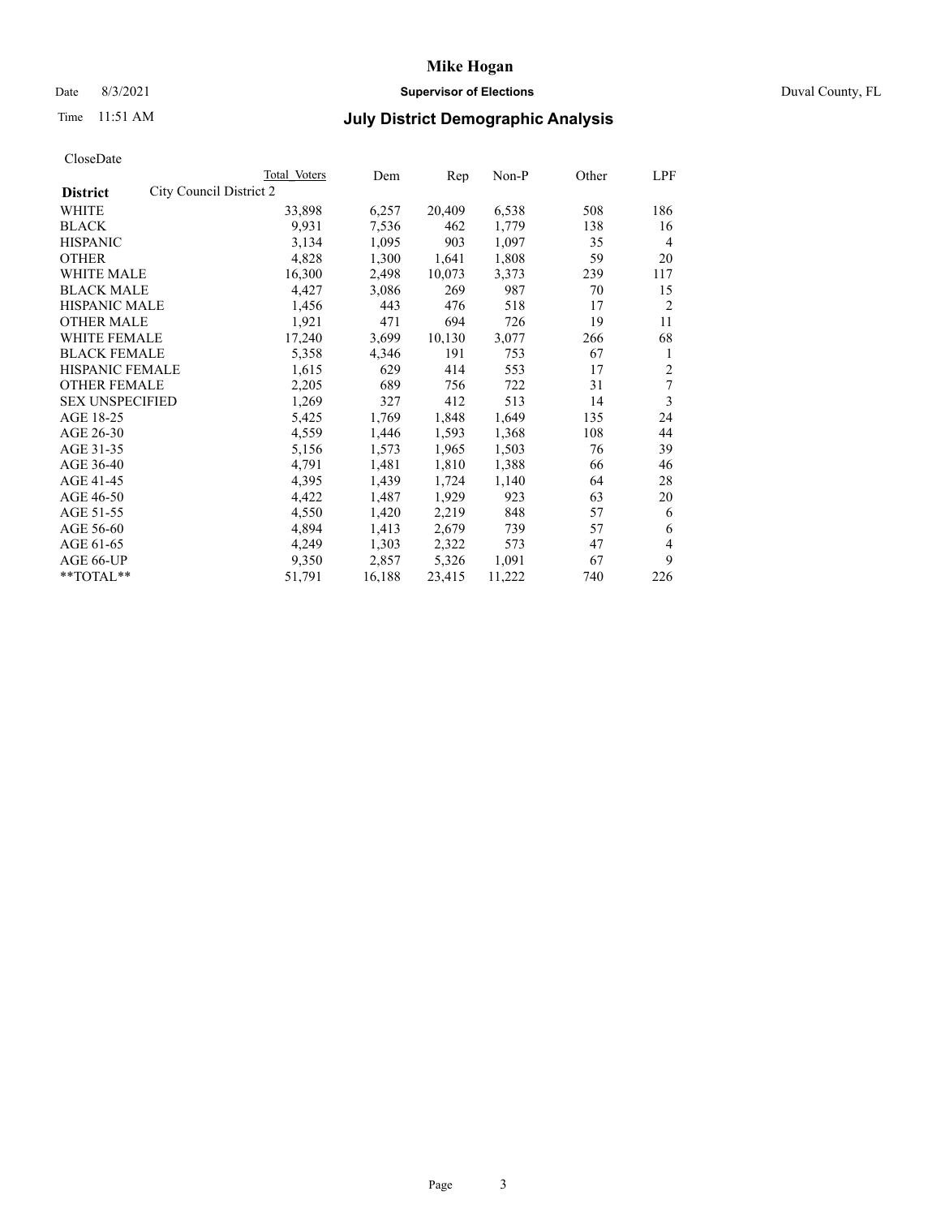# Mike Hogan

Date 8/3/2021 **Supervisor of Elections** Duval County, FL

Time 11:51 AM **July District Demographic Analysis**

CloseDate

| **District** City Council District 2 | Total Voters | Dem | Rep | Non-P | Other | LPF |
|---|---|---|---|---|---|---|
| WHITE | 33,898 | 6,257 | 20,409 | 6,538 | 508 | 186 |
| BLACK | 9,931 | 7,536 | 462 | 1,779 | 138 | 16 |
| HISPANIC | 3,134 | 1,095 | 903 | 1,097 | 35 | 4 |
| OTHER | 4,828 | 1,300 | 1,641 | 1,808 | 59 | 20 |
| WHITE MALE | 16,300 | 2,498 | 10,073 | 3,373 | 239 | 117 |
| BLACK MALE | 4,427 | 3,086 | 269 | 987 | 70 | 15 |
| HISPANIC MALE | 1,456 | 443 | 476 | 518 | 17 | 2 |
| OTHER MALE | 1,921 | 471 | 694 | 726 | 19 | 11 |
| WHITE FEMALE | 17,240 | 3,699 | 10,130 | 3,077 | 266 | 68 |
| BLACK FEMALE | 5,358 | 4,346 | 191 | 753 | 67 | 1 |
| HISPANIC FEMALE | 1,615 | 629 | 414 | 553 | 17 | 2 |
| OTHER FEMALE | 2,205 | 689 | 756 | 722 | 31 | 7 |
| SEX UNSPECIFIED | 1,269 | 327 | 412 | 513 | 14 | 3 |
| AGE 18-25 | 5,425 | 1,769 | 1,848 | 1,649 | 135 | 24 |
| AGE 26-30 | 4,559 | 1,446 | 1,593 | 1,368 | 108 | 44 |
| AGE 31-35 | 5,156 | 1,573 | 1,965 | 1,503 | 76 | 39 |
| AGE 36-40 | 4,791 | 1,481 | 1,810 | 1,388 | 66 | 46 |
| AGE 41-45 | 4,395 | 1,439 | 1,724 | 1,140 | 64 | 28 |
| AGE 46-50 | 4,422 | 1,487 | 1,929 | 923 | 63 | 20 |
| AGE 51-55 | 4,550 | 1,420 | 2,219 | 848 | 57 | 6 |
| AGE 56-60 | 4,894 | 1,413 | 2,679 | 739 | 57 | 6 |
| AGE 61-65 | 4,249 | 1,303 | 2,322 | 573 | 47 | 4 |
| AGE 66-UP | 9,350 | 2,857 | 5,326 | 1,091 | 67 | 9 |
| **TOTAL** | 51,791 | 16,188 | 23,415 | 11,222 | 740 | 226 |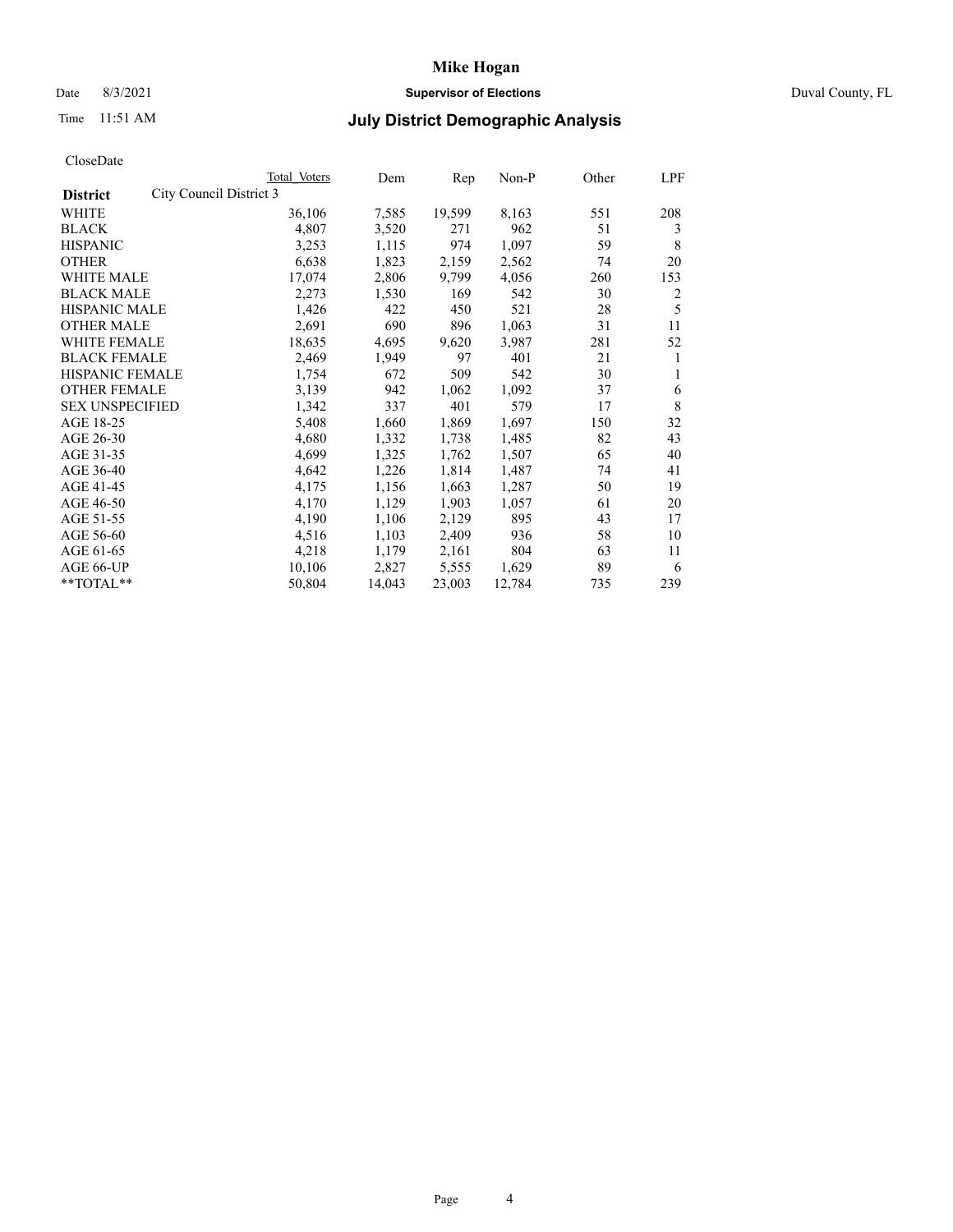**Mike Hogan**

Date 8/3/2021 **Supervisor of Elections** Duval County, FL

Time 11:51 AM **July District Demographic Analysis**

CloseDate

| **District** City Council District 3 | Total Voters | Dem | Rep | Non-P | Other | LPF |
|---|---|---|---|---|---|---|
| WHITE | 36,106 | 7,585 | 19,599 | 8,163 | 551 | 208 |
| BLACK | 4,807 | 3,520 | 271 | 962 | 51 | 3 |
| HISPANIC | 3,253 | 1,115 | 974 | 1,097 | 59 | 8 |
| OTHER | 6,638 | 1,823 | 2,159 | 2,562 | 74 | 20 |
| WHITE MALE | 17,074 | 2,806 | 9,799 | 4,056 | 260 | 153 |
| BLACK MALE | 2,273 | 1,530 | 169 | 542 | 30 | 2 |
| HISPANIC MALE | 1,426 | 422 | 450 | 521 | 28 | 5 |
| OTHER MALE | 2,691 | 690 | 896 | 1,063 | 31 | 11 |
| WHITE FEMALE | 18,635 | 4,695 | 9,620 | 3,987 | 281 | 52 |
| BLACK FEMALE | 2,469 | 1,949 | 97 | 401 | 21 | 1 |
| HISPANIC FEMALE | 1,754 | 672 | 509 | 542 | 30 | 1 |
| OTHER FEMALE | 3,139 | 942 | 1,062 | 1,092 | 37 | 6 |
| SEX UNSPECIFIED | 1,342 | 337 | 401 | 579 | 17 | 8 |
| AGE 18-25 | 5,408 | 1,660 | 1,869 | 1,697 | 150 | 32 |
| AGE 26-30 | 4,680 | 1,332 | 1,738 | 1,485 | 82 | 43 |
| AGE 31-35 | 4,699 | 1,325 | 1,762 | 1,507 | 65 | 40 |
| AGE 36-40 | 4,642 | 1,226 | 1,814 | 1,487 | 74 | 41 |
| AGE 41-45 | 4,175 | 1,156 | 1,663 | 1,287 | 50 | 19 |
| AGE 46-50 | 4,170 | 1,129 | 1,903 | 1,057 | 61 | 20 |
| AGE 51-55 | 4,190 | 1,106 | 2,129 | 895 | 43 | 17 |
| AGE 56-60 | 4,516 | 1,103 | 2,409 | 936 | 58 | 10 |
| AGE 61-65 | 4,218 | 1,179 | 2,161 | 804 | 63 | 11 |
| AGE 66-UP | 10,106 | 2,827 | 5,555 | 1,629 | 89 | 6 |
| **TOTAL** | 50,804 | 14,043 | 23,003 | 12,784 | 735 | 239 |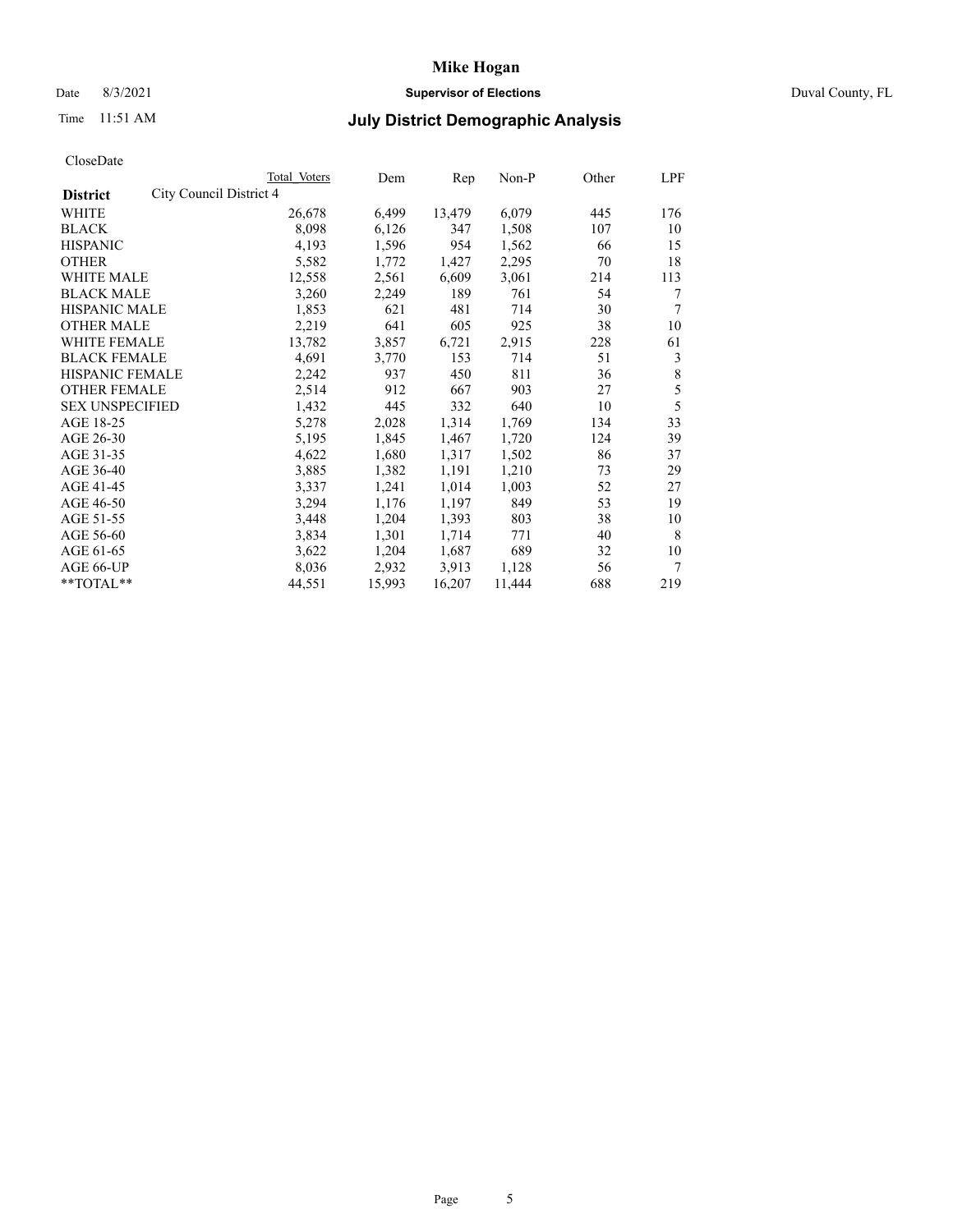# Mike Hogan

Date 8/3/2021 **Supervisor of Elections** Duval County, FL

Time 11:51 AM **July District Demographic Analysis**

CloseDate

| District | City Council District 4 | Total Voters | Dem | Rep | Non-P | Other | LPF |
|---|---|---|---|---|---|---|---|
| WHITE | | 26,678 | 6,499 | 13,479 | 6,079 | 445 | 176 |
| BLACK | | 8,098 | 6,126 | 347 | 1,508 | 107 | 10 |
| HISPANIC | | 4,193 | 1,596 | 954 | 1,562 | 66 | 15 |
| OTHER | | 5,582 | 1,772 | 1,427 | 2,295 | 70 | 18 |
| WHITE MALE | | 12,558 | 2,561 | 6,609 | 3,061 | 214 | 113 |
| BLACK MALE | | 3,260 | 2,249 | 189 | 761 | 54 | 7 |
| HISPANIC MALE | | 1,853 | 621 | 481 | 714 | 30 | 7 |
| OTHER MALE | | 2,219 | 641 | 605 | 925 | 38 | 10 |
| WHITE FEMALE | | 13,782 | 3,857 | 6,721 | 2,915 | 228 | 61 |
| BLACK FEMALE | | 4,691 | 3,770 | 153 | 714 | 51 | 3 |
| HISPANIC FEMALE | | 2,242 | 937 | 450 | 811 | 36 | 8 |
| OTHER FEMALE | | 2,514 | 912 | 667 | 903 | 27 | 5 |
| SEX UNSPECIFIED | | 1,432 | 445 | 332 | 640 | 10 | 5 |
| AGE 18-25 | | 5,278 | 2,028 | 1,314 | 1,769 | 134 | 33 |
| AGE 26-30 | | 5,195 | 1,845 | 1,467 | 1,720 | 124 | 39 |
| AGE 31-35 | | 4,622 | 1,680 | 1,317 | 1,502 | 86 | 37 |
| AGE 36-40 | | 3,885 | 1,382 | 1,191 | 1,210 | 73 | 29 |
| AGE 41-45 | | 3,337 | 1,241 | 1,014 | 1,003 | 52 | 27 |
| AGE 46-50 | | 3,294 | 1,176 | 1,197 | 849 | 53 | 19 |
| AGE 51-55 | | 3,448 | 1,204 | 1,393 | 803 | 38 | 10 |
| AGE 56-60 | | 3,834 | 1,301 | 1,714 | 771 | 40 | 8 |
| AGE 61-65 | | 3,622 | 1,204 | 1,687 | 689 | 32 | 10 |
| AGE 66-UP | | 8,036 | 2,932 | 3,913 | 1,128 | 56 | 7 |
| **TOTAL** | | 44,551 | 15,993 | 16,207 | 11,444 | 688 | 219 |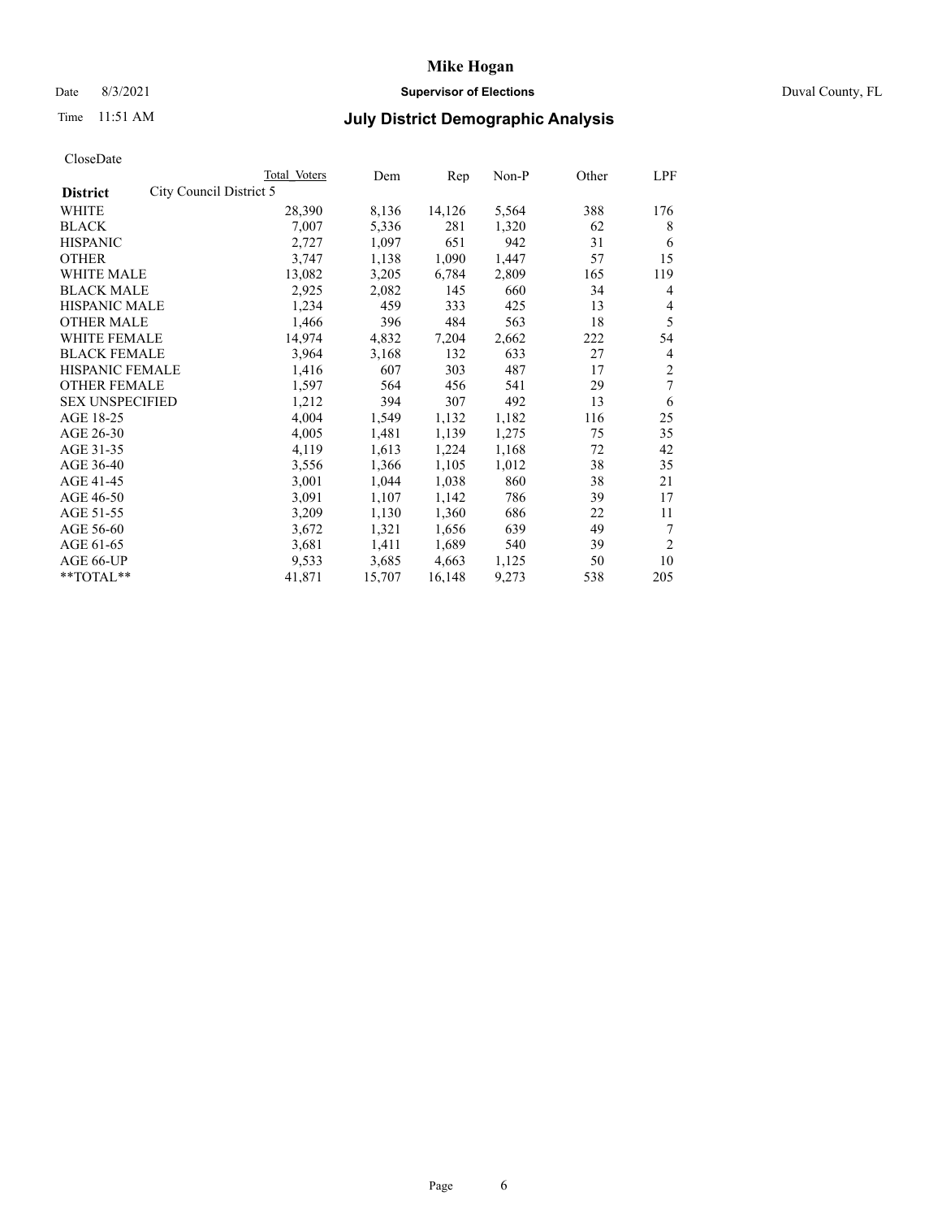# Mike Hogan

Date 8/3/2021 **Supervisor of Elections** Duval County, FL

Time 11:51 AM **July District Demographic Analysis**

CloseDate

| | Total Voters | Dem | Rep | Non-P | Other | LPF |
|---|---|---|---|---|---|---|
| **District** City Council District 5 | | | | | | |
| WHITE | 28,390 | 8,136 | 14,126 | 5,564 | 388 | 176 |
| BLACK | 7,007 | 5,336 | 281 | 1,320 | 62 | 8 |
| HISPANIC | 2,727 | 1,097 | 651 | 942 | 31 | 6 |
| OTHER | 3,747 | 1,138 | 1,090 | 1,447 | 57 | 15 |
| WHITE MALE | 13,082 | 3,205 | 6,784 | 2,809 | 165 | 119 |
| BLACK MALE | 2,925 | 2,082 | 145 | 660 | 34 | 4 |
| HISPANIC MALE | 1,234 | 459 | 333 | 425 | 13 | 4 |
| OTHER MALE | 1,466 | 396 | 484 | 563 | 18 | 5 |
| WHITE FEMALE | 14,974 | 4,832 | 7,204 | 2,662 | 222 | 54 |
| BLACK FEMALE | 3,964 | 3,168 | 132 | 633 | 27 | 4 |
| HISPANIC FEMALE | 1,416 | 607 | 303 | 487 | 17 | 2 |
| OTHER FEMALE | 1,597 | 564 | 456 | 541 | 29 | 7 |
| SEX UNSPECIFIED | 1,212 | 394 | 307 | 492 | 13 | 6 |
| AGE 18-25 | 4,004 | 1,549 | 1,132 | 1,182 | 116 | 25 |
| AGE 26-30 | 4,005 | 1,481 | 1,139 | 1,275 | 75 | 35 |
| AGE 31-35 | 4,119 | 1,613 | 1,224 | 1,168 | 72 | 42 |
| AGE 36-40 | 3,556 | 1,366 | 1,105 | 1,012 | 38 | 35 |
| AGE 41-45 | 3,001 | 1,044 | 1,038 | 860 | 38 | 21 |
| AGE 46-50 | 3,091 | 1,107 | 1,142 | 786 | 39 | 17 |
| AGE 51-55 | 3,209 | 1,130 | 1,360 | 686 | 22 | 11 |
| AGE 56-60 | 3,672 | 1,321 | 1,656 | 639 | 49 | 7 |
| AGE 61-65 | 3,681 | 1,411 | 1,689 | 540 | 39 | 2 |
| AGE 66-UP | 9,533 | 3,685 | 4,663 | 1,125 | 50 | 10 |
| **TOTAL** | 41,871 | 15,707 | 16,148 | 9,273 | 538 | 205 |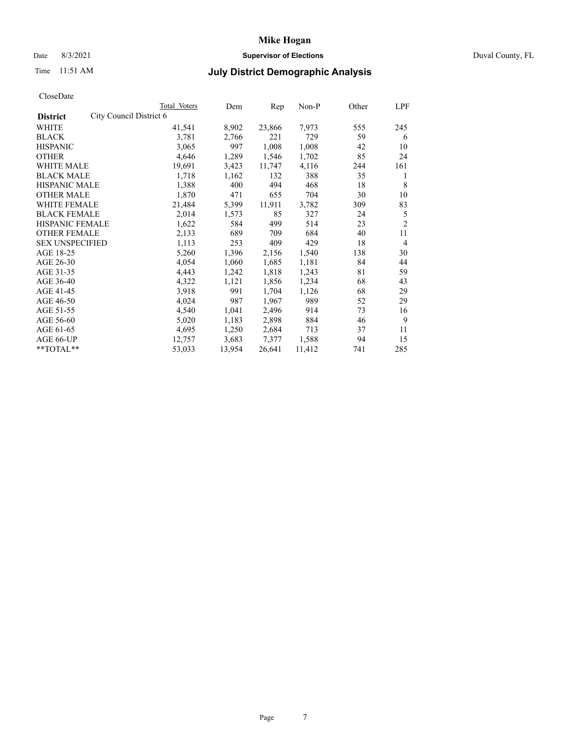# Mike Hogan

Date 8/3/2021 **Supervisor of Elections** Duval County, FL

Time 11:51 AM **July District Demographic Analysis**

CloseDate

| | Total Voters | Dem | Rep | Non-P | Other | LPF |
|---|---|---|---|---|---|---|
| **District** City Council District 6 | | | | | | |
| WHITE | 41,541 | 8,902 | 23,866 | 7,973 | 555 | 245 |
| BLACK | 3,781 | 2,766 | 221 | 729 | 59 | 6 |
| HISPANIC | 3,065 | 997 | 1,008 | 1,008 | 42 | 10 |
| OTHER | 4,646 | 1,289 | 1,546 | 1,702 | 85 | 24 |
| WHITE MALE | 19,691 | 3,423 | 11,747 | 4,116 | 244 | 161 |
| BLACK MALE | 1,718 | 1,162 | 132 | 388 | 35 | 1 |
| HISPANIC MALE | 1,388 | 400 | 494 | 468 | 18 | 8 |
| OTHER MALE | 1,870 | 471 | 655 | 704 | 30 | 10 |
| WHITE FEMALE | 21,484 | 5,399 | 11,911 | 3,782 | 309 | 83 |
| BLACK FEMALE | 2,014 | 1,573 | 85 | 327 | 24 | 5 |
| HISPANIC FEMALE | 1,622 | 584 | 499 | 514 | 23 | 2 |
| OTHER FEMALE | 2,133 | 689 | 709 | 684 | 40 | 11 |
| SEX UNSPECIFIED | 1,113 | 253 | 409 | 429 | 18 | 4 |
| AGE 18-25 | 5,260 | 1,396 | 2,156 | 1,540 | 138 | 30 |
| AGE 26-30 | 4,054 | 1,060 | 1,685 | 1,181 | 84 | 44 |
| AGE 31-35 | 4,443 | 1,242 | 1,818 | 1,243 | 81 | 59 |
| AGE 36-40 | 4,322 | 1,121 | 1,856 | 1,234 | 68 | 43 |
| AGE 41-45 | 3,918 | 991 | 1,704 | 1,126 | 68 | 29 |
| AGE 46-50 | 4,024 | 987 | 1,967 | 989 | 52 | 29 |
| AGE 51-55 | 4,540 | 1,041 | 2,496 | 914 | 73 | 16 |
| AGE 56-60 | 5,020 | 1,183 | 2,898 | 884 | 46 | 9 |
| AGE 61-65 | 4,695 | 1,250 | 2,684 | 713 | 37 | 11 |
| AGE 66-UP | 12,757 | 3,683 | 7,377 | 1,588 | 94 | 15 |
| **TOTAL** | 53,033 | 13,954 | 26,641 | 11,412 | 741 | 285 |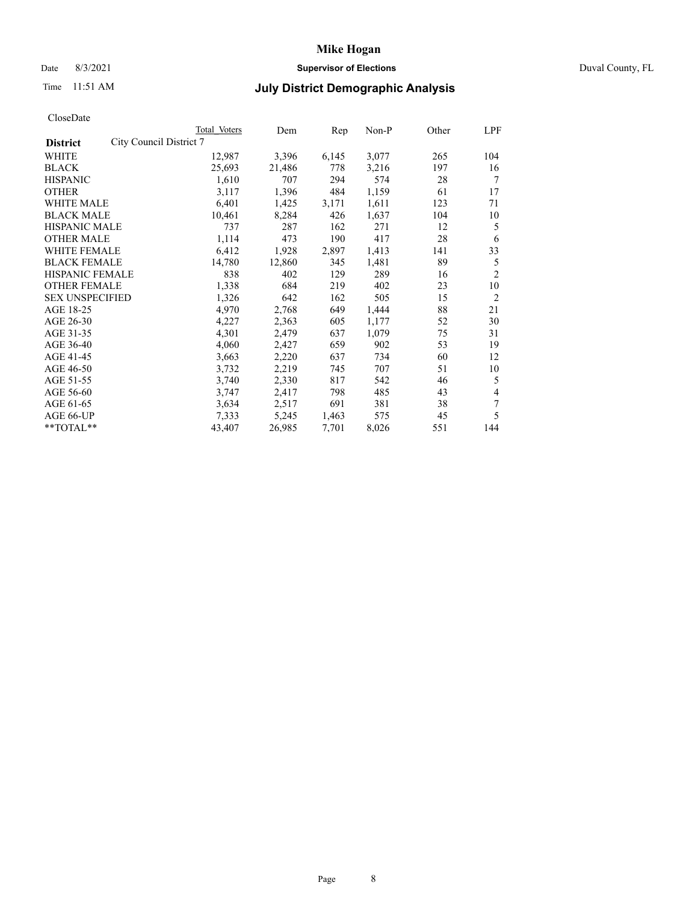# Mike Hogan

Date 8/3/2021 **Supervisor of Elections** Duval County, FL

Time 11:51 AM **July District Demographic Analysis**

CloseDate

| **District** City Council District 7 | Total Voters | Dem | Rep | Non-P | Other | LPF |
|---|---|---|---|---|---|---|
| WHITE | 12,987 | 3,396 | 6,145 | 3,077 | 265 | 104 |
| BLACK | 25,693 | 21,486 | 778 | 3,216 | 197 | 16 |
| HISPANIC | 1,610 | 707 | 294 | 574 | 28 | 7 |
| OTHER | 3,117 | 1,396 | 484 | 1,159 | 61 | 17 |
| WHITE MALE | 6,401 | 1,425 | 3,171 | 1,611 | 123 | 71 |
| BLACK MALE | 10,461 | 8,284 | 426 | 1,637 | 104 | 10 |
| HISPANIC MALE | 737 | 287 | 162 | 271 | 12 | 5 |
| OTHER MALE | 1,114 | 473 | 190 | 417 | 28 | 6 |
| WHITE FEMALE | 6,412 | 1,928 | 2,897 | 1,413 | 141 | 33 |
| BLACK FEMALE | 14,780 | 12,860 | 345 | 1,481 | 89 | 5 |
| HISPANIC FEMALE | 838 | 402 | 129 | 289 | 16 | 2 |
| OTHER FEMALE | 1,338 | 684 | 219 | 402 | 23 | 10 |
| SEX UNSPECIFIED | 1,326 | 642 | 162 | 505 | 15 | 2 |
| AGE 18-25 | 4,970 | 2,768 | 649 | 1,444 | 88 | 21 |
| AGE 26-30 | 4,227 | 2,363 | 605 | 1,177 | 52 | 30 |
| AGE 31-35 | 4,301 | 2,479 | 637 | 1,079 | 75 | 31 |
| AGE 36-40 | 4,060 | 2,427 | 659 | 902 | 53 | 19 |
| AGE 41-45 | 3,663 | 2,220 | 637 | 734 | 60 | 12 |
| AGE 46-50 | 3,732 | 2,219 | 745 | 707 | 51 | 10 |
| AGE 51-55 | 3,740 | 2,330 | 817 | 542 | 46 | 5 |
| AGE 56-60 | 3,747 | 2,417 | 798 | 485 | 43 | 4 |
| AGE 61-65 | 3,634 | 2,517 | 691 | 381 | 38 | 7 |
| AGE 66-UP | 7,333 | 5,245 | 1,463 | 575 | 45 | 5 |
| **TOTAL** | 43,407 | 26,985 | 7,701 | 8,026 | 551 | 144 |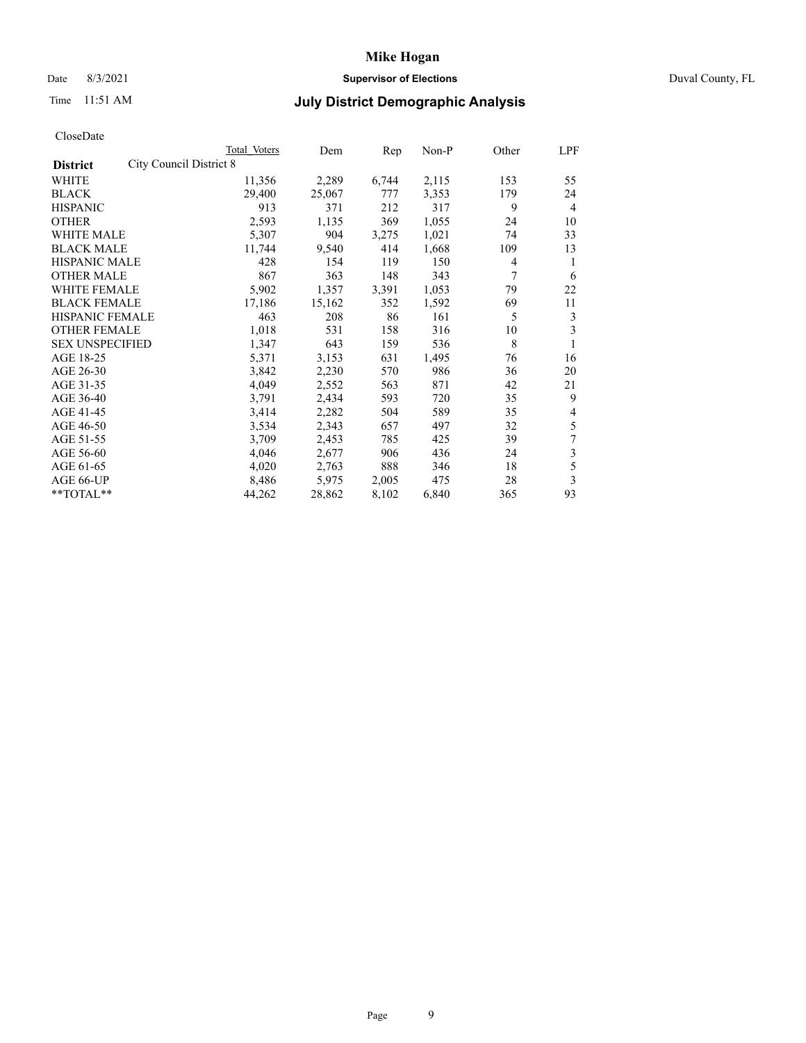# Mike Hogan

Date 8/3/2021 **Supervisor of Elections** Duval County, FL

Time 11:51 AM **July District Demographic Analysis**

CloseDate

| **District** | City Council District 8 Total Voters | Dem | Rep | Non-P | Other | LPF |
|---|---|---|---|---|---|---|
| WHITE | 11,356 | 2,289 | 6,744 | 2,115 | 153 | 55 |
| BLACK | 29,400 | 25,067 | 777 | 3,353 | 179 | 24 |
| HISPANIC | 913 | 371 | 212 | 317 | 9 | 4 |
| OTHER | 2,593 | 1,135 | 369 | 1,055 | 24 | 10 |
| WHITE MALE | 5,307 | 904 | 3,275 | 1,021 | 74 | 33 |
| BLACK MALE | 11,744 | 9,540 | 414 | 1,668 | 109 | 13 |
| HISPANIC MALE | 428 | 154 | 119 | 150 | 4 | 1 |
| OTHER MALE | 867 | 363 | 148 | 343 | 7 | 6 |
| WHITE FEMALE | 5,902 | 1,357 | 3,391 | 1,053 | 79 | 22 |
| BLACK FEMALE | 17,186 | 15,162 | 352 | 1,592 | 69 | 11 |
| HISPANIC FEMALE | 463 | 208 | 86 | 161 | 5 | 3 |
| OTHER FEMALE | 1,018 | 531 | 158 | 316 | 10 | 3 |
| SEX UNSPECIFIED | 1,347 | 643 | 159 | 536 | 8 | 1 |
| AGE 18-25 | 5,371 | 3,153 | 631 | 1,495 | 76 | 16 |
| AGE 26-30 | 3,842 | 2,230 | 570 | 986 | 36 | 20 |
| AGE 31-35 | 4,049 | 2,552 | 563 | 871 | 42 | 21 |
| AGE 36-40 | 3,791 | 2,434 | 593 | 720 | 35 | 9 |
| AGE 41-45 | 3,414 | 2,282 | 504 | 589 | 35 | 4 |
| AGE 46-50 | 3,534 | 2,343 | 657 | 497 | 32 | 5 |
| AGE 51-55 | 3,709 | 2,453 | 785 | 425 | 39 | 7 |
| AGE 56-60 | 4,046 | 2,677 | 906 | 436 | 24 | 3 |
| AGE 61-65 | 4,020 | 2,763 | 888 | 346 | 18 | 5 |
| AGE 66-UP | 8,486 | 5,975 | 2,005 | 475 | 28 | 3 |
| **TOTAL** | 44,262 | 28,862 | 8,102 | 6,840 | 365 | 93 |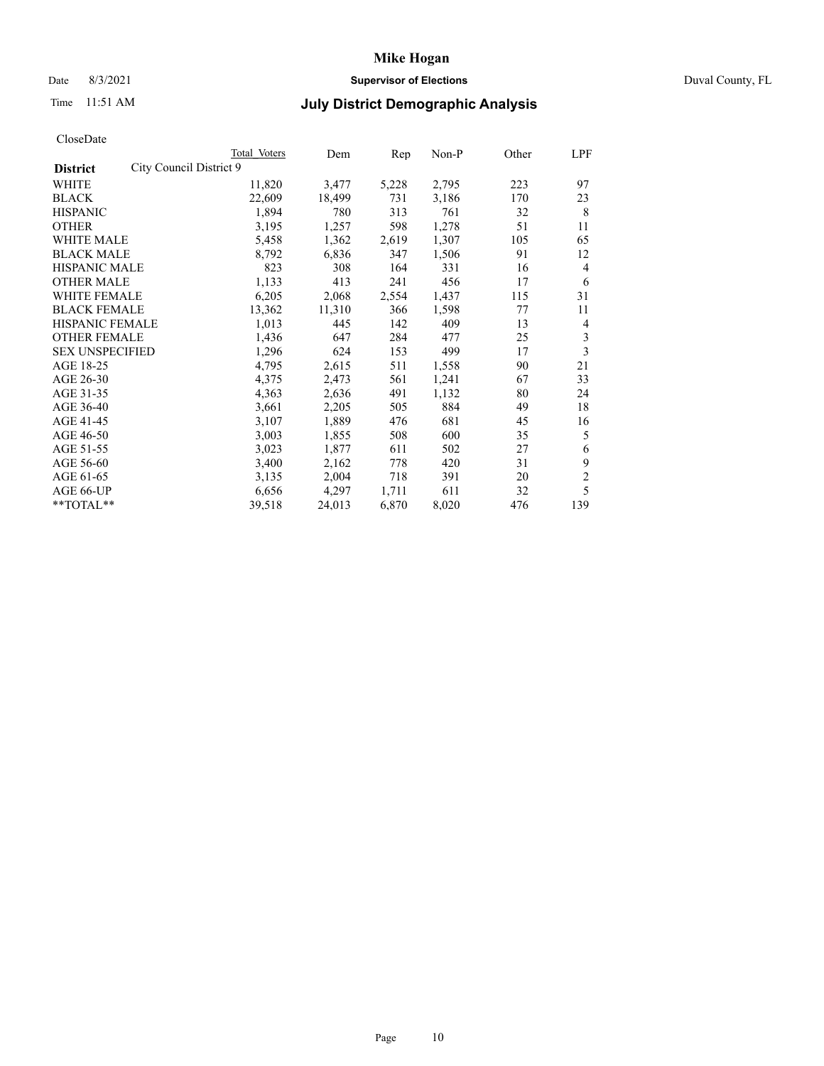# Mike Hogan

Date 8/3/2021 **Supervisor of Elections** Duval County, FL

Time 11:51 AM **July District Demographic Analysis**

CloseDate

| **District** | Total Voters | Dem | Rep | Non-P | Other | LPF |
|---|---|---|---|---|---|---|
| City Council District 9 | | | | | | |
| WHITE | 11,820 | 3,477 | 5,228 | 2,795 | 223 | 97 |
| BLACK | 22,609 | 18,499 | 731 | 3,186 | 170 | 23 |
| HISPANIC | 1,894 | 780 | 313 | 761 | 32 | 8 |
| OTHER | 3,195 | 1,257 | 598 | 1,278 | 51 | 11 |
| WHITE MALE | 5,458 | 1,362 | 2,619 | 1,307 | 105 | 65 |
| BLACK MALE | 8,792 | 6,836 | 347 | 1,506 | 91 | 12 |
| HISPANIC MALE | 823 | 308 | 164 | 331 | 16 | 4 |
| OTHER MALE | 1,133 | 413 | 241 | 456 | 17 | 6 |
| WHITE FEMALE | 6,205 | 2,068 | 2,554 | 1,437 | 115 | 31 |
| BLACK FEMALE | 13,362 | 11,310 | 366 | 1,598 | 77 | 11 |
| HISPANIC FEMALE | 1,013 | 445 | 142 | 409 | 13 | 4 |
| OTHER FEMALE | 1,436 | 647 | 284 | 477 | 25 | 3 |
| SEX UNSPECIFIED | 1,296 | 624 | 153 | 499 | 17 | 3 |
| AGE 18-25 | 4,795 | 2,615 | 511 | 1,558 | 90 | 21 |
| AGE 26-30 | 4,375 | 2,473 | 561 | 1,241 | 67 | 33 |
| AGE 31-35 | 4,363 | 2,636 | 491 | 1,132 | 80 | 24 |
| AGE 36-40 | 3,661 | 2,205 | 505 | 884 | 49 | 18 |
| AGE 41-45 | 3,107 | 1,889 | 476 | 681 | 45 | 16 |
| AGE 46-50 | 3,003 | 1,855 | 508 | 600 | 35 | 5 |
| AGE 51-55 | 3,023 | 1,877 | 611 | 502 | 27 | 6 |
| AGE 56-60 | 3,400 | 2,162 | 778 | 420 | 31 | 9 |
| AGE 61-65 | 3,135 | 2,004 | 718 | 391 | 20 | 2 |
| AGE 66-UP | 6,656 | 4,297 | 1,711 | 611 | 32 | 5 |
| **TOTAL** | 39,518 | 24,013 | 6,870 | 8,020 | 476 | 139 |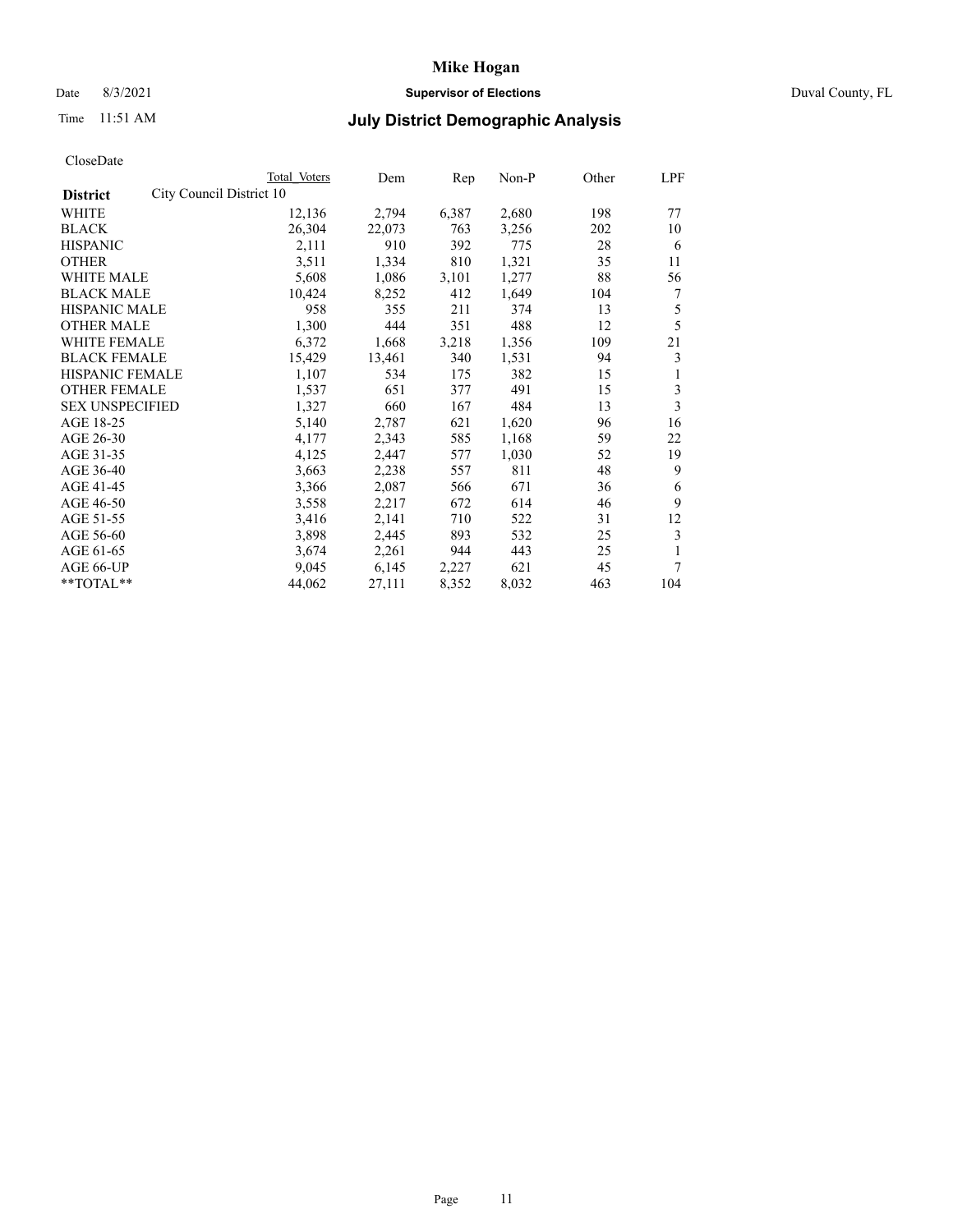# Mike Hogan

Date 8/3/2021 **Supervisor of Elections** Duval County, FL

Time 11:51 AM **July District Demographic Analysis**

CloseDate

| | Total Voters | Dem | Rep | Non-P | Other | LPF |
|---|---|---|---|---|---|---|
| **District** City Council District 10 | | | | | | |
| WHITE | 12,136 | 2,794 | 6,387 | 2,680 | 198 | 77 |
| BLACK | 26,304 | 22,073 | 763 | 3,256 | 202 | 10 |
| HISPANIC | 2,111 | 910 | 392 | 775 | 28 | 6 |
| OTHER | 3,511 | 1,334 | 810 | 1,321 | 35 | 11 |
| WHITE MALE | 5,608 | 1,086 | 3,101 | 1,277 | 88 | 56 |
| BLACK MALE | 10,424 | 8,252 | 412 | 1,649 | 104 | 7 |
| HISPANIC MALE | 958 | 355 | 211 | 374 | 13 | 5 |
| OTHER MALE | 1,300 | 444 | 351 | 488 | 12 | 5 |
| WHITE FEMALE | 6,372 | 1,668 | 3,218 | 1,356 | 109 | 21 |
| BLACK FEMALE | 15,429 | 13,461 | 340 | 1,531 | 94 | 3 |
| HISPANIC FEMALE | 1,107 | 534 | 175 | 382 | 15 | 1 |
| OTHER FEMALE | 1,537 | 651 | 377 | 491 | 15 | 3 |
| SEX UNSPECIFIED | 1,327 | 660 | 167 | 484 | 13 | 3 |
| AGE 18-25 | 5,140 | 2,787 | 621 | 1,620 | 96 | 16 |
| AGE 26-30 | 4,177 | 2,343 | 585 | 1,168 | 59 | 22 |
| AGE 31-35 | 4,125 | 2,447 | 577 | 1,030 | 52 | 19 |
| AGE 36-40 | 3,663 | 2,238 | 557 | 811 | 48 | 9 |
| AGE 41-45 | 3,366 | 2,087 | 566 | 671 | 36 | 6 |
| AGE 46-50 | 3,558 | 2,217 | 672 | 614 | 46 | 9 |
| AGE 51-55 | 3,416 | 2,141 | 710 | 522 | 31 | 12 |
| AGE 56-60 | 3,898 | 2,445 | 893 | 532 | 25 | 3 |
| AGE 61-65 | 3,674 | 2,261 | 944 | 443 | 25 | 1 |
| AGE 66-UP | 9,045 | 6,145 | 2,227 | 621 | 45 | 7 |
| **TOTAL** | 44,062 | 27,111 | 8,352 | 8,032 | 463 | 104 |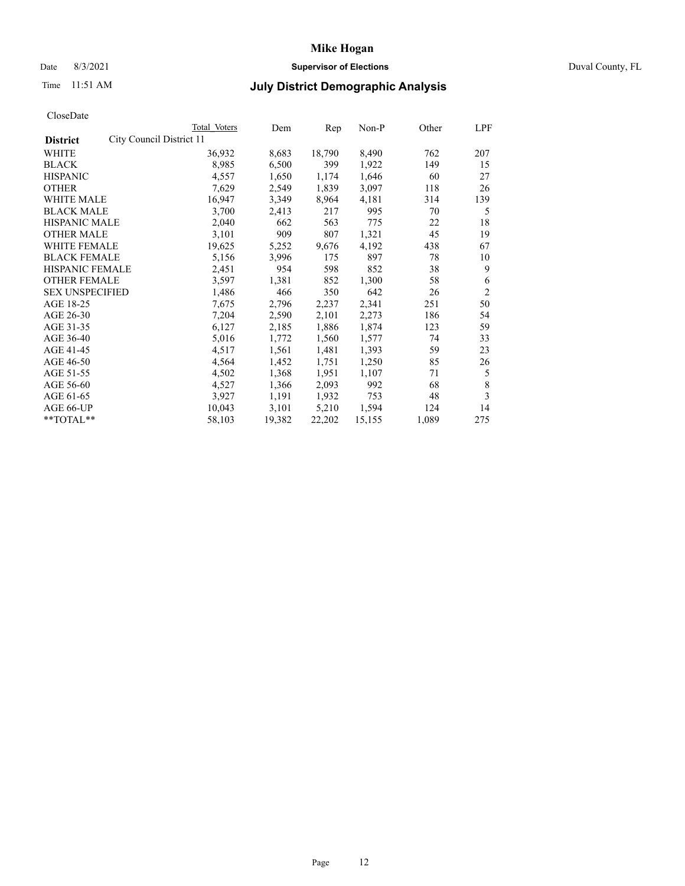# Mike Hogan

Date 8/3/2021 **Supervisor of Elections** Duval County, FL

Time 11:51 AM **July District Demographic Analysis**

CloseDate

| **District** | City Council District 11 | Total Voters | Dem | Rep | Non-P | Other | LPF |
|---|---|---|---|---|---|---|---|
| WHITE | | 36,932 | 8,683 | 18,790 | 8,490 | 762 | 207 |
| BLACK | | 8,985 | 6,500 | 399 | 1,922 | 149 | 15 |
| HISPANIC | | 4,557 | 1,650 | 1,174 | 1,646 | 60 | 27 |
| OTHER | | 7,629 | 2,549 | 1,839 | 3,097 | 118 | 26 |
| WHITE MALE | | 16,947 | 3,349 | 8,964 | 4,181 | 314 | 139 |
| BLACK MALE | | 3,700 | 2,413 | 217 | 995 | 70 | 5 |
| HISPANIC MALE | | 2,040 | 662 | 563 | 775 | 22 | 18 |
| OTHER MALE | | 3,101 | 909 | 807 | 1,321 | 45 | 19 |
| WHITE FEMALE | | 19,625 | 5,252 | 9,676 | 4,192 | 438 | 67 |
| BLACK FEMALE | | 5,156 | 3,996 | 175 | 897 | 78 | 10 |
| HISPANIC FEMALE | | 2,451 | 954 | 598 | 852 | 38 | 9 |
| OTHER FEMALE | | 3,597 | 1,381 | 852 | 1,300 | 58 | 6 |
| SEX UNSPECIFIED | | 1,486 | 466 | 350 | 642 | 26 | 2 |
| AGE 18-25 | | 7,675 | 2,796 | 2,237 | 2,341 | 251 | 50 |
| AGE 26-30 | | 7,204 | 2,590 | 2,101 | 2,273 | 186 | 54 |
| AGE 31-35 | | 6,127 | 2,185 | 1,886 | 1,874 | 123 | 59 |
| AGE 36-40 | | 5,016 | 1,772 | 1,560 | 1,577 | 74 | 33 |
| AGE 41-45 | | 4,517 | 1,561 | 1,481 | 1,393 | 59 | 23 |
| AGE 46-50 | | 4,564 | 1,452 | 1,751 | 1,250 | 85 | 26 |
| AGE 51-55 | | 4,502 | 1,368 | 1,951 | 1,107 | 71 | 5 |
| AGE 56-60 | | 4,527 | 1,366 | 2,093 | 992 | 68 | 8 |
| AGE 61-65 | | 3,927 | 1,191 | 1,932 | 753 | 48 | 3 |
| AGE 66-UP | | 10,043 | 3,101 | 5,210 | 1,594 | 124 | 14 |
| **TOTAL** | | 58,103 | 19,382 | 22,202 | 15,155 | 1,089 | 275 |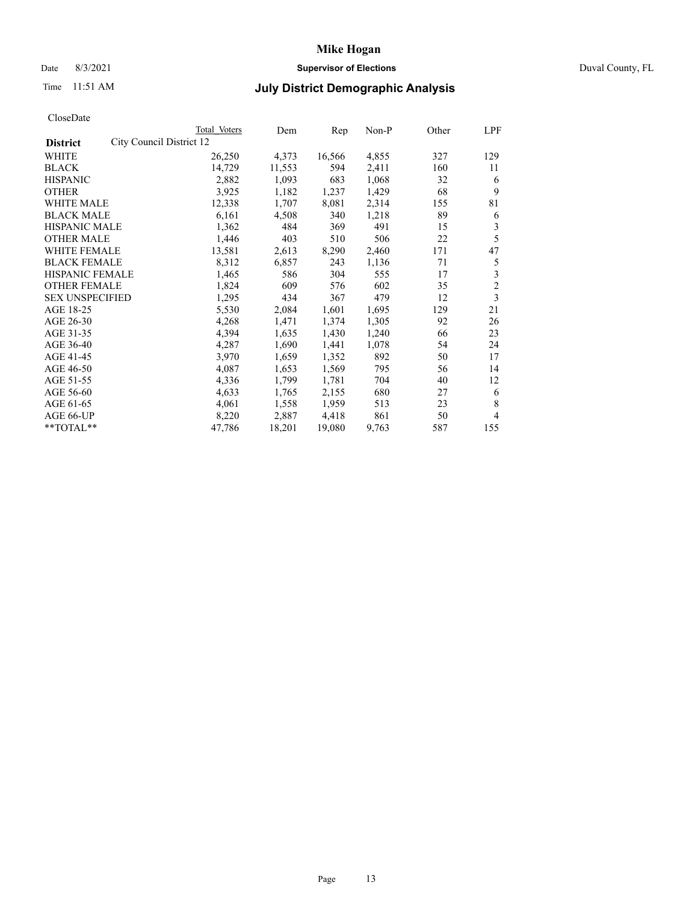# Mike Hogan

Date 8/3/2021 **Supervisor of Elections** Duval County, FL

Time 11:51 AM **July District Demographic Analysis**

CloseDate

| **District** City Council District 12 | Total Voters | Dem | Rep | Non-P | Other | LPF |
|---|---|---|---|---|---|---|
| WHITE | 26,250 | 4,373 | 16,566 | 4,855 | 327 | 129 |
| BLACK | 14,729 | 11,553 | 594 | 2,411 | 160 | 11 |
| HISPANIC | 2,882 | 1,093 | 683 | 1,068 | 32 | 6 |
| OTHER | 3,925 | 1,182 | 1,237 | 1,429 | 68 | 9 |
| WHITE MALE | 12,338 | 1,707 | 8,081 | 2,314 | 155 | 81 |
| BLACK MALE | 6,161 | 4,508 | 340 | 1,218 | 89 | 6 |
| HISPANIC MALE | 1,362 | 484 | 369 | 491 | 15 | 3 |
| OTHER MALE | 1,446 | 403 | 510 | 506 | 22 | 5 |
| WHITE FEMALE | 13,581 | 2,613 | 8,290 | 2,460 | 171 | 47 |
| BLACK FEMALE | 8,312 | 6,857 | 243 | 1,136 | 71 | 5 |
| HISPANIC FEMALE | 1,465 | 586 | 304 | 555 | 17 | 3 |
| OTHER FEMALE | 1,824 | 609 | 576 | 602 | 35 | 2 |
| SEX UNSPECIFIED | 1,295 | 434 | 367 | 479 | 12 | 3 |
| AGE 18-25 | 5,530 | 2,084 | 1,601 | 1,695 | 129 | 21 |
| AGE 26-30 | 4,268 | 1,471 | 1,374 | 1,305 | 92 | 26 |
| AGE 31-35 | 4,394 | 1,635 | 1,430 | 1,240 | 66 | 23 |
| AGE 36-40 | 4,287 | 1,690 | 1,441 | 1,078 | 54 | 24 |
| AGE 41-45 | 3,970 | 1,659 | 1,352 | 892 | 50 | 17 |
| AGE 46-50 | 4,087 | 1,653 | 1,569 | 795 | 56 | 14 |
| AGE 51-55 | 4,336 | 1,799 | 1,781 | 704 | 40 | 12 |
| AGE 56-60 | 4,633 | 1,765 | 2,155 | 680 | 27 | 6 |
| AGE 61-65 | 4,061 | 1,558 | 1,959 | 513 | 23 | 8 |
| AGE 66-UP | 8,220 | 2,887 | 4,418 | 861 | 50 | 4 |
| **TOTAL** | 47,786 | 18,201 | 19,080 | 9,763 | 587 | 155 |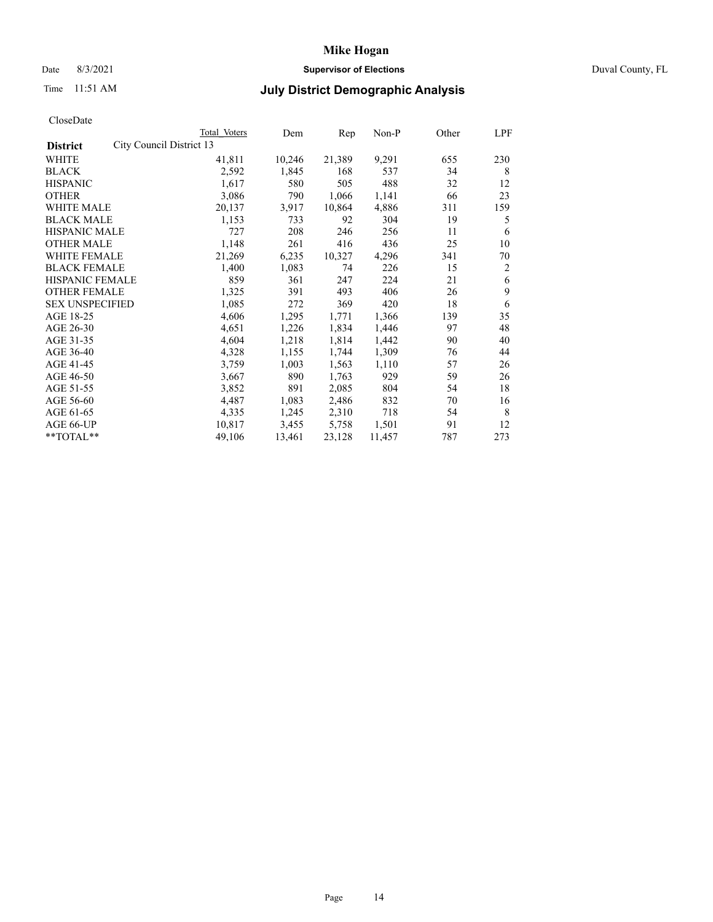# Mike Hogan

Date 8/3/2021 **Supervisor of Elections** Duval County, FL

Time 11:51 AM **July District Demographic Analysis**

CloseDate

| District | City Council District 13 | Total Voters | Dem | Rep | Non-P | Other | LPF |
|---|---|---|---|---|---|---|---|
| WHITE | | 41,811 | 10,246 | 21,389 | 9,291 | 655 | 230 |
| BLACK | | 2,592 | 1,845 | 168 | 537 | 34 | 8 |
| HISPANIC | | 1,617 | 580 | 505 | 488 | 32 | 12 |
| OTHER | | 3,086 | 790 | 1,066 | 1,141 | 66 | 23 |
| WHITE MALE | | 20,137 | 3,917 | 10,864 | 4,886 | 311 | 159 |
| BLACK MALE | | 1,153 | 733 | 92 | 304 | 19 | 5 |
| HISPANIC MALE | | 727 | 208 | 246 | 256 | 11 | 6 |
| OTHER MALE | | 1,148 | 261 | 416 | 436 | 25 | 10 |
| WHITE FEMALE | | 21,269 | 6,235 | 10,327 | 4,296 | 341 | 70 |
| BLACK FEMALE | | 1,400 | 1,083 | 74 | 226 | 15 | 2 |
| HISPANIC FEMALE | | 859 | 361 | 247 | 224 | 21 | 6 |
| OTHER FEMALE | | 1,325 | 391 | 493 | 406 | 26 | 9 |
| SEX UNSPECIFIED | | 1,085 | 272 | 369 | 420 | 18 | 6 |
| AGE 18-25 | | 4,606 | 1,295 | 1,771 | 1,366 | 139 | 35 |
| AGE 26-30 | | 4,651 | 1,226 | 1,834 | 1,446 | 97 | 48 |
| AGE 31-35 | | 4,604 | 1,218 | 1,814 | 1,442 | 90 | 40 |
| AGE 36-40 | | 4,328 | 1,155 | 1,744 | 1,309 | 76 | 44 |
| AGE 41-45 | | 3,759 | 1,003 | 1,563 | 1,110 | 57 | 26 |
| AGE 46-50 | | 3,667 | 890 | 1,763 | 929 | 59 | 26 |
| AGE 51-55 | | 3,852 | 891 | 2,085 | 804 | 54 | 18 |
| AGE 56-60 | | 4,487 | 1,083 | 2,486 | 832 | 70 | 16 |
| AGE 61-65 | | 4,335 | 1,245 | 2,310 | 718 | 54 | 8 |
| AGE 66-UP | | 10,817 | 3,455 | 5,758 | 1,501 | 91 | 12 |
| **TOTAL** | | 49,106 | 13,461 | 23,128 | 11,457 | 787 | 273 |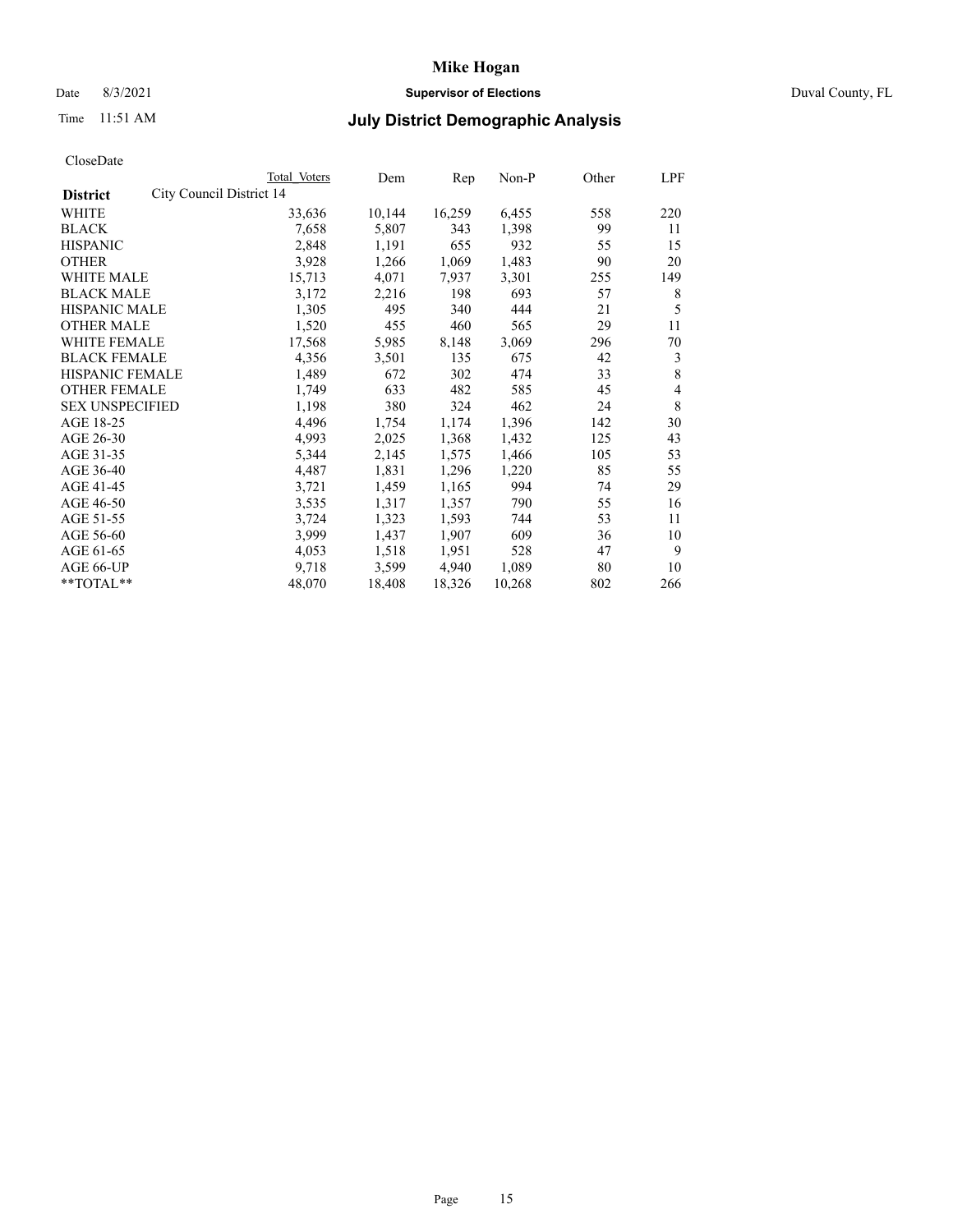# Mike Hogan

Date 8/3/2021 **Supervisor of Elections** Duval County, FL

Time 11:51 AM **July District Demographic Analysis**

CloseDate

| **District** | City Council District 14 Total Voters | Dem | Rep | Non-P | Other | LPF |
|---|---|---|---|---|---|---|
| WHITE | 33,636 | 10,144 | 16,259 | 6,455 | 558 | 220 |
| BLACK | 7,658 | 5,807 | 343 | 1,398 | 99 | 11 |
| HISPANIC | 2,848 | 1,191 | 655 | 932 | 55 | 15 |
| OTHER | 3,928 | 1,266 | 1,069 | 1,483 | 90 | 20 |
| WHITE MALE | 15,713 | 4,071 | 7,937 | 3,301 | 255 | 149 |
| BLACK MALE | 3,172 | 2,216 | 198 | 693 | 57 | 8 |
| HISPANIC MALE | 1,305 | 495 | 340 | 444 | 21 | 5 |
| OTHER MALE | 1,520 | 455 | 460 | 565 | 29 | 11 |
| WHITE FEMALE | 17,568 | 5,985 | 8,148 | 3,069 | 296 | 70 |
| BLACK FEMALE | 4,356 | 3,501 | 135 | 675 | 42 | 3 |
| HISPANIC FEMALE | 1,489 | 672 | 302 | 474 | 33 | 8 |
| OTHER FEMALE | 1,749 | 633 | 482 | 585 | 45 | 4 |
| SEX UNSPECIFIED | 1,198 | 380 | 324 | 462 | 24 | 8 |
| AGE 18-25 | 4,496 | 1,754 | 1,174 | 1,396 | 142 | 30 |
| AGE 26-30 | 4,993 | 2,025 | 1,368 | 1,432 | 125 | 43 |
| AGE 31-35 | 5,344 | 2,145 | 1,575 | 1,466 | 105 | 53 |
| AGE 36-40 | 4,487 | 1,831 | 1,296 | 1,220 | 85 | 55 |
| AGE 41-45 | 3,721 | 1,459 | 1,165 | 994 | 74 | 29 |
| AGE 46-50 | 3,535 | 1,317 | 1,357 | 790 | 55 | 16 |
| AGE 51-55 | 3,724 | 1,323 | 1,593 | 744 | 53 | 11 |
| AGE 56-60 | 3,999 | 1,437 | 1,907 | 609 | 36 | 10 |
| AGE 61-65 | 4,053 | 1,518 | 1,951 | 528 | 47 | 9 |
| AGE 66-UP | 9,718 | 3,599 | 4,940 | 1,089 | 80 | 10 |
| **TOTAL** | 48,070 | 18,408 | 18,326 | 10,268 | 802 | 266 |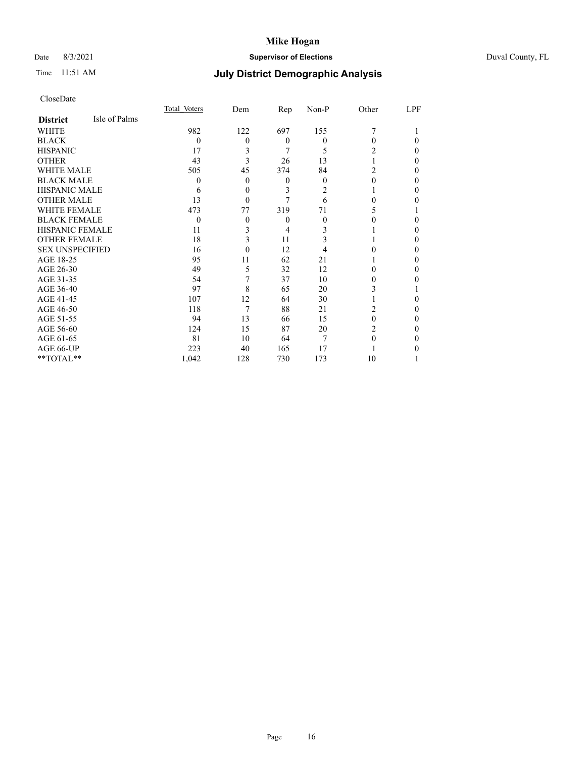CloseDate

| District | Isle of Palms | Total_Voters | Dem | Rep | Non-P | Other | LPF |
|---|---|---|---|---|---|---|---|
| WHITE | | 982 | 122 | 697 | 155 | 7 | 1 |
| BLACK | | 0 | 0 | 0 | 0 | 0 | 0 |
| HISPANIC | | 17 | 3 | 7 | 5 | 2 | 0 |
| OTHER | | 43 | 3 | 26 | 13 | 1 | 0 |
| WHITE MALE | | 505 | 45 | 374 | 84 | 2 | 0 |
| BLACK MALE | | 0 | 0 | 0 | 0 | 0 | 0 |
| HISPANIC MALE | | 6 | 0 | 3 | 2 | 1 | 0 |
| OTHER MALE | | 13 | 0 | 7 | 6 | 0 | 0 |
| WHITE FEMALE | | 473 | 77 | 319 | 71 | 5 | 1 |
| BLACK FEMALE | | 0 | 0 | 0 | 0 | 0 | 0 |
| HISPANIC FEMALE | | 11 | 3 | 4 | 3 | 1 | 0 |
| OTHER FEMALE | | 18 | 3 | 11 | 3 | 1 | 0 |
| SEX UNSPECIFIED | | 16 | 0 | 12 | 4 | 0 | 0 |
| AGE 18-25 | | 95 | 11 | 62 | 21 | 1 | 0 |
| AGE 26-30 | | 49 | 5 | 32 | 12 | 0 | 0 |
| AGE 31-35 | | 54 | 7 | 37 | 10 | 0 | 0 |
| AGE 36-40 | | 97 | 8 | 65 | 20 | 3 | 1 |
| AGE 41-45 | | 107 | 12 | 64 | 30 | 1 | 0 |
| AGE 46-50 | | 118 | 7 | 88 | 21 | 2 | 0 |
| AGE 51-55 | | 94 | 13 | 66 | 15 | 0 | 0 |
| AGE 56-60 | | 124 | 15 | 87 | 20 | 2 | 0 |
| AGE 61-65 | | 81 | 10 | 64 | 7 | 0 | 0 |
| AGE 66-UP | | 223 | 40 | 165 | 17 | 1 | 0 |
| **TOTAL** | | 1,042 | 128 | 730 | 173 | 10 | 1 |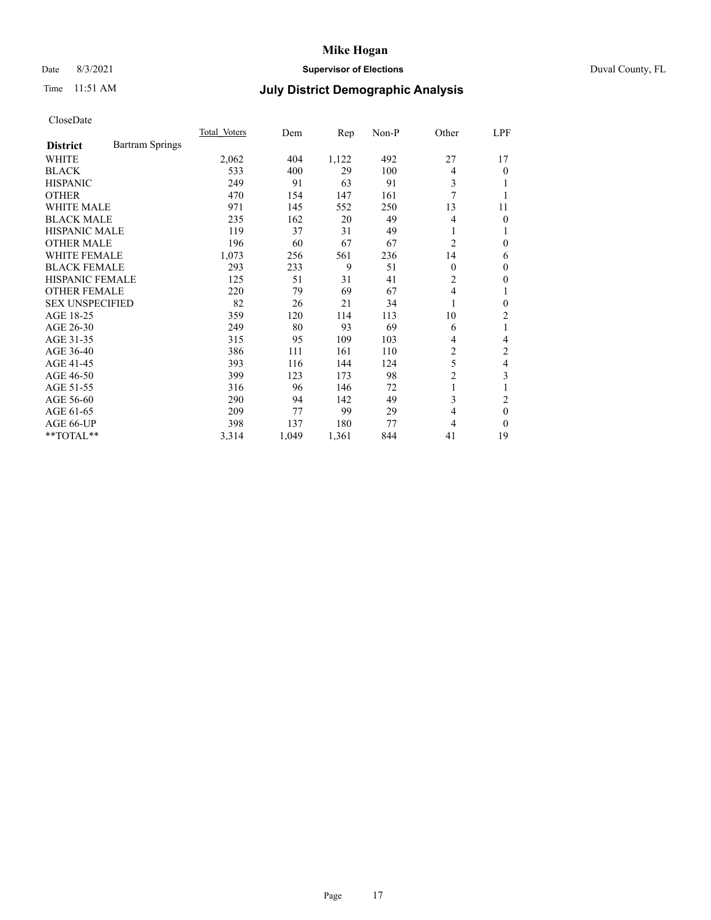CloseDate

| District | Bartram Springs | Total Voters | Dem | Rep | Non-P | Other | LPF |
|---|---|---|---|---|---|---|---|
| WHITE | | 2,062 | 404 | 1,122 | 492 | 27 | 17 |
| BLACK | | 533 | 400 | 29 | 100 | 4 | 0 |
| HISPANIC | | 249 | 91 | 63 | 91 | 3 | 1 |
| OTHER | | 470 | 154 | 147 | 161 | 7 | 1 |
| WHITE MALE | | 971 | 145 | 552 | 250 | 13 | 11 |
| BLACK MALE | | 235 | 162 | 20 | 49 | 4 | 0 |
| HISPANIC MALE | | 119 | 37 | 31 | 49 | 1 | 1 |
| OTHER MALE | | 196 | 60 | 67 | 67 | 2 | 0 |
| WHITE FEMALE | | 1,073 | 256 | 561 | 236 | 14 | 6 |
| BLACK FEMALE | | 293 | 233 | 9 | 51 | 0 | 0 |
| HISPANIC FEMALE | | 125 | 51 | 31 | 41 | 2 | 0 |
| OTHER FEMALE | | 220 | 79 | 69 | 67 | 4 | 1 |
| SEX UNSPECIFIED | | 82 | 26 | 21 | 34 | 1 | 0 |
| AGE 18-25 | | 359 | 120 | 114 | 113 | 10 | 2 |
| AGE 26-30 | | 249 | 80 | 93 | 69 | 6 | 1 |
| AGE 31-35 | | 315 | 95 | 109 | 103 | 4 | 4 |
| AGE 36-40 | | 386 | 111 | 161 | 110 | 2 | 2 |
| AGE 41-45 | | 393 | 116 | 144 | 124 | 5 | 4 |
| AGE 46-50 | | 399 | 123 | 173 | 98 | 2 | 3 |
| AGE 51-55 | | 316 | 96 | 146 | 72 | 1 | 1 |
| AGE 56-60 | | 290 | 94 | 142 | 49 | 3 | 2 |
| AGE 61-65 | | 209 | 77 | 99 | 29 | 4 | 0 |
| AGE 66-UP | | 398 | 137 | 180 | 77 | 4 | 0 |
| **TOTAL** | | 3,314 | 1,049 | 1,361 | 844 | 41 | 19 |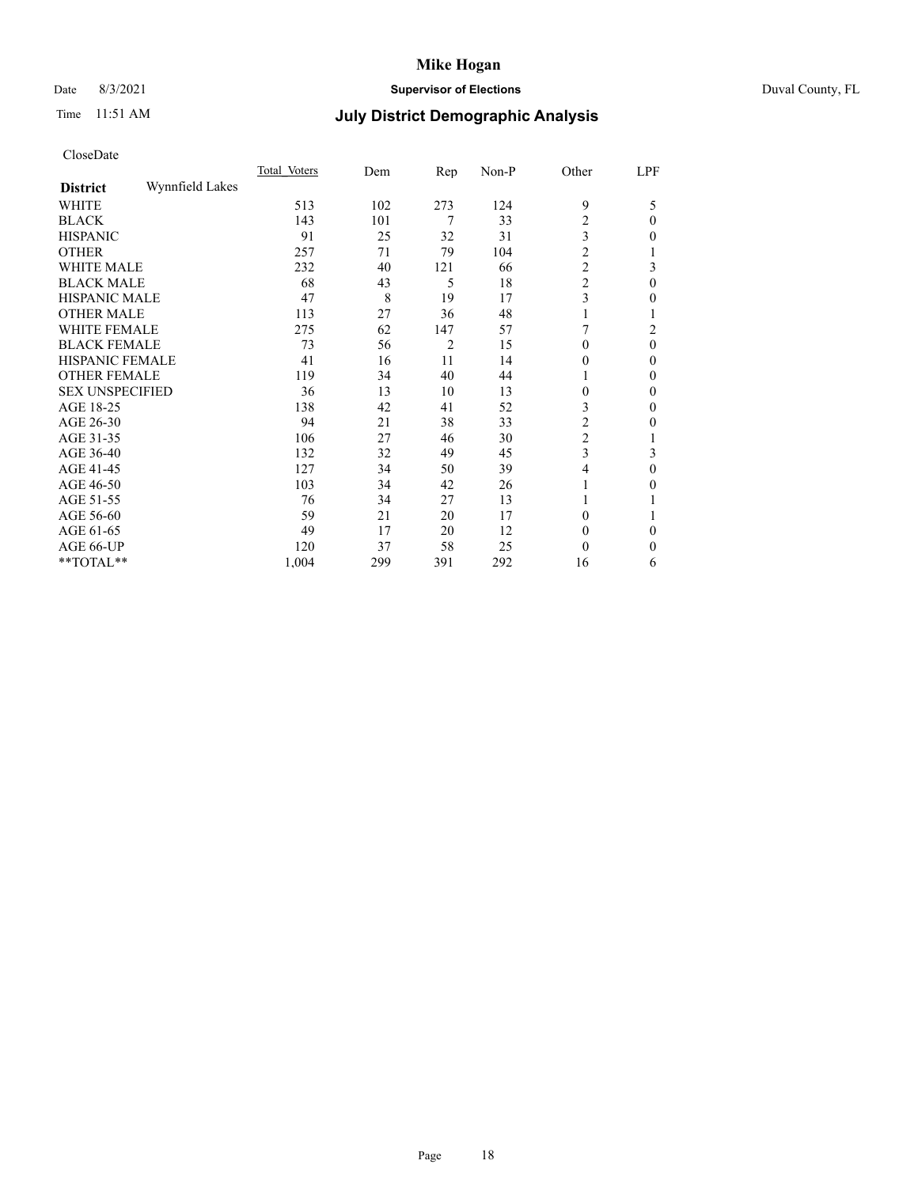# Mike Hogan

Date 8/3/2021 **Supervisor of Elections** Duval County, FL

Time 11:51 AM **July District Demographic Analysis**

CloseDate

| **District** Wynnfield Lakes | Total Voters | Dem | Rep | Non-P | Other | LPF |
|---|---|---|---|---|---|---|
| WHITE | 513 | 102 | 273 | 124 | 9 | 5 |
| BLACK | 143 | 101 | 7 | 33 | 2 | 0 |
| HISPANIC | 91 | 25 | 32 | 31 | 3 | 0 |
| OTHER | 257 | 71 | 79 | 104 | 2 | 1 |
| WHITE MALE | 232 | 40 | 121 | 66 | 2 | 3 |
| BLACK MALE | 68 | 43 | 5 | 18 | 2 | 0 |
| HISPANIC MALE | 47 | 8 | 19 | 17 | 3 | 0 |
| OTHER MALE | 113 | 27 | 36 | 48 | 1 | 1 |
| WHITE FEMALE | 275 | 62 | 147 | 57 | 7 | 2 |
| BLACK FEMALE | 73 | 56 | 2 | 15 | 0 | 0 |
| HISPANIC FEMALE | 41 | 16 | 11 | 14 | 0 | 0 |
| OTHER FEMALE | 119 | 34 | 40 | 44 | 1 | 0 |
| SEX UNSPECIFIED | 36 | 13 | 10 | 13 | 0 | 0 |
| AGE 18-25 | 138 | 42 | 41 | 52 | 3 | 0 |
| AGE 26-30 | 94 | 21 | 38 | 33 | 2 | 0 |
| AGE 31-35 | 106 | 27 | 46 | 30 | 2 | 1 |
| AGE 36-40 | 132 | 32 | 49 | 45 | 3 | 3 |
| AGE 41-45 | 127 | 34 | 50 | 39 | 4 | 0 |
| AGE 46-50 | 103 | 34 | 42 | 26 | 1 | 0 |
| AGE 51-55 | 76 | 34 | 27 | 13 | 1 | 1 |
| AGE 56-60 | 59 | 21 | 20 | 17 | 0 | 1 |
| AGE 61-65 | 49 | 17 | 20 | 12 | 0 | 0 |
| AGE 66-UP | 120 | 37 | 58 | 25 | 0 | 0 |
| **TOTAL** | 1,004 | 299 | 391 | 292 | 16 | 6 |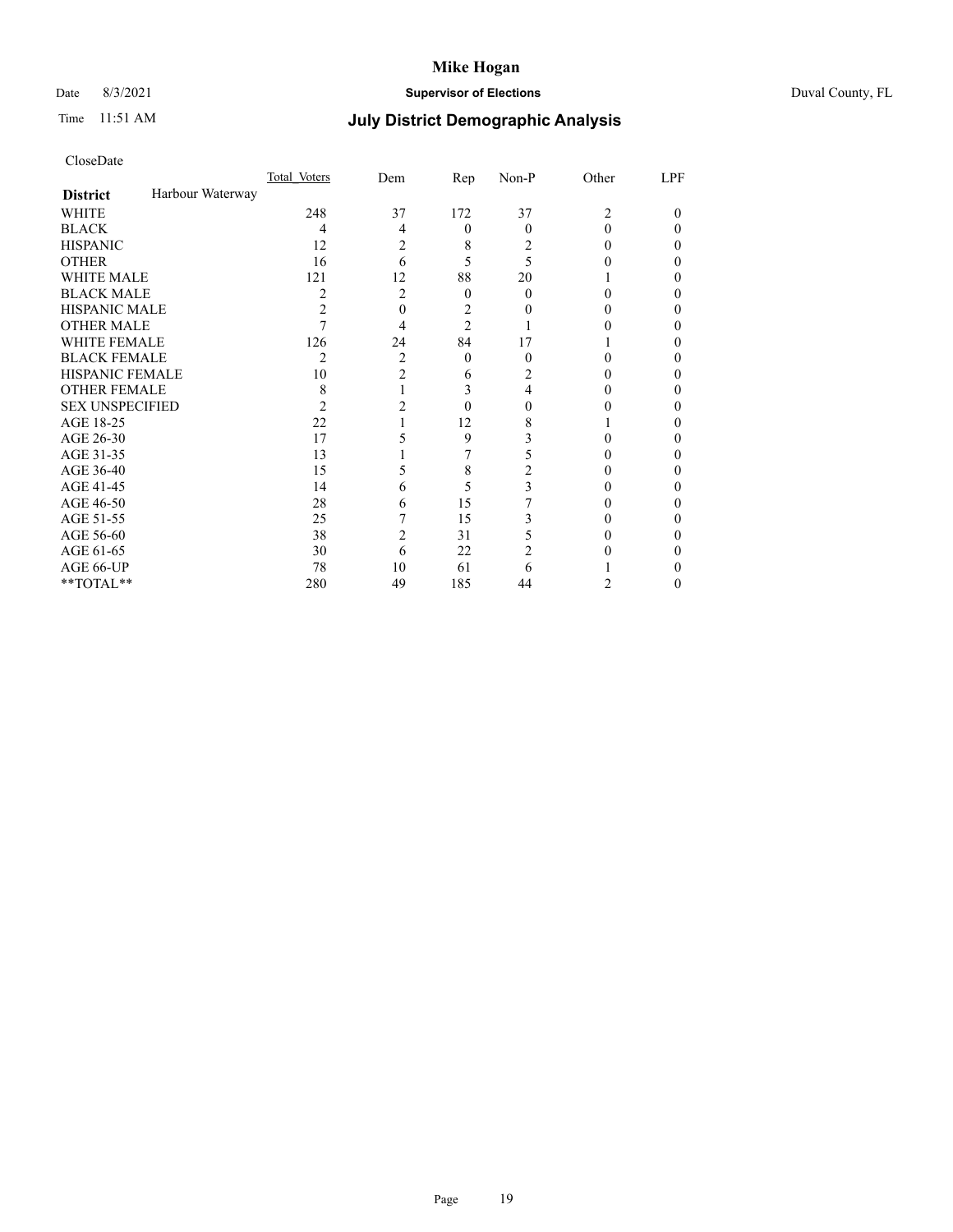CloseDate

| District: Harbour Waterway | Total_Voters | Dem | Rep | Non-P | Other | LPF |
|---|---|---|---|---|---|---|
| WHITE | 248 | 37 | 172 | 37 | 2 | 0 |
| BLACK | 4 | 4 | 0 | 0 | 0 | 0 |
| HISPANIC | 12 | 2 | 8 | 2 | 0 | 0 |
| OTHER | 16 | 6 | 5 | 5 | 0 | 0 |
| WHITE MALE | 121 | 12 | 88 | 20 | 1 | 0 |
| BLACK MALE | 2 | 2 | 0 | 0 | 0 | 0 |
| HISPANIC MALE | 2 | 0 | 2 | 0 | 0 | 0 |
| OTHER MALE | 7 | 4 | 2 | 1 | 0 | 0 |
| WHITE FEMALE | 126 | 24 | 84 | 17 | 1 | 0 |
| BLACK FEMALE | 2 | 2 | 0 | 0 | 0 | 0 |
| HISPANIC FEMALE | 10 | 2 | 6 | 2 | 0 | 0 |
| OTHER FEMALE | 8 | 1 | 3 | 4 | 0 | 0 |
| SEX UNSPECIFIED | 2 | 2 | 0 | 0 | 0 | 0 |
| AGE 18-25 | 22 | 1 | 12 | 8 | 1 | 0 |
| AGE 26-30 | 17 | 5 | 9 | 3 | 0 | 0 |
| AGE 31-35 | 13 | 1 | 7 | 5 | 0 | 0 |
| AGE 36-40 | 15 | 5 | 8 | 2 | 0 | 0 |
| AGE 41-45 | 14 | 6 | 5 | 3 | 0 | 0 |
| AGE 46-50 | 28 | 6 | 15 | 7 | 0 | 0 |
| AGE 51-55 | 25 | 7 | 15 | 3 | 0 | 0 |
| AGE 56-60 | 38 | 2 | 31 | 5 | 0 | 0 |
| AGE 61-65 | 30 | 6 | 22 | 2 | 0 | 0 |
| AGE 66-UP | 78 | 10 | 61 | 6 | 1 | 0 |
| **TOTAL** | 280 | 49 | 185 | 44 | 2 | 0 |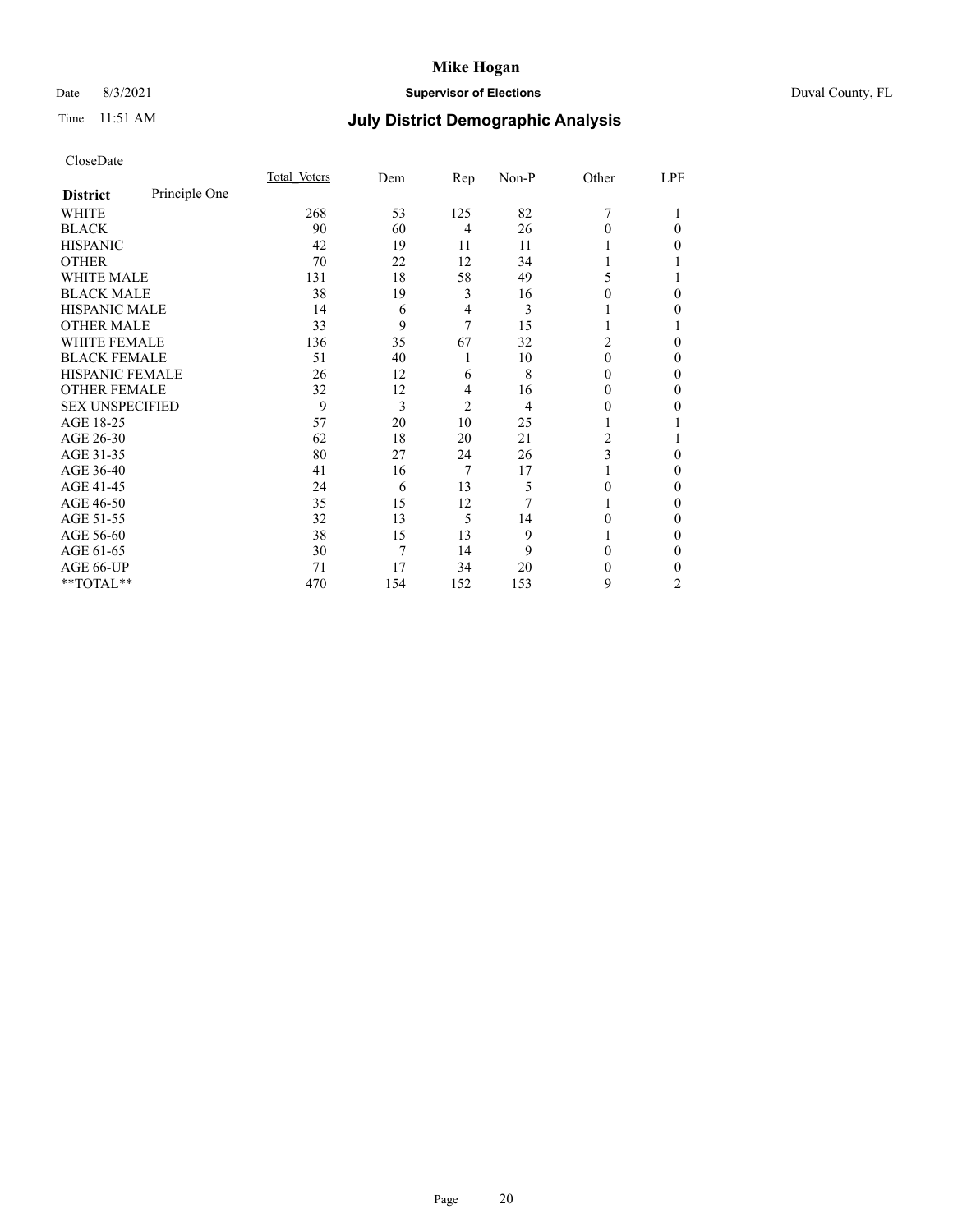# Mike Hogan

Date 8/3/2021 **Supervisor of Elections** Duval County, FL

Time 11:51 AM **July District Demographic Analysis**

CloseDate

| **District** Principle One | Total Voters | Dem | Rep | Non-P | Other | LPF |
|---|---|---|---|---|---|---|
| WHITE | 268 | 53 | 125 | 82 | 7 | 1 |
| BLACK | 90 | 60 | 4 | 26 | 0 | 0 |
| HISPANIC | 42 | 19 | 11 | 11 | 1 | 0 |
| OTHER | 70 | 22 | 12 | 34 | 1 | 1 |
| WHITE MALE | 131 | 18 | 58 | 49 | 5 | 1 |
| BLACK MALE | 38 | 19 | 3 | 16 | 0 | 0 |
| HISPANIC MALE | 14 | 6 | 4 | 3 | 1 | 0 |
| OTHER MALE | 33 | 9 | 7 | 15 | 1 | 1 |
| WHITE FEMALE | 136 | 35 | 67 | 32 | 2 | 0 |
| BLACK FEMALE | 51 | 40 | 1 | 10 | 0 | 0 |
| HISPANIC FEMALE | 26 | 12 | 6 | 8 | 0 | 0 |
| OTHER FEMALE | 32 | 12 | 4 | 16 | 0 | 0 |
| SEX UNSPECIFIED | 9 | 3 | 2 | 4 | 0 | 0 |
| AGE 18-25 | 57 | 20 | 10 | 25 | 1 | 1 |
| AGE 26-30 | 62 | 18 | 20 | 21 | 2 | 1 |
| AGE 31-35 | 80 | 27 | 24 | 26 | 3 | 0 |
| AGE 36-40 | 41 | 16 | 7 | 17 | 1 | 0 |
| AGE 41-45 | 24 | 6 | 13 | 5 | 0 | 0 |
| AGE 46-50 | 35 | 15 | 12 | 7 | 1 | 0 |
| AGE 51-55 | 32 | 13 | 5 | 14 | 0 | 0 |
| AGE 56-60 | 38 | 15 | 13 | 9 | 1 | 0 |
| AGE 61-65 | 30 | 7 | 14 | 9 | 0 | 0 |
| AGE 66-UP | 71 | 17 | 34 | 20 | 0 | 0 |
| **TOTAL** | 470 | 154 | 152 | 153 | 9 | 2 |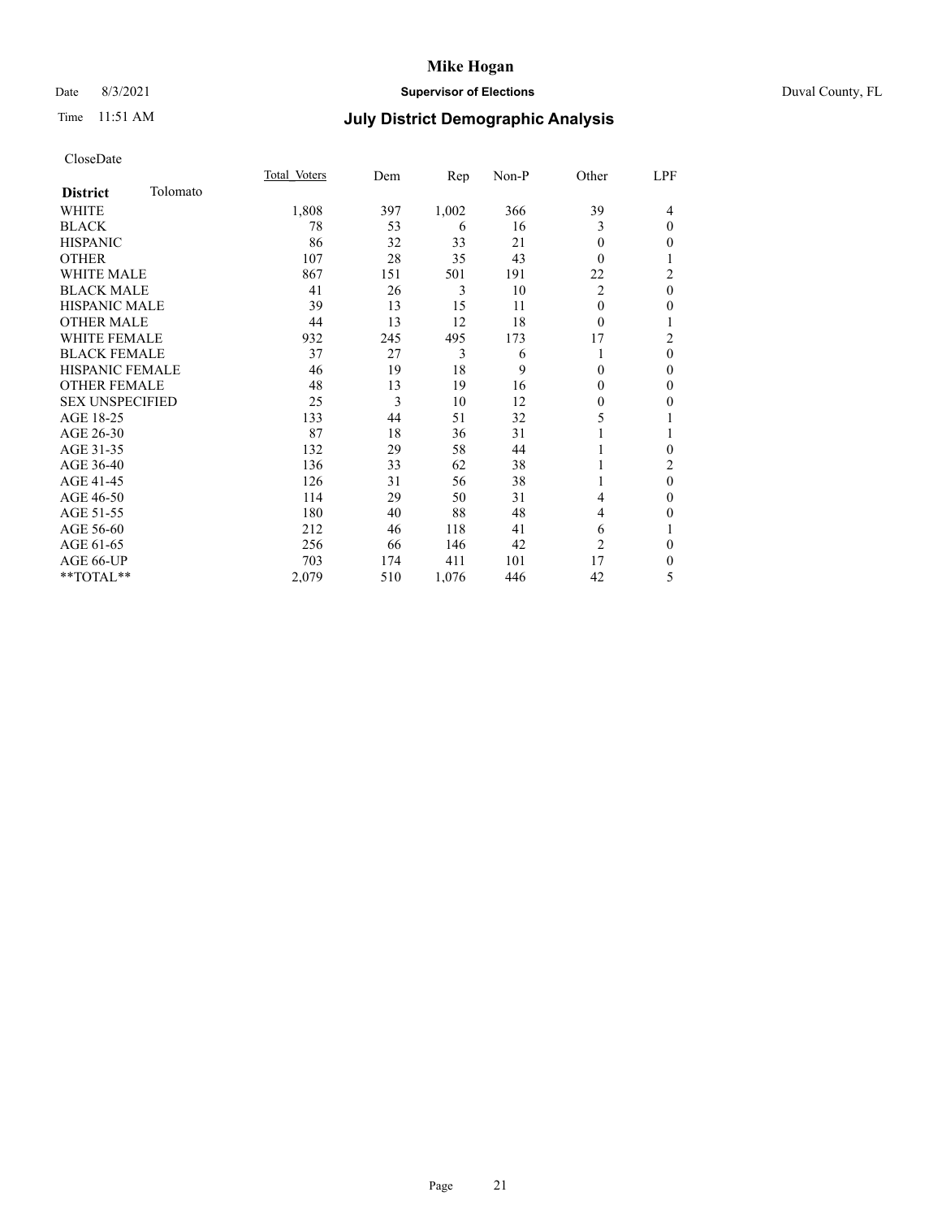CloseDate

| District | Tolomato | Total_Voters | Dem | Rep | Non-P | Other | LPF |
|---|---|---|---|---|---|---|---|
| WHITE | | 1,808 | 397 | 1,002 | 366 | 39 | 4 |
| BLACK | | 78 | 53 | 6 | 16 | 3 | 0 |
| HISPANIC | | 86 | 32 | 33 | 21 | 0 | 0 |
| OTHER | | 107 | 28 | 35 | 43 | 0 | 1 |
| WHITE MALE | | 867 | 151 | 501 | 191 | 22 | 2 |
| BLACK MALE | | 41 | 26 | 3 | 10 | 2 | 0 |
| HISPANIC MALE | | 39 | 13 | 15 | 11 | 0 | 0 |
| OTHER MALE | | 44 | 13 | 12 | 18 | 0 | 1 |
| WHITE FEMALE | | 932 | 245 | 495 | 173 | 17 | 2 |
| BLACK FEMALE | | 37 | 27 | 3 | 6 | 1 | 0 |
| HISPANIC FEMALE | | 46 | 19 | 18 | 9 | 0 | 0 |
| OTHER FEMALE | | 48 | 13 | 19 | 16 | 0 | 0 |
| SEX UNSPECIFIED | | 25 | 3 | 10 | 12 | 0 | 0 |
| AGE 18-25 | | 133 | 44 | 51 | 32 | 5 | 1 |
| AGE 26-30 | | 87 | 18 | 36 | 31 | 1 | 1 |
| AGE 31-35 | | 132 | 29 | 58 | 44 | 1 | 0 |
| AGE 36-40 | | 136 | 33 | 62 | 38 | 1 | 2 |
| AGE 41-45 | | 126 | 31 | 56 | 38 | 1 | 0 |
| AGE 46-50 | | 114 | 29 | 50 | 31 | 4 | 0 |
| AGE 51-55 | | 180 | 40 | 88 | 48 | 4 | 0 |
| AGE 56-60 | | 212 | 46 | 118 | 41 | 6 | 1 |
| AGE 61-65 | | 256 | 66 | 146 | 42 | 2 | 0 |
| AGE 66-UP | | 703 | 174 | 411 | 101 | 17 | 0 |
| **TOTAL** | | 2,079 | 510 | 1,076 | 446 | 42 | 5 |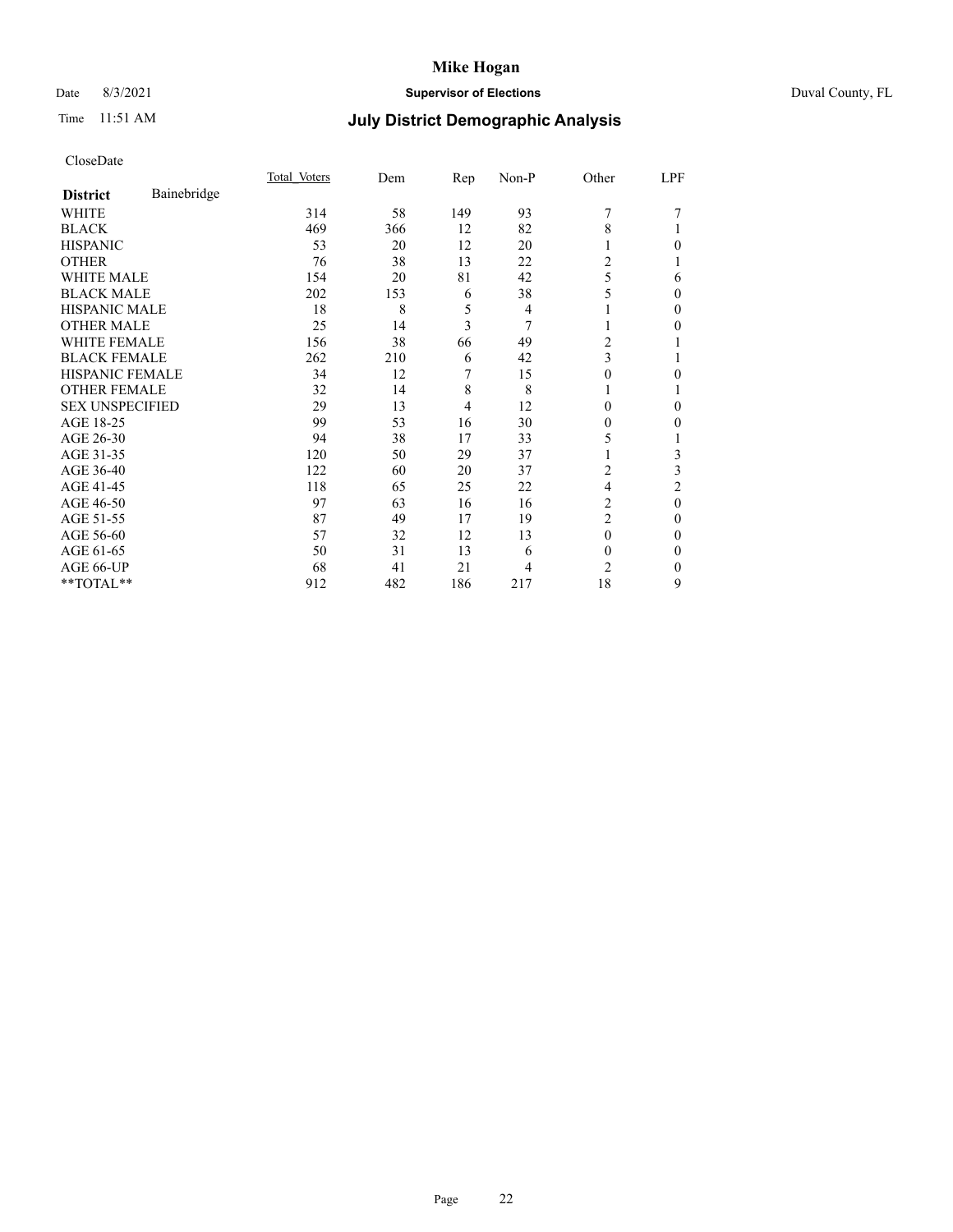CloseDate

| | Total Voters | Dem | Rep | Non-P | Other | LPF |
|---|---|---|---|---|---|---|
| **District** Bainebridge | | | | | | |
| WHITE | 314 | 58 | 149 | 93 | 7 | 7 |
| BLACK | 469 | 366 | 12 | 82 | 8 | 1 |
| HISPANIC | 53 | 20 | 12 | 20 | 1 | 0 |
| OTHER | 76 | 38 | 13 | 22 | 2 | 1 |
| WHITE MALE | 154 | 20 | 81 | 42 | 5 | 6 |
| BLACK MALE | 202 | 153 | 6 | 38 | 5 | 0 |
| HISPANIC MALE | 18 | 8 | 5 | 4 | 1 | 0 |
| OTHER MALE | 25 | 14 | 3 | 7 | 1 | 0 |
| WHITE FEMALE | 156 | 38 | 66 | 49 | 2 | 1 |
| BLACK FEMALE | 262 | 210 | 6 | 42 | 3 | 1 |
| HISPANIC FEMALE | 34 | 12 | 7 | 15 | 0 | 0 |
| OTHER FEMALE | 32 | 14 | 8 | 8 | 1 | 1 |
| SEX UNSPECIFIED | 29 | 13 | 4 | 12 | 0 | 0 |
| AGE 18-25 | 99 | 53 | 16 | 30 | 0 | 0 |
| AGE 26-30 | 94 | 38 | 17 | 33 | 5 | 1 |
| AGE 31-35 | 120 | 50 | 29 | 37 | 1 | 3 |
| AGE 36-40 | 122 | 60 | 20 | 37 | 2 | 3 |
| AGE 41-45 | 118 | 65 | 25 | 22 | 4 | 2 |
| AGE 46-50 | 97 | 63 | 16 | 16 | 2 | 0 |
| AGE 51-55 | 87 | 49 | 17 | 19 | 2 | 0 |
| AGE 56-60 | 57 | 32 | 12 | 13 | 0 | 0 |
| AGE 61-65 | 50 | 31 | 13 | 6 | 0 | 0 |
| AGE 66-UP | 68 | 41 | 21 | 4 | 2 | 0 |
| **TOTAL** | 912 | 482 | 186 | 217 | 18 | 9 |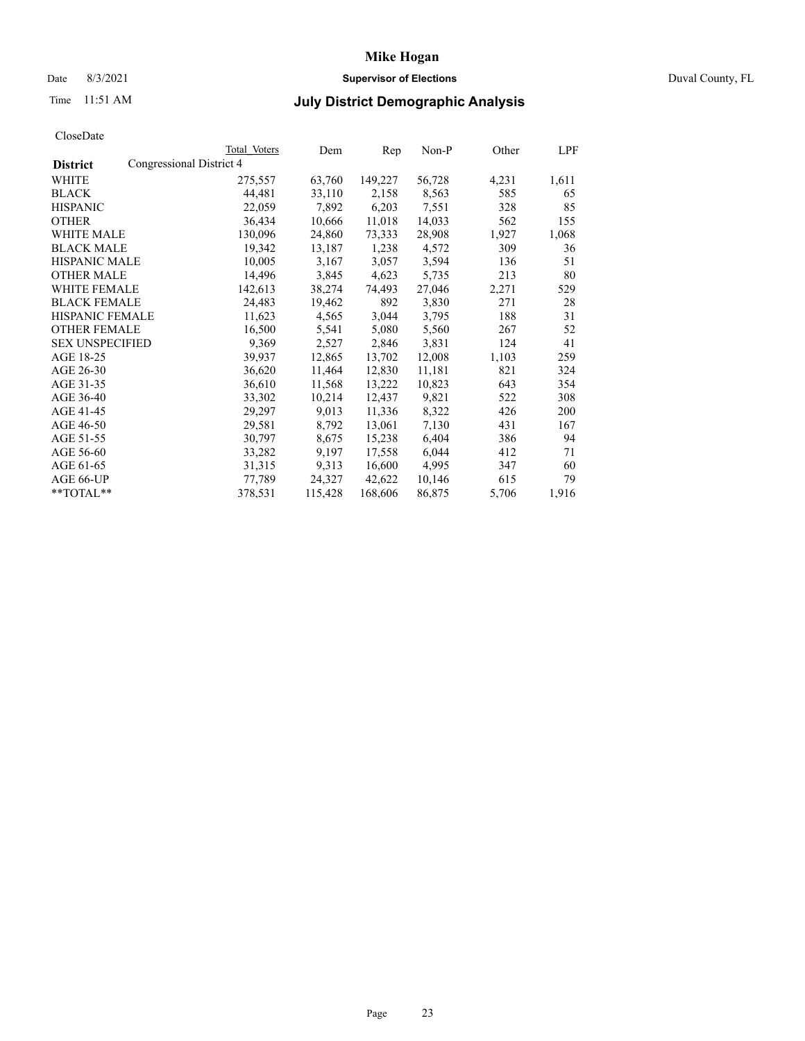CloseDate

| District | Total Voters | Dem | Rep | Non-P | Other | LPF |
|---|---|---|---|---|---|---|
| Congressional District 4 | | | | | | |
| WHITE | 275,557 | 63,760 | 149,227 | 56,728 | 4,231 | 1,611 |
| BLACK | 44,481 | 33,110 | 2,158 | 8,563 | 585 | 65 |
| HISPANIC | 22,059 | 7,892 | 6,203 | 7,551 | 328 | 85 |
| OTHER | 36,434 | 10,666 | 11,018 | 14,033 | 562 | 155 |
| WHITE MALE | 130,096 | 24,860 | 73,333 | 28,908 | 1,927 | 1,068 |
| BLACK MALE | 19,342 | 13,187 | 1,238 | 4,572 | 309 | 36 |
| HISPANIC MALE | 10,005 | 3,167 | 3,057 | 3,594 | 136 | 51 |
| OTHER MALE | 14,496 | 3,845 | 4,623 | 5,735 | 213 | 80 |
| WHITE FEMALE | 142,613 | 38,274 | 74,493 | 27,046 | 2,271 | 529 |
| BLACK FEMALE | 24,483 | 19,462 | 892 | 3,830 | 271 | 28 |
| HISPANIC FEMALE | 11,623 | 4,565 | 3,044 | 3,795 | 188 | 31 |
| OTHER FEMALE | 16,500 | 5,541 | 5,080 | 5,560 | 267 | 52 |
| SEX UNSPECIFIED | 9,369 | 2,527 | 2,846 | 3,831 | 124 | 41 |
| AGE 18-25 | 39,937 | 12,865 | 13,702 | 12,008 | 1,103 | 259 |
| AGE 26-30 | 36,620 | 11,464 | 12,830 | 11,181 | 821 | 324 |
| AGE 31-35 | 36,610 | 11,568 | 13,222 | 10,823 | 643 | 354 |
| AGE 36-40 | 33,302 | 10,214 | 12,437 | 9,821 | 522 | 308 |
| AGE 41-45 | 29,297 | 9,013 | 11,336 | 8,322 | 426 | 200 |
| AGE 46-50 | 29,581 | 8,792 | 13,061 | 7,130 | 431 | 167 |
| AGE 51-55 | 30,797 | 8,675 | 15,238 | 6,404 | 386 | 94 |
| AGE 56-60 | 33,282 | 9,197 | 17,558 | 6,044 | 412 | 71 |
| AGE 61-65 | 31,315 | 9,313 | 16,600 | 4,995 | 347 | 60 |
| AGE 66-UP | 77,789 | 24,327 | 42,622 | 10,146 | 615 | 79 |
| **TOTAL** | 378,531 | 115,428 | 168,606 | 86,875 | 5,706 | 1,916 |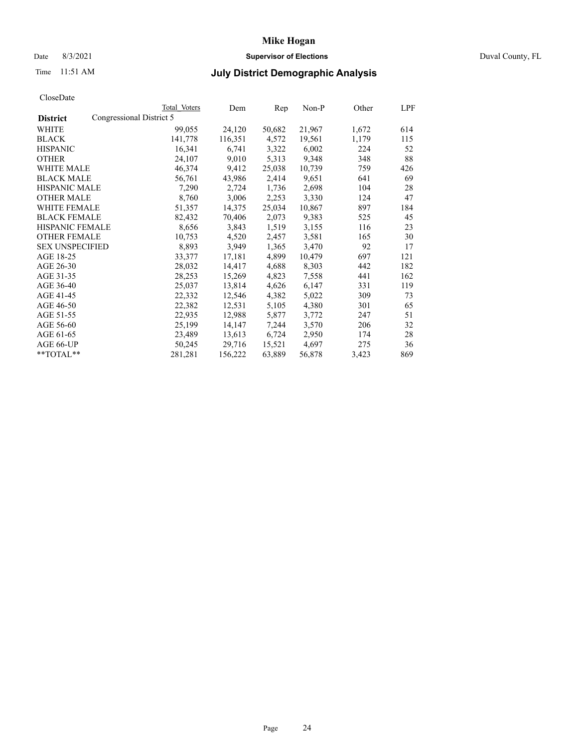# Mike Hogan

Date 8/3/2021 **Supervisor of Elections** Duval County, FL

Time 11:51 AM **July District Demographic Analysis**

CloseDate

| **District** | Congressional District 5 Total Voters | Dem | Rep | Non-P | Other | LPF |
|---|---|---|---|---|---|---|
| WHITE | 99,055 | 24,120 | 50,682 | 21,967 | 1,672 | 614 |
| BLACK | 141,778 | 116,351 | 4,572 | 19,561 | 1,179 | 115 |
| HISPANIC | 16,341 | 6,741 | 3,322 | 6,002 | 224 | 52 |
| OTHER | 24,107 | 9,010 | 5,313 | 9,348 | 348 | 88 |
| WHITE MALE | 46,374 | 9,412 | 25,038 | 10,739 | 759 | 426 |
| BLACK MALE | 56,761 | 43,986 | 2,414 | 9,651 | 641 | 69 |
| HISPANIC MALE | 7,290 | 2,724 | 1,736 | 2,698 | 104 | 28 |
| OTHER MALE | 8,760 | 3,006 | 2,253 | 3,330 | 124 | 47 |
| WHITE FEMALE | 51,357 | 14,375 | 25,034 | 10,867 | 897 | 184 |
| BLACK FEMALE | 82,432 | 70,406 | 2,073 | 9,383 | 525 | 45 |
| HISPANIC FEMALE | 8,656 | 3,843 | 1,519 | 3,155 | 116 | 23 |
| OTHER FEMALE | 10,753 | 4,520 | 2,457 | 3,581 | 165 | 30 |
| SEX UNSPECIFIED | 8,893 | 3,949 | 1,365 | 3,470 | 92 | 17 |
| AGE 18-25 | 33,377 | 17,181 | 4,899 | 10,479 | 697 | 121 |
| AGE 26-30 | 28,032 | 14,417 | 4,688 | 8,303 | 442 | 182 |
| AGE 31-35 | 28,253 | 15,269 | 4,823 | 7,558 | 441 | 162 |
| AGE 36-40 | 25,037 | 13,814 | 4,626 | 6,147 | 331 | 119 |
| AGE 41-45 | 22,332 | 12,546 | 4,382 | 5,022 | 309 | 73 |
| AGE 46-50 | 22,382 | 12,531 | 5,105 | 4,380 | 301 | 65 |
| AGE 51-55 | 22,935 | 12,988 | 5,877 | 3,772 | 247 | 51 |
| AGE 56-60 | 25,199 | 14,147 | 7,244 | 3,570 | 206 | 32 |
| AGE 61-65 | 23,489 | 13,613 | 6,724 | 2,950 | 174 | 28 |
| AGE 66-UP | 50,245 | 29,716 | 15,521 | 4,697 | 275 | 36 |
| **TOTAL** | 281,281 | 156,222 | 63,889 | 56,878 | 3,423 | 869 |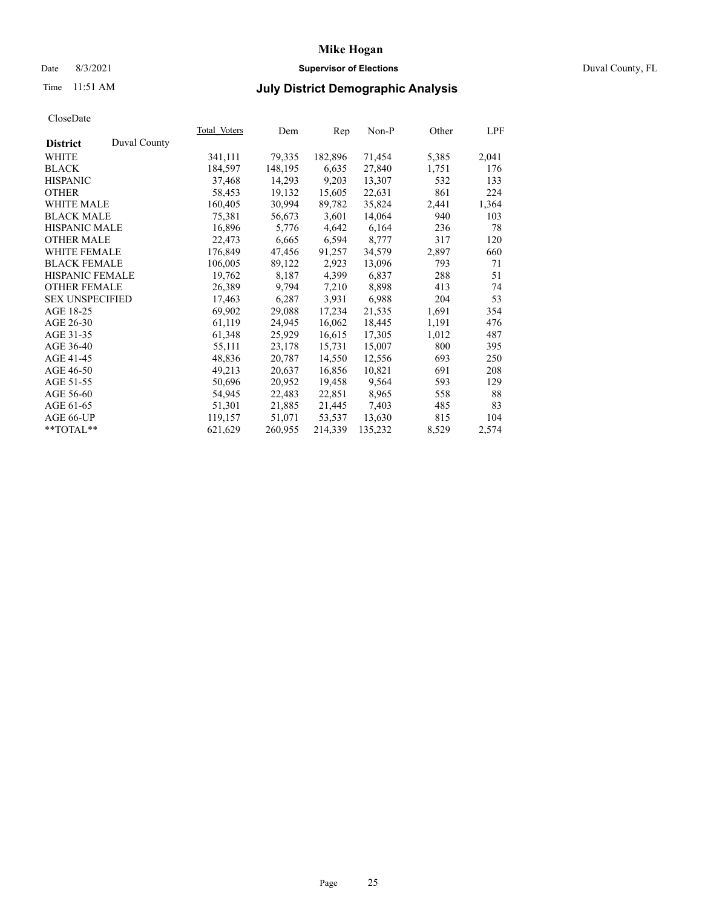# Mike Hogan

Date 8/3/2021 **Supervisor of Elections** Duval County, FL

Time 11:51 AM **July District Demographic Analysis**

CloseDate

| **District** Duval County | Total Voters | Dem | Rep | Non-P | Other | LPF |
|---|---|---|---|---|---|---|
| WHITE | 341,111 | 79,335 | 182,896 | 71,454 | 5,385 | 2,041 |
| BLACK | 184,597 | 148,195 | 6,635 | 27,840 | 1,751 | 176 |
| HISPANIC | 37,468 | 14,293 | 9,203 | 13,307 | 532 | 133 |
| OTHER | 58,453 | 19,132 | 15,605 | 22,631 | 861 | 224 |
| WHITE MALE | 160,405 | 30,994 | 89,782 | 35,824 | 2,441 | 1,364 |
| BLACK MALE | 75,381 | 56,673 | 3,601 | 14,064 | 940 | 103 |
| HISPANIC MALE | 16,896 | 5,776 | 4,642 | 6,164 | 236 | 78 |
| OTHER MALE | 22,473 | 6,665 | 6,594 | 8,777 | 317 | 120 |
| WHITE FEMALE | 176,849 | 47,456 | 91,257 | 34,579 | 2,897 | 660 |
| BLACK FEMALE | 106,005 | 89,122 | 2,923 | 13,096 | 793 | 71 |
| HISPANIC FEMALE | 19,762 | 8,187 | 4,399 | 6,837 | 288 | 51 |
| OTHER FEMALE | 26,389 | 9,794 | 7,210 | 8,898 | 413 | 74 |
| SEX UNSPECIFIED | 17,463 | 6,287 | 3,931 | 6,988 | 204 | 53 |
| AGE 18-25 | 69,902 | 29,088 | 17,234 | 21,535 | 1,691 | 354 |
| AGE 26-30 | 61,119 | 24,945 | 16,062 | 18,445 | 1,191 | 476 |
| AGE 31-35 | 61,348 | 25,929 | 16,615 | 17,305 | 1,012 | 487 |
| AGE 36-40 | 55,111 | 23,178 | 15,731 | 15,007 | 800 | 395 |
| AGE 41-45 | 48,836 | 20,787 | 14,550 | 12,556 | 693 | 250 |
| AGE 46-50 | 49,213 | 20,637 | 16,856 | 10,821 | 691 | 208 |
| AGE 51-55 | 50,696 | 20,952 | 19,458 | 9,564 | 593 | 129 |
| AGE 56-60 | 54,945 | 22,483 | 22,851 | 8,965 | 558 | 88 |
| AGE 61-65 | 51,301 | 21,885 | 21,445 | 7,403 | 485 | 83 |
| AGE 66-UP | 119,157 | 51,071 | 53,537 | 13,630 | 815 | 104 |
| **TOTAL** | 621,629 | 260,955 | 214,339 | 135,232 | 8,529 | 2,574 |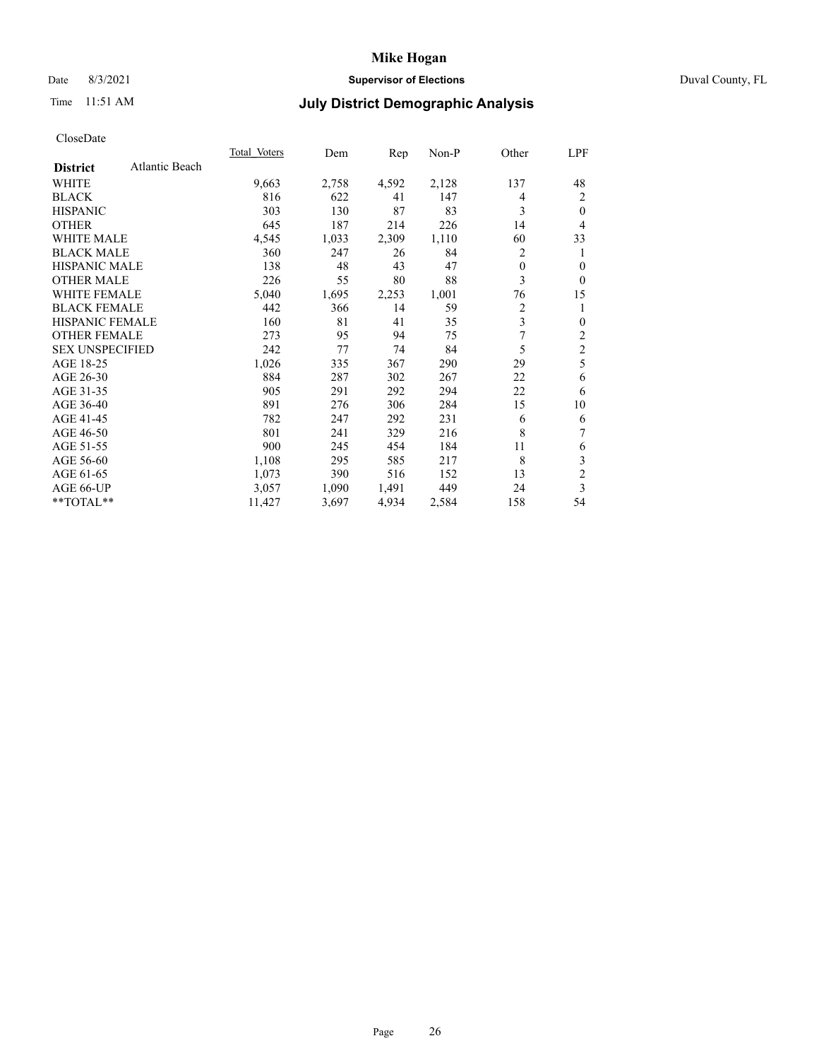# Mike Hogan

Date 8/3/2021 **Supervisor of Elections** Duval County, FL

Time 11:51 AM **July District Demographic Analysis**

CloseDate

| **District** Atlantic Beach | Total Voters | Dem | Rep | Non-P | Other | LPF |
|---|---|---|---|---|---|---|
| WHITE | 9,663 | 2,758 | 4,592 | 2,128 | 137 | 48 |
| BLACK | 816 | 622 | 41 | 147 | 4 | 2 |
| HISPANIC | 303 | 130 | 87 | 83 | 3 | 0 |
| OTHER | 645 | 187 | 214 | 226 | 14 | 4 |
| WHITE MALE | 4,545 | 1,033 | 2,309 | 1,110 | 60 | 33 |
| BLACK MALE | 360 | 247 | 26 | 84 | 2 | 1 |
| HISPANIC MALE | 138 | 48 | 43 | 47 | 0 | 0 |
| OTHER MALE | 226 | 55 | 80 | 88 | 3 | 0 |
| WHITE FEMALE | 5,040 | 1,695 | 2,253 | 1,001 | 76 | 15 |
| BLACK FEMALE | 442 | 366 | 14 | 59 | 2 | 1 |
| HISPANIC FEMALE | 160 | 81 | 41 | 35 | 3 | 0 |
| OTHER FEMALE | 273 | 95 | 94 | 75 | 7 | 2 |
| SEX UNSPECIFIED | 242 | 77 | 74 | 84 | 5 | 2 |
| AGE 18-25 | 1,026 | 335 | 367 | 290 | 29 | 5 |
| AGE 26-30 | 884 | 287 | 302 | 267 | 22 | 6 |
| AGE 31-35 | 905 | 291 | 292 | 294 | 22 | 6 |
| AGE 36-40 | 891 | 276 | 306 | 284 | 15 | 10 |
| AGE 41-45 | 782 | 247 | 292 | 231 | 6 | 6 |
| AGE 46-50 | 801 | 241 | 329 | 216 | 8 | 7 |
| AGE 51-55 | 900 | 245 | 454 | 184 | 11 | 6 |
| AGE 56-60 | 1,108 | 295 | 585 | 217 | 8 | 3 |
| AGE 61-65 | 1,073 | 390 | 516 | 152 | 13 | 2 |
| AGE 66-UP | 3,057 | 1,090 | 1,491 | 449 | 24 | 3 |
| **TOTAL** | 11,427 | 3,697 | 4,934 | 2,584 | 158 | 54 |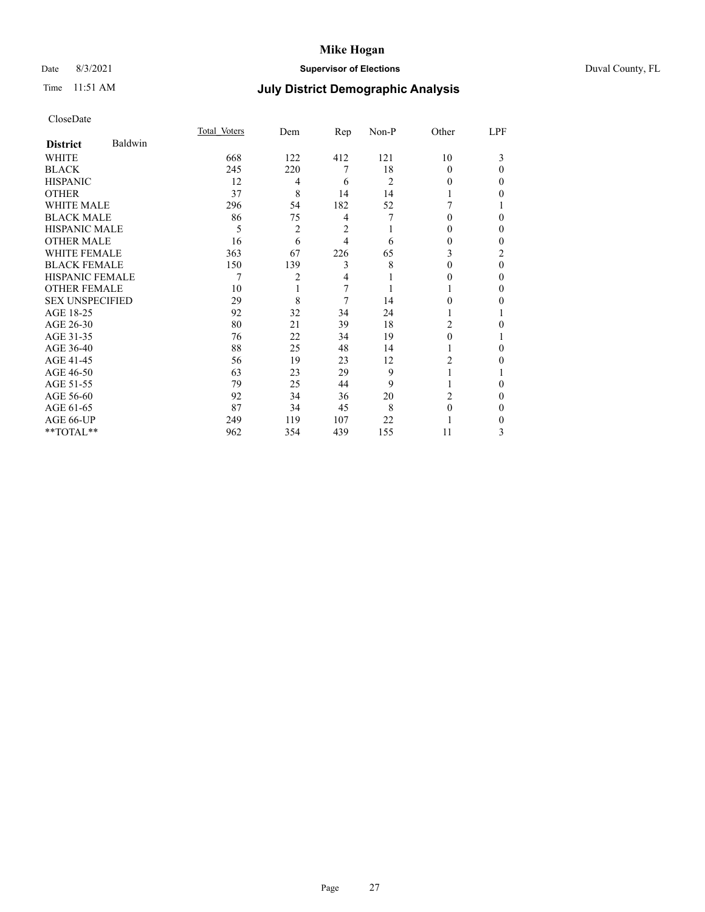# Mike Hogan

Date 8/3/2021 **Supervisor of Elections** Duval County, FL

Time 11:51 AM **July District Demographic Analysis**

CloseDate

| **District** Baldwin | Total Voters | Dem | Rep | Non-P | Other | LPF |
|---|---|---|---|---|---|---|
| WHITE | 668 | 122 | 412 | 121 | 10 | 3 |
| BLACK | 245 | 220 | 7 | 18 | 0 | 0 |
| HISPANIC | 12 | 4 | 6 | 2 | 0 | 0 |
| OTHER | 37 | 8 | 14 | 14 | 1 | 0 |
| WHITE MALE | 296 | 54 | 182 | 52 | 7 | 1 |
| BLACK MALE | 86 | 75 | 4 | 7 | 0 | 0 |
| HISPANIC MALE | 5 | 2 | 2 | 1 | 0 | 0 |
| OTHER MALE | 16 | 6 | 4 | 6 | 0 | 0 |
| WHITE FEMALE | 363 | 67 | 226 | 65 | 3 | 2 |
| BLACK FEMALE | 150 | 139 | 3 | 8 | 0 | 0 |
| HISPANIC FEMALE | 7 | 2 | 4 | 1 | 0 | 0 |
| OTHER FEMALE | 10 | 1 | 7 | 1 | 1 | 0 |
| SEX UNSPECIFIED | 29 | 8 | 7 | 14 | 0 | 0 |
| AGE 18-25 | 92 | 32 | 34 | 24 | 1 | 1 |
| AGE 26-30 | 80 | 21 | 39 | 18 | 2 | 0 |
| AGE 31-35 | 76 | 22 | 34 | 19 | 0 | 1 |
| AGE 36-40 | 88 | 25 | 48 | 14 | 1 | 0 |
| AGE 41-45 | 56 | 19 | 23 | 12 | 2 | 0 |
| AGE 46-50 | 63 | 23 | 29 | 9 | 1 | 1 |
| AGE 51-55 | 79 | 25 | 44 | 9 | 1 | 0 |
| AGE 56-60 | 92 | 34 | 36 | 20 | 2 | 0 |
| AGE 61-65 | 87 | 34 | 45 | 8 | 0 | 0 |
| AGE 66-UP | 249 | 119 | 107 | 22 | 1 | 0 |
| **TOTAL** | 962 | 354 | 439 | 155 | 11 | 3 |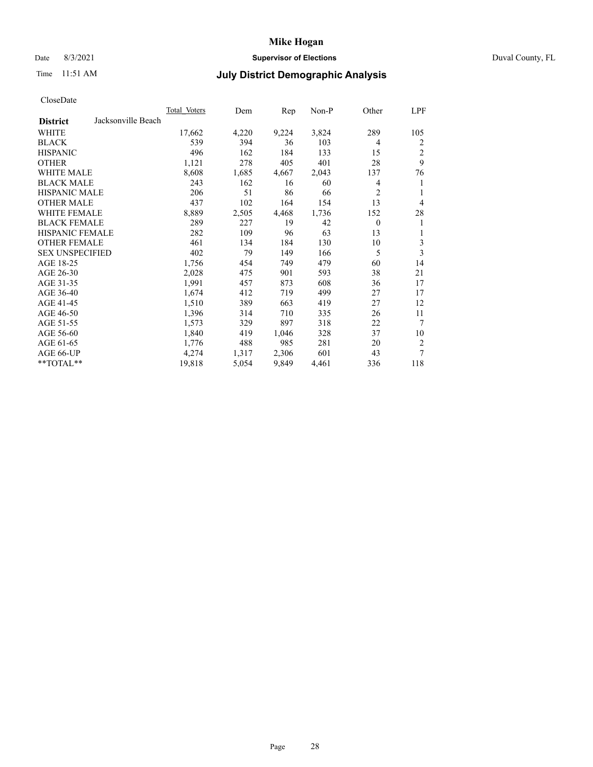CloseDate

| District | Jacksonville Beach | Total_Voters | Dem | Rep | Non-P | Other | LPF |
|---|---|---|---|---|---|---|---|
| WHITE | | 17,662 | 4,220 | 9,224 | 3,824 | 289 | 105 |
| BLACK | | 539 | 394 | 36 | 103 | 4 | 2 |
| HISPANIC | | 496 | 162 | 184 | 133 | 15 | 2 |
| OTHER | | 1,121 | 278 | 405 | 401 | 28 | 9 |
| WHITE MALE | | 8,608 | 1,685 | 4,667 | 2,043 | 137 | 76 |
| BLACK MALE | | 243 | 162 | 16 | 60 | 4 | 1 |
| HISPANIC MALE | | 206 | 51 | 86 | 66 | 2 | 1 |
| OTHER MALE | | 437 | 102 | 164 | 154 | 13 | 4 |
| WHITE FEMALE | | 8,889 | 2,505 | 4,468 | 1,736 | 152 | 28 |
| BLACK FEMALE | | 289 | 227 | 19 | 42 | 0 | 1 |
| HISPANIC FEMALE | | 282 | 109 | 96 | 63 | 13 | 1 |
| OTHER FEMALE | | 461 | 134 | 184 | 130 | 10 | 3 |
| SEX UNSPECIFIED | | 402 | 79 | 149 | 166 | 5 | 3 |
| AGE 18-25 | | 1,756 | 454 | 749 | 479 | 60 | 14 |
| AGE 26-30 | | 2,028 | 475 | 901 | 593 | 38 | 21 |
| AGE 31-35 | | 1,991 | 457 | 873 | 608 | 36 | 17 |
| AGE 36-40 | | 1,674 | 412 | 719 | 499 | 27 | 17 |
| AGE 41-45 | | 1,510 | 389 | 663 | 419 | 27 | 12 |
| AGE 46-50 | | 1,396 | 314 | 710 | 335 | 26 | 11 |
| AGE 51-55 | | 1,573 | 329 | 897 | 318 | 22 | 7 |
| AGE 56-60 | | 1,840 | 419 | 1,046 | 328 | 37 | 10 |
| AGE 61-65 | | 1,776 | 488 | 985 | 281 | 20 | 2 |
| AGE 66-UP | | 4,274 | 1,317 | 2,306 | 601 | 43 | 7 |
| **TOTAL** | | 19,818 | 5,054 | 9,849 | 4,461 | 336 | 118 |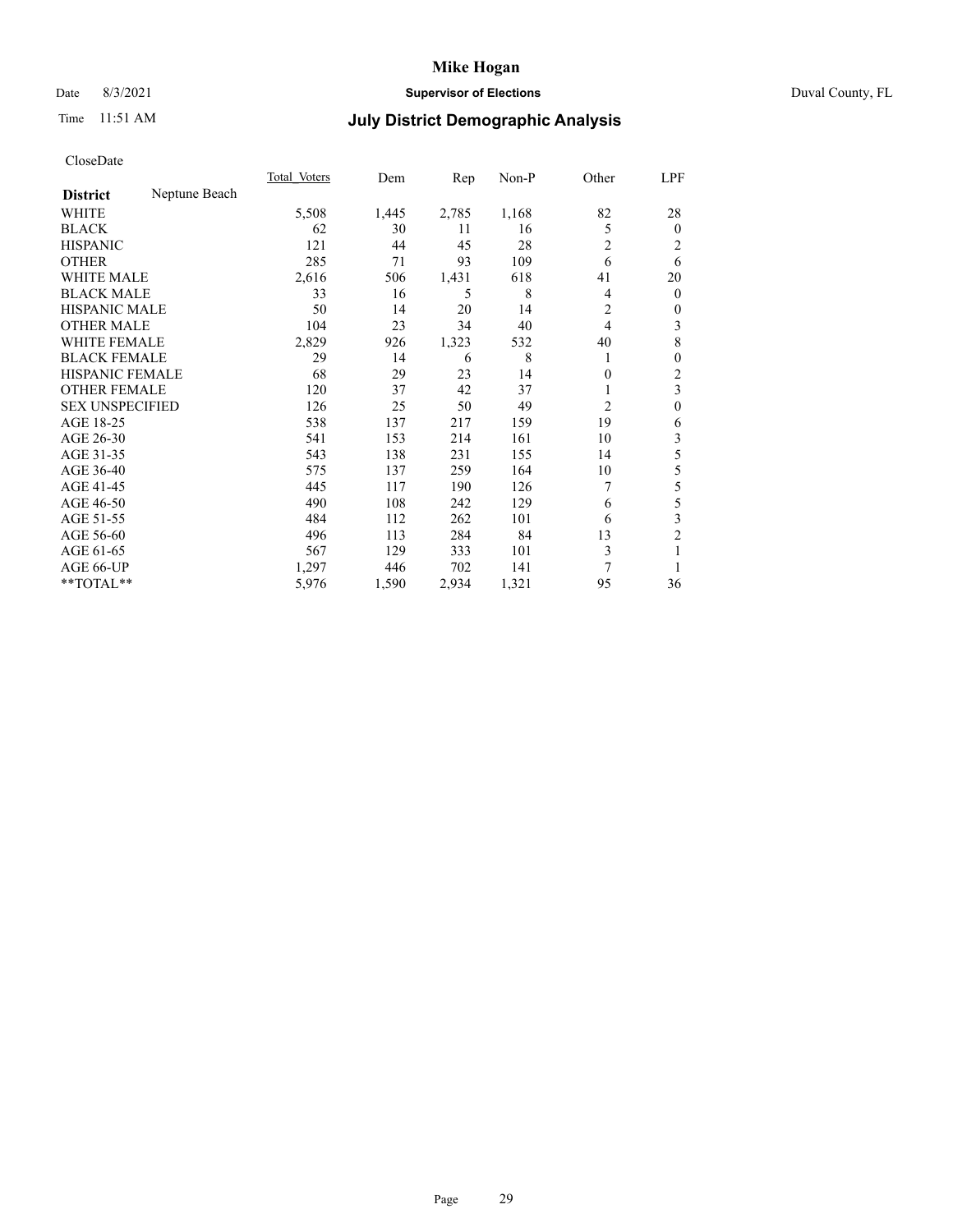Mike Hogan

Date 8/3/2021 **Supervisor of Elections** Duval County, FL

Time 11:51 AM **July District Demographic Analysis**

CloseDate

| **District** Neptune Beach | Total Voters | Dem | Rep | Non-P | Other | LPF |
|---|---|---|---|---|---|---|
| WHITE | 5,508 | 1,445 | 2,785 | 1,168 | 82 | 28 |
| BLACK | 62 | 30 | 11 | 16 | 5 | 0 |
| HISPANIC | 121 | 44 | 45 | 28 | 2 | 2 |
| OTHER | 285 | 71 | 93 | 109 | 6 | 6 |
| WHITE MALE | 2,616 | 506 | 1,431 | 618 | 41 | 20 |
| BLACK MALE | 33 | 16 | 5 | 8 | 4 | 0 |
| HISPANIC MALE | 50 | 14 | 20 | 14 | 2 | 0 |
| OTHER MALE | 104 | 23 | 34 | 40 | 4 | 3 |
| WHITE FEMALE | 2,829 | 926 | 1,323 | 532 | 40 | 8 |
| BLACK FEMALE | 29 | 14 | 6 | 8 | 1 | 0 |
| HISPANIC FEMALE | 68 | 29 | 23 | 14 | 0 | 2 |
| OTHER FEMALE | 120 | 37 | 42 | 37 | 1 | 3 |
| SEX UNSPECIFIED | 126 | 25 | 50 | 49 | 2 | 0 |
| AGE 18-25 | 538 | 137 | 217 | 159 | 19 | 6 |
| AGE 26-30 | 541 | 153 | 214 | 161 | 10 | 3 |
| AGE 31-35 | 543 | 138 | 231 | 155 | 14 | 5 |
| AGE 36-40 | 575 | 137 | 259 | 164 | 10 | 5 |
| AGE 41-45 | 445 | 117 | 190 | 126 | 7 | 5 |
| AGE 46-50 | 490 | 108 | 242 | 129 | 6 | 5 |
| AGE 51-55 | 484 | 112 | 262 | 101 | 6 | 3 |
| AGE 56-60 | 496 | 113 | 284 | 84 | 13 | 2 |
| AGE 61-65 | 567 | 129 | 333 | 101 | 3 | 1 |
| AGE 66-UP | 1,297 | 446 | 702 | 141 | 7 | 1 |
| **TOTAL** | 5,976 | 1,590 | 2,934 | 1,321 | 95 | 36 |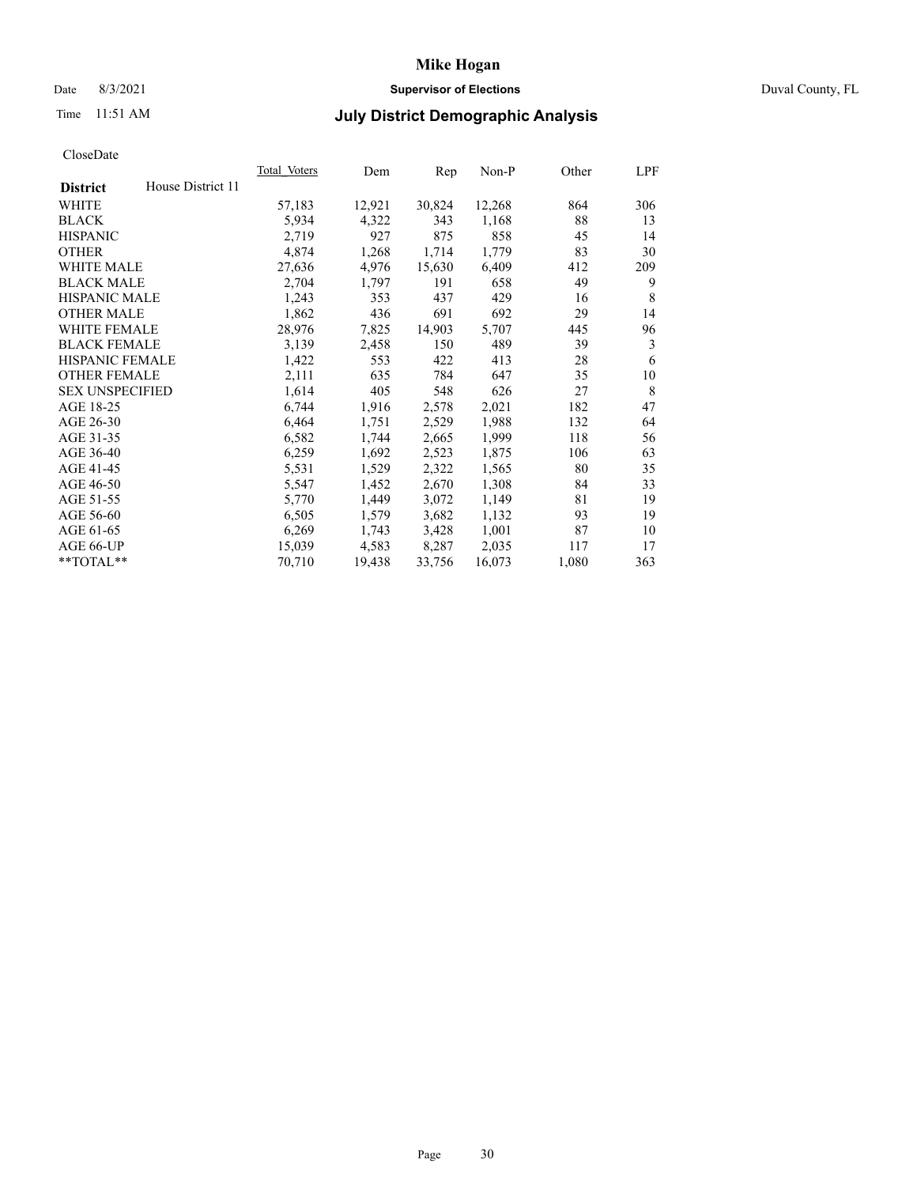Mike Hogan

Date 8/3/2021 **Supervisor of Elections** Duval County, FL

Time 11:51 AM

## July District Demographic Analysis

CloseDate

| **District** House District 11 | Total Voters | Dem | Rep | Non-P | Other | LPF |
|---|---|---|---|---|---|---|
| WHITE | 57,183 | 12,921 | 30,824 | 12,268 | 864 | 306 |
| BLACK | 5,934 | 4,322 | 343 | 1,168 | 88 | 13 |
| HISPANIC | 2,719 | 927 | 875 | 858 | 45 | 14 |
| OTHER | 4,874 | 1,268 | 1,714 | 1,779 | 83 | 30 |
| WHITE MALE | 27,636 | 4,976 | 15,630 | 6,409 | 412 | 209 |
| BLACK MALE | 2,704 | 1,797 | 191 | 658 | 49 | 9 |
| HISPANIC MALE | 1,243 | 353 | 437 | 429 | 16 | 8 |
| OTHER MALE | 1,862 | 436 | 691 | 692 | 29 | 14 |
| WHITE FEMALE | 28,976 | 7,825 | 14,903 | 5,707 | 445 | 96 |
| BLACK FEMALE | 3,139 | 2,458 | 150 | 489 | 39 | 3 |
| HISPANIC FEMALE | 1,422 | 553 | 422 | 413 | 28 | 6 |
| OTHER FEMALE | 2,111 | 635 | 784 | 647 | 35 | 10 |
| SEX UNSPECIFIED | 1,614 | 405 | 548 | 626 | 27 | 8 |
| AGE 18-25 | 6,744 | 1,916 | 2,578 | 2,021 | 182 | 47 |
| AGE 26-30 | 6,464 | 1,751 | 2,529 | 1,988 | 132 | 64 |
| AGE 31-35 | 6,582 | 1,744 | 2,665 | 1,999 | 118 | 56 |
| AGE 36-40 | 6,259 | 1,692 | 2,523 | 1,875 | 106 | 63 |
| AGE 41-45 | 5,531 | 1,529 | 2,322 | 1,565 | 80 | 35 |
| AGE 46-50 | 5,547 | 1,452 | 2,670 | 1,308 | 84 | 33 |
| AGE 51-55 | 5,770 | 1,449 | 3,072 | 1,149 | 81 | 19 |
| AGE 56-60 | 6,505 | 1,579 | 3,682 | 1,132 | 93 | 19 |
| AGE 61-65 | 6,269 | 1,743 | 3,428 | 1,001 | 87 | 10 |
| AGE 66-UP | 15,039 | 4,583 | 8,287 | 2,035 | 117 | 17 |
| **TOTAL** | 70,710 | 19,438 | 33,756 | 16,073 | 1,080 | 363 |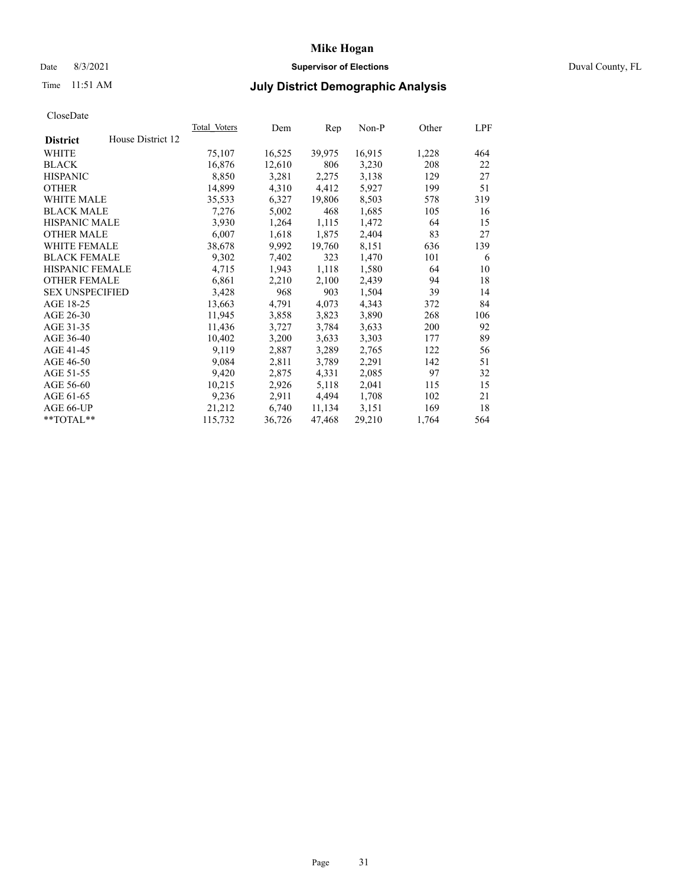Date 8/3/2021

Time 11:51 AM

# Mike Hogan

**Supervisor of Elections**

Duval County, FL

## July District Demographic Analysis

CloseDate

| **District** | House District 12 | Total Voters | Dem | Rep | Non-P | Other | LPF |
|---|---|---|---|---|---|---|---|
| WHITE | | 75,107 | 16,525 | 39,975 | 16,915 | 1,228 | 464 |
| BLACK | | 16,876 | 12,610 | 806 | 3,230 | 208 | 22 |
| HISPANIC | | 8,850 | 3,281 | 2,275 | 3,138 | 129 | 27 |
| OTHER | | 14,899 | 4,310 | 4,412 | 5,927 | 199 | 51 |
| WHITE MALE | | 35,533 | 6,327 | 19,806 | 8,503 | 578 | 319 |
| BLACK MALE | | 7,276 | 5,002 | 468 | 1,685 | 105 | 16 |
| HISPANIC MALE | | 3,930 | 1,264 | 1,115 | 1,472 | 64 | 15 |
| OTHER MALE | | 6,007 | 1,618 | 1,875 | 2,404 | 83 | 27 |
| WHITE FEMALE | | 38,678 | 9,992 | 19,760 | 8,151 | 636 | 139 |
| BLACK FEMALE | | 9,302 | 7,402 | 323 | 1,470 | 101 | 6 |
| HISPANIC FEMALE | | 4,715 | 1,943 | 1,118 | 1,580 | 64 | 10 |
| OTHER FEMALE | | 6,861 | 2,210 | 2,100 | 2,439 | 94 | 18 |
| SEX UNSPECIFIED | | 3,428 | 968 | 903 | 1,504 | 39 | 14 |
| AGE 18-25 | | 13,663 | 4,791 | 4,073 | 4,343 | 372 | 84 |
| AGE 26-30 | | 11,945 | 3,858 | 3,823 | 3,890 | 268 | 106 |
| AGE 31-35 | | 11,436 | 3,727 | 3,784 | 3,633 | 200 | 92 |
| AGE 36-40 | | 10,402 | 3,200 | 3,633 | 3,303 | 177 | 89 |
| AGE 41-45 | | 9,119 | 2,887 | 3,289 | 2,765 | 122 | 56 |
| AGE 46-50 | | 9,084 | 2,811 | 3,789 | 2,291 | 142 | 51 |
| AGE 51-55 | | 9,420 | 2,875 | 4,331 | 2,085 | 97 | 32 |
| AGE 56-60 | | 10,215 | 2,926 | 5,118 | 2,041 | 115 | 15 |
| AGE 61-65 | | 9,236 | 2,911 | 4,494 | 1,708 | 102 | 21 |
| AGE 66-UP | | 21,212 | 6,740 | 11,134 | 3,151 | 169 | 18 |
| **TOTAL** | | 115,732 | 36,726 | 47,468 | 29,210 | 1,764 | 564 |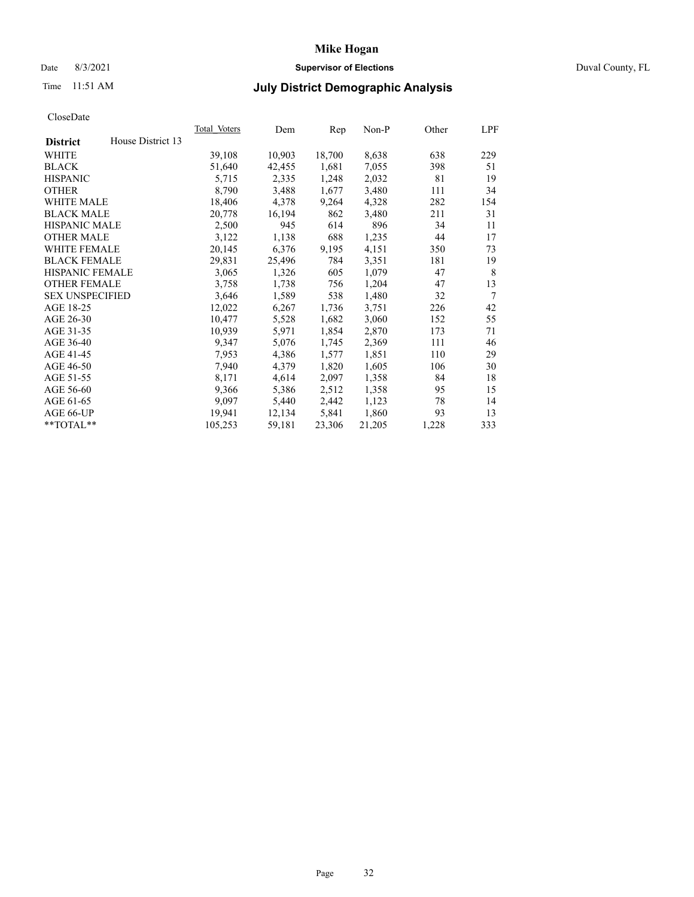# Mike Hogan

Date 8/3/2021 **Supervisor of Elections** Duval County, FL

Time 11:51 AM

## July District Demographic Analysis

CloseDate

| **District** House District 13 | Total Voters | Dem | Rep | Non-P | Other | LPF |
|---|---|---|---|---|---|---|
| WHITE | 39,108 | 10,903 | 18,700 | 8,638 | 638 | 229 |
| BLACK | 51,640 | 42,455 | 1,681 | 7,055 | 398 | 51 |
| HISPANIC | 5,715 | 2,335 | 1,248 | 2,032 | 81 | 19 |
| OTHER | 8,790 | 3,488 | 1,677 | 3,480 | 111 | 34 |
| WHITE MALE | 18,406 | 4,378 | 9,264 | 4,328 | 282 | 154 |
| BLACK MALE | 20,778 | 16,194 | 862 | 3,480 | 211 | 31 |
| HISPANIC MALE | 2,500 | 945 | 614 | 896 | 34 | 11 |
| OTHER MALE | 3,122 | 1,138 | 688 | 1,235 | 44 | 17 |
| WHITE FEMALE | 20,145 | 6,376 | 9,195 | 4,151 | 350 | 73 |
| BLACK FEMALE | 29,831 | 25,496 | 784 | 3,351 | 181 | 19 |
| HISPANIC FEMALE | 3,065 | 1,326 | 605 | 1,079 | 47 | 8 |
| OTHER FEMALE | 3,758 | 1,738 | 756 | 1,204 | 47 | 13 |
| SEX UNSPECIFIED | 3,646 | 1,589 | 538 | 1,480 | 32 | 7 |
| AGE 18-25 | 12,022 | 6,267 | 1,736 | 3,751 | 226 | 42 |
| AGE 26-30 | 10,477 | 5,528 | 1,682 | 3,060 | 152 | 55 |
| AGE 31-35 | 10,939 | 5,971 | 1,854 | 2,870 | 173 | 71 |
| AGE 36-40 | 9,347 | 5,076 | 1,745 | 2,369 | 111 | 46 |
| AGE 41-45 | 7,953 | 4,386 | 1,577 | 1,851 | 110 | 29 |
| AGE 46-50 | 7,940 | 4,379 | 1,820 | 1,605 | 106 | 30 |
| AGE 51-55 | 8,171 | 4,614 | 2,097 | 1,358 | 84 | 18 |
| AGE 56-60 | 9,366 | 5,386 | 2,512 | 1,358 | 95 | 15 |
| AGE 61-65 | 9,097 | 5,440 | 2,442 | 1,123 | 78 | 14 |
| AGE 66-UP | 19,941 | 12,134 | 5,841 | 1,860 | 93 | 13 |
| **TOTAL** | 105,253 | 59,181 | 23,306 | 21,205 | 1,228 | 333 |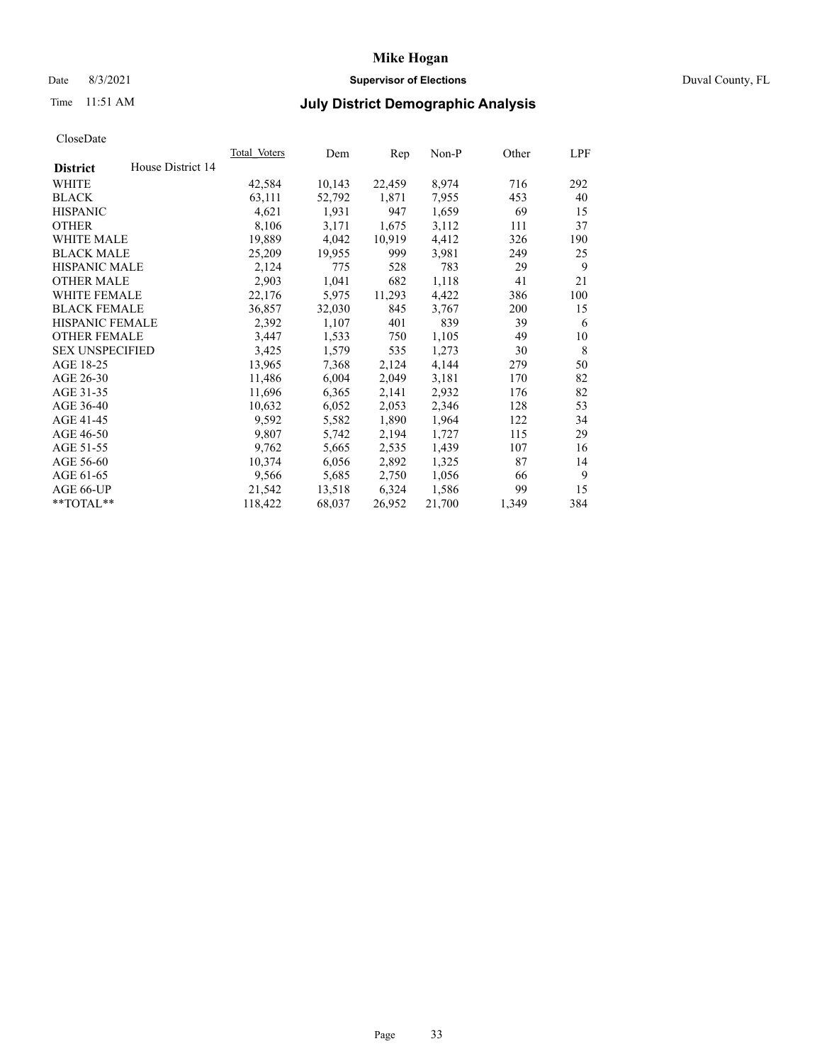# Mike Hogan

Date 8/3/2021 **Supervisor of Elections** Duval County, FL

Time 11:51 AM **July District Demographic Analysis**

CloseDate

| **District** House District 14 | Total_Voters | Dem | Rep | Non-P | Other | LPF |
|---|---|---|---|---|---|---|
| WHITE | 42,584 | 10,143 | 22,459 | 8,974 | 716 | 292 |
| BLACK | 63,111 | 52,792 | 1,871 | 7,955 | 453 | 40 |
| HISPANIC | 4,621 | 1,931 | 947 | 1,659 | 69 | 15 |
| OTHER | 8,106 | 3,171 | 1,675 | 3,112 | 111 | 37 |
| WHITE MALE | 19,889 | 4,042 | 10,919 | 4,412 | 326 | 190 |
| BLACK MALE | 25,209 | 19,955 | 999 | 3,981 | 249 | 25 |
| HISPANIC MALE | 2,124 | 775 | 528 | 783 | 29 | 9 |
| OTHER MALE | 2,903 | 1,041 | 682 | 1,118 | 41 | 21 |
| WHITE FEMALE | 22,176 | 5,975 | 11,293 | 4,422 | 386 | 100 |
| BLACK FEMALE | 36,857 | 32,030 | 845 | 3,767 | 200 | 15 |
| HISPANIC FEMALE | 2,392 | 1,107 | 401 | 839 | 39 | 6 |
| OTHER FEMALE | 3,447 | 1,533 | 750 | 1,105 | 49 | 10 |
| SEX UNSPECIFIED | 3,425 | 1,579 | 535 | 1,273 | 30 | 8 |
| AGE 18-25 | 13,965 | 7,368 | 2,124 | 4,144 | 279 | 50 |
| AGE 26-30 | 11,486 | 6,004 | 2,049 | 3,181 | 170 | 82 |
| AGE 31-35 | 11,696 | 6,365 | 2,141 | 2,932 | 176 | 82 |
| AGE 36-40 | 10,632 | 6,052 | 2,053 | 2,346 | 128 | 53 |
| AGE 41-45 | 9,592 | 5,582 | 1,890 | 1,964 | 122 | 34 |
| AGE 46-50 | 9,807 | 5,742 | 2,194 | 1,727 | 115 | 29 |
| AGE 51-55 | 9,762 | 5,665 | 2,535 | 1,439 | 107 | 16 |
| AGE 56-60 | 10,374 | 6,056 | 2,892 | 1,325 | 87 | 14 |
| AGE 61-65 | 9,566 | 5,685 | 2,750 | 1,056 | 66 | 9 |
| AGE 66-UP | 21,542 | 13,518 | 6,324 | 1,586 | 99 | 15 |
| **TOTAL** | 118,422 | 68,037 | 26,952 | 21,700 | 1,349 | 384 |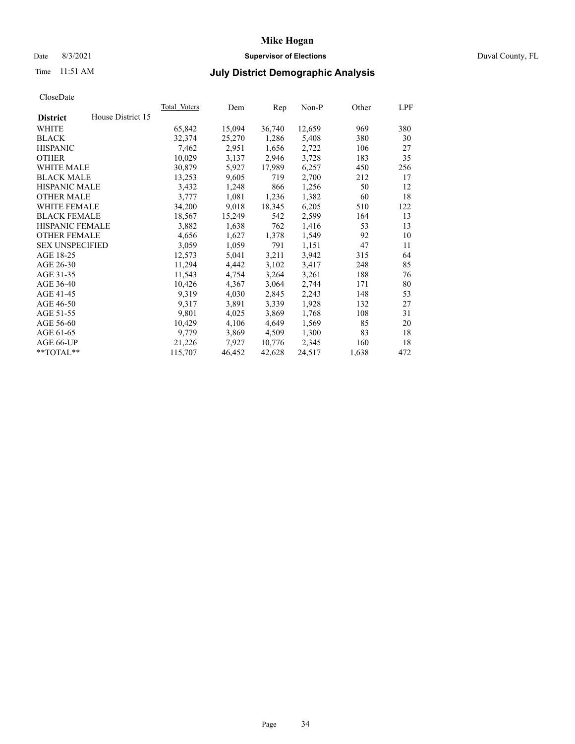# Mike Hogan

Date 8/3/2021 **Supervisor of Elections** Duval County, FL

Time 11:51 AM **July District Demographic Analysis**

CloseDate

| **District** House District 15 | Total Voters | Dem | Rep | Non-P | Other | LPF |
|---|---|---|---|---|---|---|
| WHITE | 65,842 | 15,094 | 36,740 | 12,659 | 969 | 380 |
| BLACK | 32,374 | 25,270 | 1,286 | 5,408 | 380 | 30 |
| HISPANIC | 7,462 | 2,951 | 1,656 | 2,722 | 106 | 27 |
| OTHER | 10,029 | 3,137 | 2,946 | 3,728 | 183 | 35 |
| WHITE MALE | 30,879 | 5,927 | 17,989 | 6,257 | 450 | 256 |
| BLACK MALE | 13,253 | 9,605 | 719 | 2,700 | 212 | 17 |
| HISPANIC MALE | 3,432 | 1,248 | 866 | 1,256 | 50 | 12 |
| OTHER MALE | 3,777 | 1,081 | 1,236 | 1,382 | 60 | 18 |
| WHITE FEMALE | 34,200 | 9,018 | 18,345 | 6,205 | 510 | 122 |
| BLACK FEMALE | 18,567 | 15,249 | 542 | 2,599 | 164 | 13 |
| HISPANIC FEMALE | 3,882 | 1,638 | 762 | 1,416 | 53 | 13 |
| OTHER FEMALE | 4,656 | 1,627 | 1,378 | 1,549 | 92 | 10 |
| SEX UNSPECIFIED | 3,059 | 1,059 | 791 | 1,151 | 47 | 11 |
| AGE 18-25 | 12,573 | 5,041 | 3,211 | 3,942 | 315 | 64 |
| AGE 26-30 | 11,294 | 4,442 | 3,102 | 3,417 | 248 | 85 |
| AGE 31-35 | 11,543 | 4,754 | 3,264 | 3,261 | 188 | 76 |
| AGE 36-40 | 10,426 | 4,367 | 3,064 | 2,744 | 171 | 80 |
| AGE 41-45 | 9,319 | 4,030 | 2,845 | 2,243 | 148 | 53 |
| AGE 46-50 | 9,317 | 3,891 | 3,339 | 1,928 | 132 | 27 |
| AGE 51-55 | 9,801 | 4,025 | 3,869 | 1,768 | 108 | 31 |
| AGE 56-60 | 10,429 | 4,106 | 4,649 | 1,569 | 85 | 20 |
| AGE 61-65 | 9,779 | 3,869 | 4,509 | 1,300 | 83 | 18 |
| AGE 66-UP | 21,226 | 7,927 | 10,776 | 2,345 | 160 | 18 |
| **TOTAL** | 115,707 | 46,452 | 42,628 | 24,517 | 1,638 | 472 |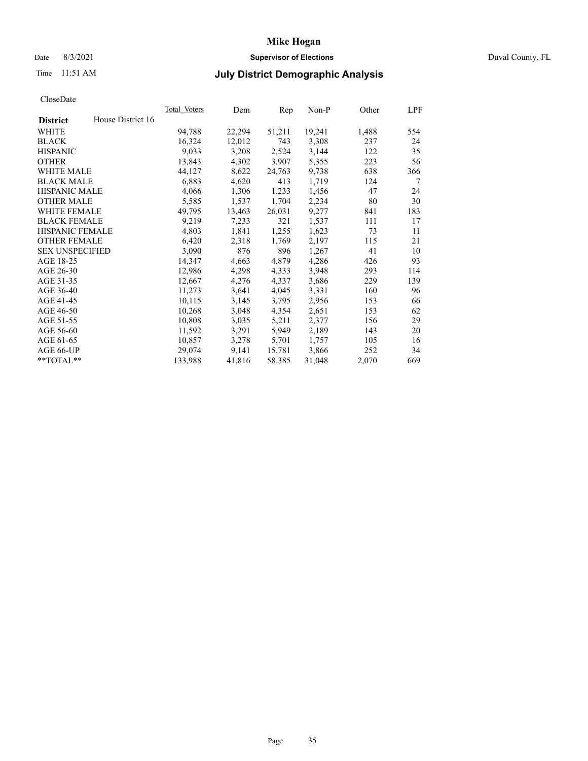# Mike Hogan

Date 8/3/2021 **Supervisor of Elections** Duval County, FL

Time 11:51 AM **July District Demographic Analysis**

CloseDate

| **District** House District 16 | Total Voters | Dem | Rep | Non-P | Other | LPF |
|---|---|---|---|---|---|---|
| WHITE | 94,788 | 22,294 | 51,211 | 19,241 | 1,488 | 554 |
| BLACK | 16,324 | 12,012 | 743 | 3,308 | 237 | 24 |
| HISPANIC | 9,033 | 3,208 | 2,524 | 3,144 | 122 | 35 |
| OTHER | 13,843 | 4,302 | 3,907 | 5,355 | 223 | 56 |
| WHITE MALE | 44,127 | 8,622 | 24,763 | 9,738 | 638 | 366 |
| BLACK MALE | 6,883 | 4,620 | 413 | 1,719 | 124 | 7 |
| HISPANIC MALE | 4,066 | 1,306 | 1,233 | 1,456 | 47 | 24 |
| OTHER MALE | 5,585 | 1,537 | 1,704 | 2,234 | 80 | 30 |
| WHITE FEMALE | 49,795 | 13,463 | 26,031 | 9,277 | 841 | 183 |
| BLACK FEMALE | 9,219 | 7,233 | 321 | 1,537 | 111 | 17 |
| HISPANIC FEMALE | 4,803 | 1,841 | 1,255 | 1,623 | 73 | 11 |
| OTHER FEMALE | 6,420 | 2,318 | 1,769 | 2,197 | 115 | 21 |
| SEX UNSPECIFIED | 3,090 | 876 | 896 | 1,267 | 41 | 10 |
| AGE 18-25 | 14,347 | 4,663 | 4,879 | 4,286 | 426 | 93 |
| AGE 26-30 | 12,986 | 4,298 | 4,333 | 3,948 | 293 | 114 |
| AGE 31-35 | 12,667 | 4,276 | 4,337 | 3,686 | 229 | 139 |
| AGE 36-40 | 11,273 | 3,641 | 4,045 | 3,331 | 160 | 96 |
| AGE 41-45 | 10,115 | 3,145 | 3,795 | 2,956 | 153 | 66 |
| AGE 46-50 | 10,268 | 3,048 | 4,354 | 2,651 | 153 | 62 |
| AGE 51-55 | 10,808 | 3,035 | 5,211 | 2,377 | 156 | 29 |
| AGE 56-60 | 11,592 | 3,291 | 5,949 | 2,189 | 143 | 20 |
| AGE 61-65 | 10,857 | 3,278 | 5,701 | 1,757 | 105 | 16 |
| AGE 66-UP | 29,074 | 9,141 | 15,781 | 3,866 | 252 | 34 |
| **TOTAL** | 133,988 | 41,816 | 58,385 | 31,048 | 2,070 | 669 |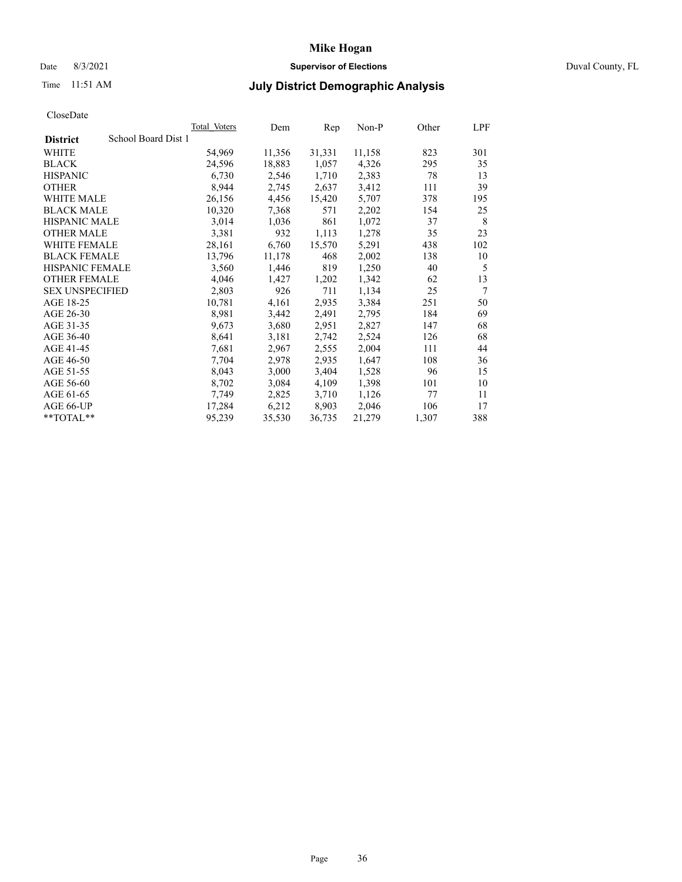CloseDate

| District | School Board Dist 1 | Total_Voters | Dem | Rep | Non-P | Other | LPF |
|---|---|---|---|---|---|---|---|
| WHITE | | 54,969 | 11,356 | 31,331 | 11,158 | 823 | 301 |
| BLACK | | 24,596 | 18,883 | 1,057 | 4,326 | 295 | 35 |
| HISPANIC | | 6,730 | 2,546 | 1,710 | 2,383 | 78 | 13 |
| OTHER | | 8,944 | 2,745 | 2,637 | 3,412 | 111 | 39 |
| WHITE MALE | | 26,156 | 4,456 | 15,420 | 5,707 | 378 | 195 |
| BLACK MALE | | 10,320 | 7,368 | 571 | 2,202 | 154 | 25 |
| HISPANIC MALE | | 3,014 | 1,036 | 861 | 1,072 | 37 | 8 |
| OTHER MALE | | 3,381 | 932 | 1,113 | 1,278 | 35 | 23 |
| WHITE FEMALE | | 28,161 | 6,760 | 15,570 | 5,291 | 438 | 102 |
| BLACK FEMALE | | 13,796 | 11,178 | 468 | 2,002 | 138 | 10 |
| HISPANIC FEMALE | | 3,560 | 1,446 | 819 | 1,250 | 40 | 5 |
| OTHER FEMALE | | 4,046 | 1,427 | 1,202 | 1,342 | 62 | 13 |
| SEX UNSPECIFIED | | 2,803 | 926 | 711 | 1,134 | 25 | 7 |
| AGE 18-25 | | 10,781 | 4,161 | 2,935 | 3,384 | 251 | 50 |
| AGE 26-30 | | 8,981 | 3,442 | 2,491 | 2,795 | 184 | 69 |
| AGE 31-35 | | 9,673 | 3,680 | 2,951 | 2,827 | 147 | 68 |
| AGE 36-40 | | 8,641 | 3,181 | 2,742 | 2,524 | 126 | 68 |
| AGE 41-45 | | 7,681 | 2,967 | 2,555 | 2,004 | 111 | 44 |
| AGE 46-50 | | 7,704 | 2,978 | 2,935 | 1,647 | 108 | 36 |
| AGE 51-55 | | 8,043 | 3,000 | 3,404 | 1,528 | 96 | 15 |
| AGE 56-60 | | 8,702 | 3,084 | 4,109 | 1,398 | 101 | 10 |
| AGE 61-65 | | 7,749 | 2,825 | 3,710 | 1,126 | 77 | 11 |
| AGE 66-UP | | 17,284 | 6,212 | 8,903 | 2,046 | 106 | 17 |
| **TOTAL** | | 95,239 | 35,530 | 36,735 | 21,279 | 1,307 | 388 |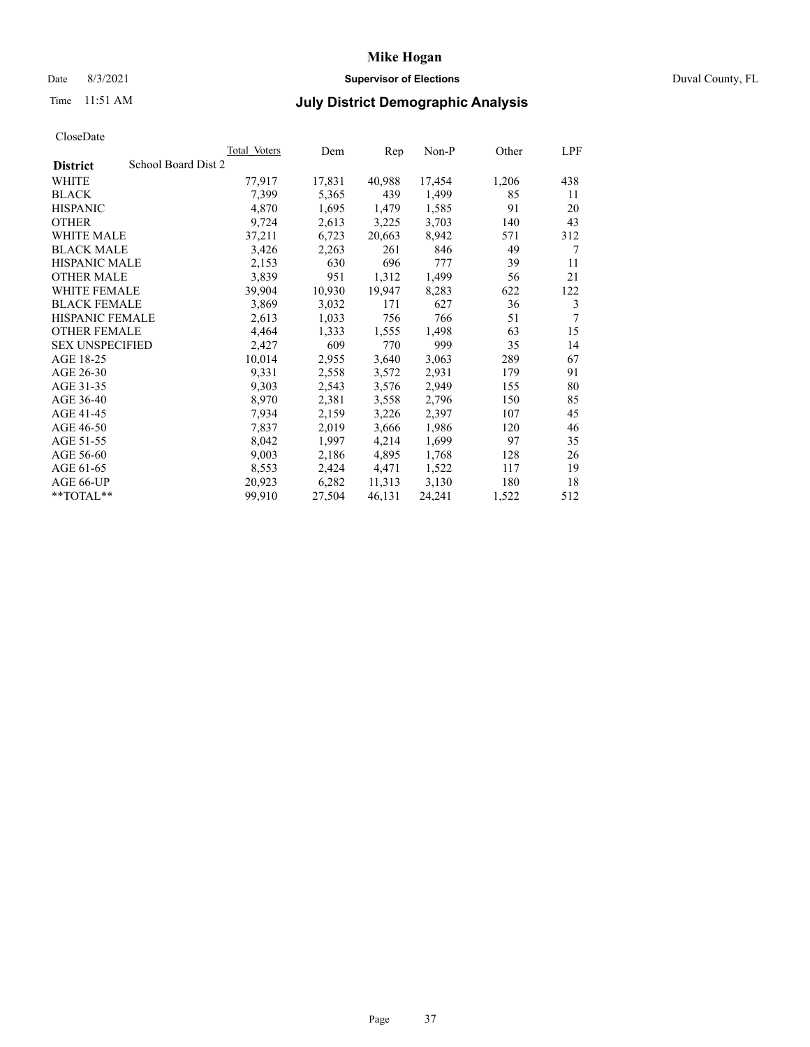# Mike Hogan

Date 8/3/2021 **Supervisor of Elections** Duval County, FL

Time 11:51 AM **July District Demographic Analysis**

CloseDate

| **District** School Board Dist 2 | Total Voters | Dem | Rep | Non-P | Other | LPF |
|---|---|---|---|---|---|---|
| WHITE | 77,917 | 17,831 | 40,988 | 17,454 | 1,206 | 438 |
| BLACK | 7,399 | 5,365 | 439 | 1,499 | 85 | 11 |
| HISPANIC | 4,870 | 1,695 | 1,479 | 1,585 | 91 | 20 |
| OTHER | 9,724 | 2,613 | 3,225 | 3,703 | 140 | 43 |
| WHITE MALE | 37,211 | 6,723 | 20,663 | 8,942 | 571 | 312 |
| BLACK MALE | 3,426 | 2,263 | 261 | 846 | 49 | 7 |
| HISPANIC MALE | 2,153 | 630 | 696 | 777 | 39 | 11 |
| OTHER MALE | 3,839 | 951 | 1,312 | 1,499 | 56 | 21 |
| WHITE FEMALE | 39,904 | 10,930 | 19,947 | 8,283 | 622 | 122 |
| BLACK FEMALE | 3,869 | 3,032 | 171 | 627 | 36 | 3 |
| HISPANIC FEMALE | 2,613 | 1,033 | 756 | 766 | 51 | 7 |
| OTHER FEMALE | 4,464 | 1,333 | 1,555 | 1,498 | 63 | 15 |
| SEX UNSPECIFIED | 2,427 | 609 | 770 | 999 | 35 | 14 |
| AGE 18-25 | 10,014 | 2,955 | 3,640 | 3,063 | 289 | 67 |
| AGE 26-30 | 9,331 | 2,558 | 3,572 | 2,931 | 179 | 91 |
| AGE 31-35 | 9,303 | 2,543 | 3,576 | 2,949 | 155 | 80 |
| AGE 36-40 | 8,970 | 2,381 | 3,558 | 2,796 | 150 | 85 |
| AGE 41-45 | 7,934 | 2,159 | 3,226 | 2,397 | 107 | 45 |
| AGE 46-50 | 7,837 | 2,019 | 3,666 | 1,986 | 120 | 46 |
| AGE 51-55 | 8,042 | 1,997 | 4,214 | 1,699 | 97 | 35 |
| AGE 56-60 | 9,003 | 2,186 | 4,895 | 1,768 | 128 | 26 |
| AGE 61-65 | 8,553 | 2,424 | 4,471 | 1,522 | 117 | 19 |
| AGE 66-UP | 20,923 | 6,282 | 11,313 | 3,130 | 180 | 18 |
| **TOTAL** | 99,910 | 27,504 | 46,131 | 24,241 | 1,522 | 512 |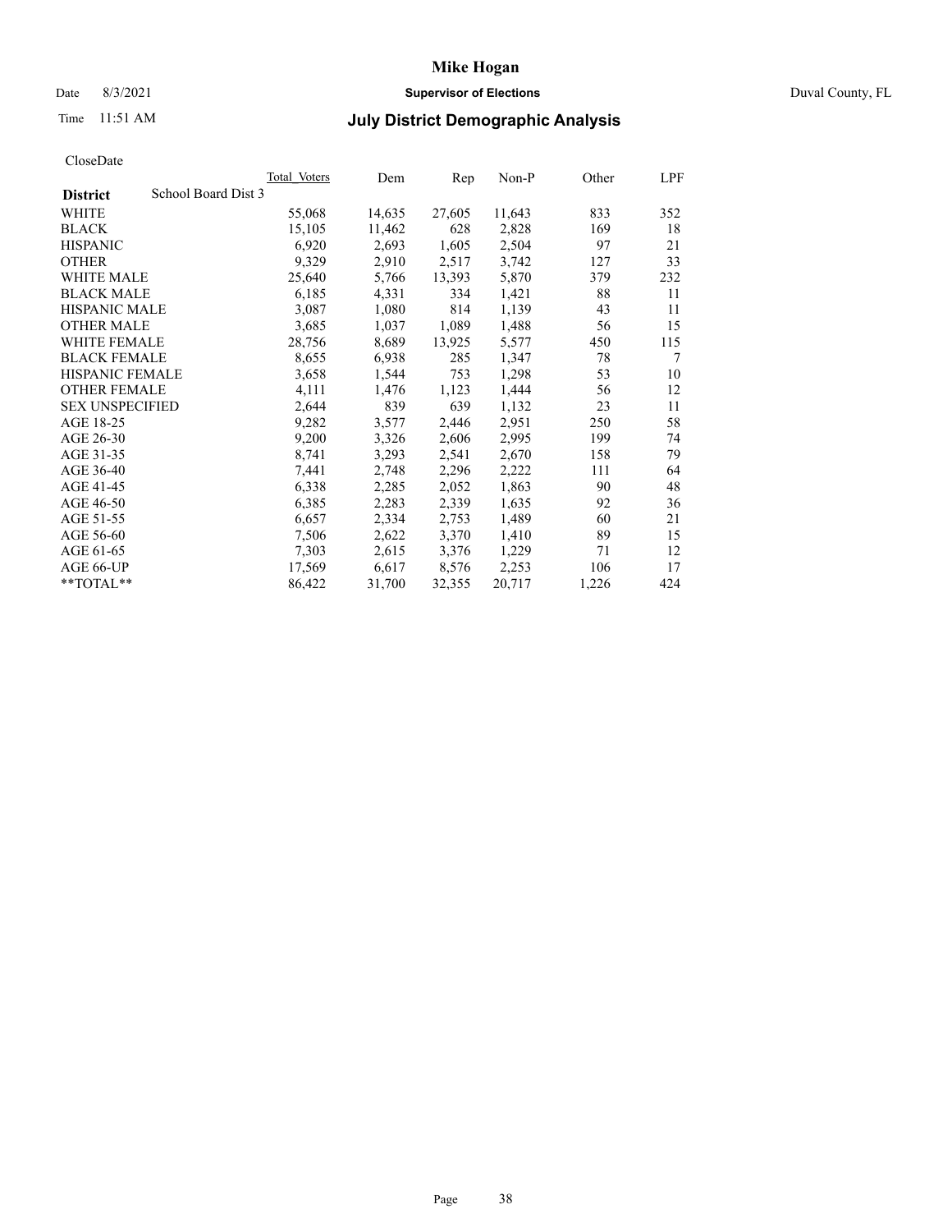CloseDate

| District | School Board Dist 3 | Total_Voters | Dem | Rep | Non-P | Other | LPF |
|---|---|---|---|---|---|---|---|
| WHITE | | 55,068 | 14,635 | 27,605 | 11,643 | 833 | 352 |
| BLACK | | 15,105 | 11,462 | 628 | 2,828 | 169 | 18 |
| HISPANIC | | 6,920 | 2,693 | 1,605 | 2,504 | 97 | 21 |
| OTHER | | 9,329 | 2,910 | 2,517 | 3,742 | 127 | 33 |
| WHITE MALE | | 25,640 | 5,766 | 13,393 | 5,870 | 379 | 232 |
| BLACK MALE | | 6,185 | 4,331 | 334 | 1,421 | 88 | 11 |
| HISPANIC MALE | | 3,087 | 1,080 | 814 | 1,139 | 43 | 11 |
| OTHER MALE | | 3,685 | 1,037 | 1,089 | 1,488 | 56 | 15 |
| WHITE FEMALE | | 28,756 | 8,689 | 13,925 | 5,577 | 450 | 115 |
| BLACK FEMALE | | 8,655 | 6,938 | 285 | 1,347 | 78 | 7 |
| HISPANIC FEMALE | | 3,658 | 1,544 | 753 | 1,298 | 53 | 10 |
| OTHER FEMALE | | 4,111 | 1,476 | 1,123 | 1,444 | 56 | 12 |
| SEX UNSPECIFIED | | 2,644 | 839 | 639 | 1,132 | 23 | 11 |
| AGE 18-25 | | 9,282 | 3,577 | 2,446 | 2,951 | 250 | 58 |
| AGE 26-30 | | 9,200 | 3,326 | 2,606 | 2,995 | 199 | 74 |
| AGE 31-35 | | 8,741 | 3,293 | 2,541 | 2,670 | 158 | 79 |
| AGE 36-40 | | 7,441 | 2,748 | 2,296 | 2,222 | 111 | 64 |
| AGE 41-45 | | 6,338 | 2,285 | 2,052 | 1,863 | 90 | 48 |
| AGE 46-50 | | 6,385 | 2,283 | 2,339 | 1,635 | 92 | 36 |
| AGE 51-55 | | 6,657 | 2,334 | 2,753 | 1,489 | 60 | 21 |
| AGE 56-60 | | 7,506 | 2,622 | 3,370 | 1,410 | 89 | 15 |
| AGE 61-65 | | 7,303 | 2,615 | 3,376 | 1,229 | 71 | 12 |
| AGE 66-UP | | 17,569 | 6,617 | 8,576 | 2,253 | 106 | 17 |
| **TOTAL** | | 86,422 | 31,700 | 32,355 | 20,717 | 1,226 | 424 |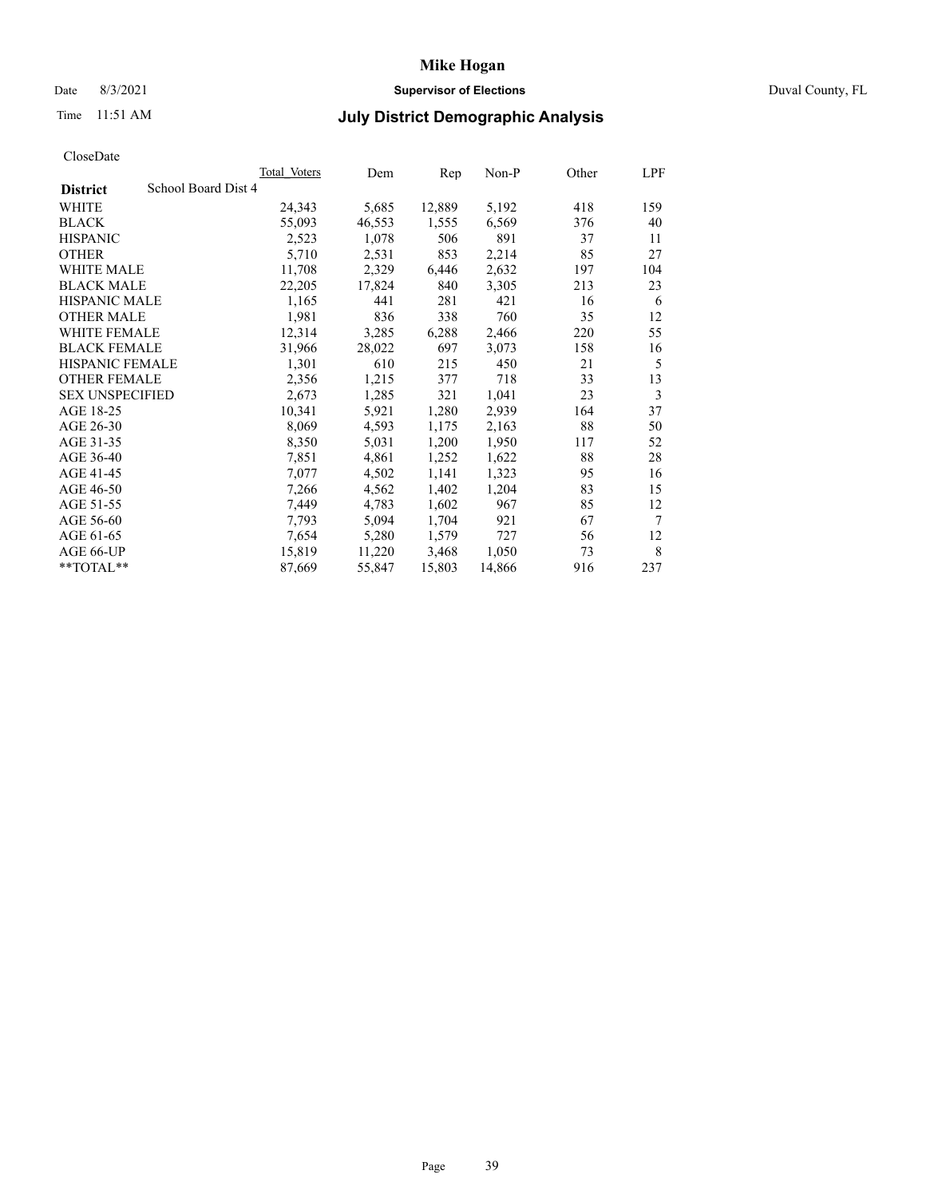# Mike Hogan

Date 8/3/2021 **Supervisor of Elections** Duval County, FL

Time 11:51 AM **July District Demographic Analysis**

CloseDate

| **District** School Board Dist 4 | Total Voters | Dem | Rep | Non-P | Other | LPF |
|---|---|---|---|---|---|---|
| WHITE | 24,343 | 5,685 | 12,889 | 5,192 | 418 | 159 |
| BLACK | 55,093 | 46,553 | 1,555 | 6,569 | 376 | 40 |
| HISPANIC | 2,523 | 1,078 | 506 | 891 | 37 | 11 |
| OTHER | 5,710 | 2,531 | 853 | 2,214 | 85 | 27 |
| WHITE MALE | 11,708 | 2,329 | 6,446 | 2,632 | 197 | 104 |
| BLACK MALE | 22,205 | 17,824 | 840 | 3,305 | 213 | 23 |
| HISPANIC MALE | 1,165 | 441 | 281 | 421 | 16 | 6 |
| OTHER MALE | 1,981 | 836 | 338 | 760 | 35 | 12 |
| WHITE FEMALE | 12,314 | 3,285 | 6,288 | 2,466 | 220 | 55 |
| BLACK FEMALE | 31,966 | 28,022 | 697 | 3,073 | 158 | 16 |
| HISPANIC FEMALE | 1,301 | 610 | 215 | 450 | 21 | 5 |
| OTHER FEMALE | 2,356 | 1,215 | 377 | 718 | 33 | 13 |
| SEX UNSPECIFIED | 2,673 | 1,285 | 321 | 1,041 | 23 | 3 |
| AGE 18-25 | 10,341 | 5,921 | 1,280 | 2,939 | 164 | 37 |
| AGE 26-30 | 8,069 | 4,593 | 1,175 | 2,163 | 88 | 50 |
| AGE 31-35 | 8,350 | 5,031 | 1,200 | 1,950 | 117 | 52 |
| AGE 36-40 | 7,851 | 4,861 | 1,252 | 1,622 | 88 | 28 |
| AGE 41-45 | 7,077 | 4,502 | 1,141 | 1,323 | 95 | 16 |
| AGE 46-50 | 7,266 | 4,562 | 1,402 | 1,204 | 83 | 15 |
| AGE 51-55 | 7,449 | 4,783 | 1,602 | 967 | 85 | 12 |
| AGE 56-60 | 7,793 | 5,094 | 1,704 | 921 | 67 | 7 |
| AGE 61-65 | 7,654 | 5,280 | 1,579 | 727 | 56 | 12 |
| AGE 66-UP | 15,819 | 11,220 | 3,468 | 1,050 | 73 | 8 |
| **TOTAL** | 87,669 | 55,847 | 15,803 | 14,866 | 916 | 237 |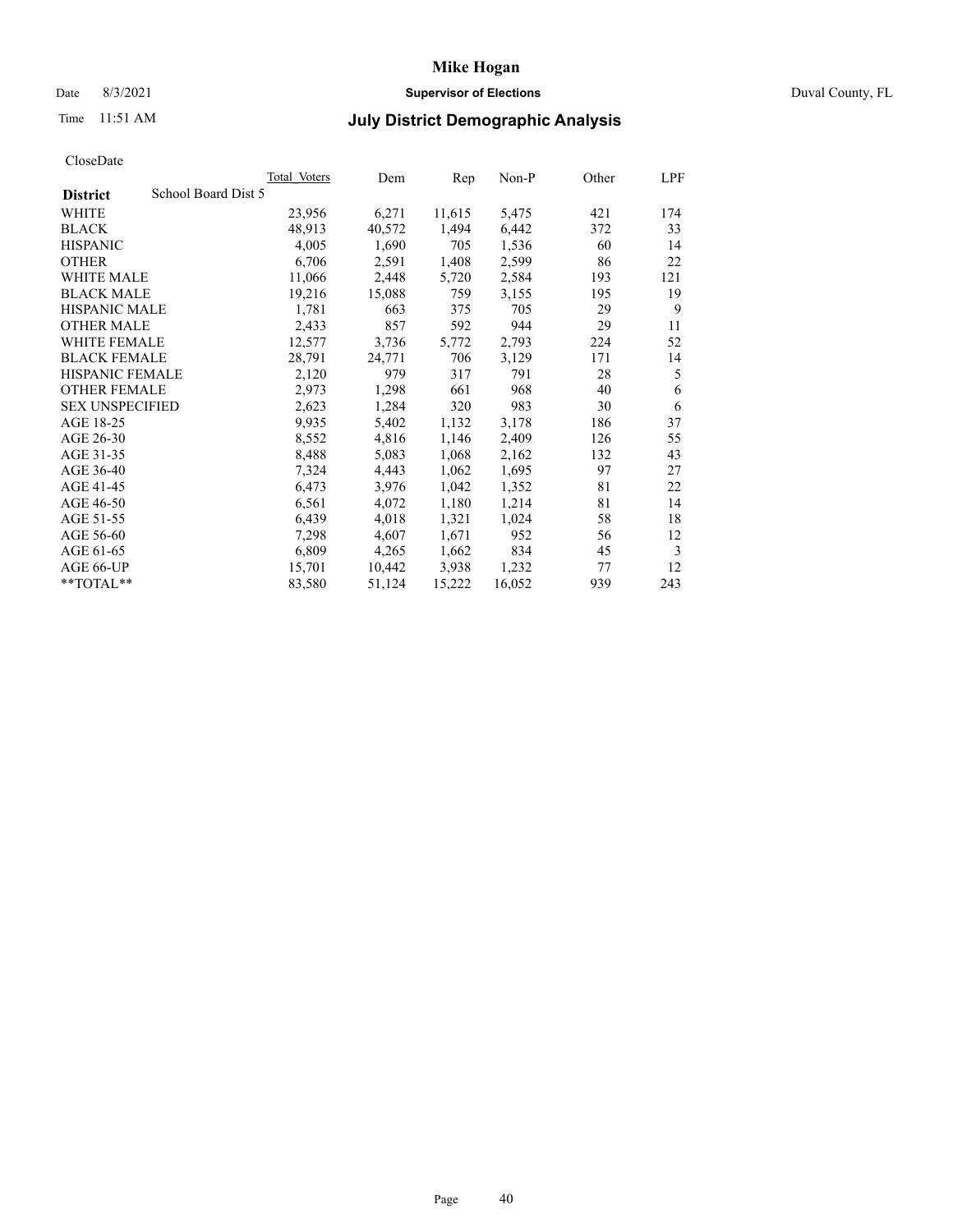Date 8/3/2021

Time 11:51 AM

# Mike Hogan

**Supervisor of Elections**

Duval County, FL

## July District Demographic Analysis

CloseDate

| **District** School Board Dist 5 | Total Voters | Dem | Rep | Non-P | Other | LPF |
|---|---|---|---|---|---|---|
| WHITE | 23,956 | 6,271 | 11,615 | 5,475 | 421 | 174 |
| BLACK | 48,913 | 40,572 | 1,494 | 6,442 | 372 | 33 |
| HISPANIC | 4,005 | 1,690 | 705 | 1,536 | 60 | 14 |
| OTHER | 6,706 | 2,591 | 1,408 | 2,599 | 86 | 22 |
| WHITE MALE | 11,066 | 2,448 | 5,720 | 2,584 | 193 | 121 |
| BLACK MALE | 19,216 | 15,088 | 759 | 3,155 | 195 | 19 |
| HISPANIC MALE | 1,781 | 663 | 375 | 705 | 29 | 9 |
| OTHER MALE | 2,433 | 857 | 592 | 944 | 29 | 11 |
| WHITE FEMALE | 12,577 | 3,736 | 5,772 | 2,793 | 224 | 52 |
| BLACK FEMALE | 28,791 | 24,771 | 706 | 3,129 | 171 | 14 |
| HISPANIC FEMALE | 2,120 | 979 | 317 | 791 | 28 | 5 |
| OTHER FEMALE | 2,973 | 1,298 | 661 | 968 | 40 | 6 |
| SEX UNSPECIFIED | 2,623 | 1,284 | 320 | 983 | 30 | 6 |
| AGE 18-25 | 9,935 | 5,402 | 1,132 | 3,178 | 186 | 37 |
| AGE 26-30 | 8,552 | 4,816 | 1,146 | 2,409 | 126 | 55 |
| AGE 31-35 | 8,488 | 5,083 | 1,068 | 2,162 | 132 | 43 |
| AGE 36-40 | 7,324 | 4,443 | 1,062 | 1,695 | 97 | 27 |
| AGE 41-45 | 6,473 | 3,976 | 1,042 | 1,352 | 81 | 22 |
| AGE 46-50 | 6,561 | 4,072 | 1,180 | 1,214 | 81 | 14 |
| AGE 51-55 | 6,439 | 4,018 | 1,321 | 1,024 | 58 | 18 |
| AGE 56-60 | 7,298 | 4,607 | 1,671 | 952 | 56 | 12 |
| AGE 61-65 | 6,809 | 4,265 | 1,662 | 834 | 45 | 3 |
| AGE 66-UP | 15,701 | 10,442 | 3,938 | 1,232 | 77 | 12 |
| **TOTAL** | 83,580 | 51,124 | 15,222 | 16,052 | 939 | 243 |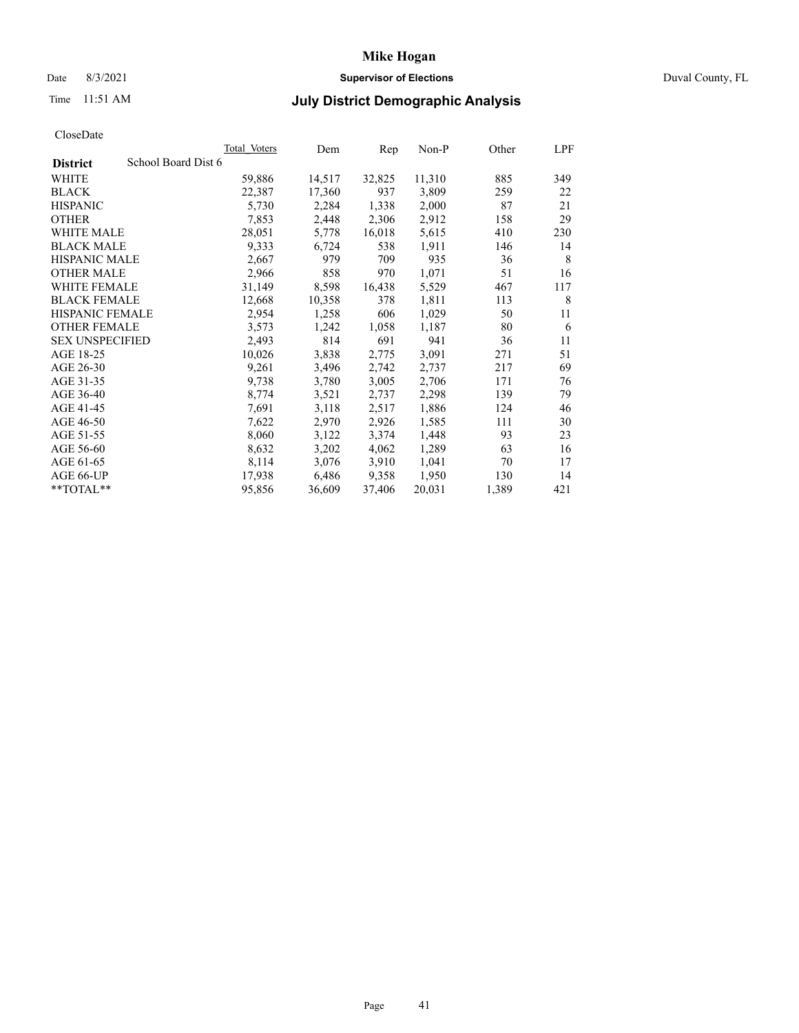# Mike Hogan

Date 8/3/2021 **Supervisor of Elections** Duval County, FL

Time 11:51 AM **July District Demographic Analysis**

CloseDate

| **District** School Board Dist 6 | Total Voters | Dem | Rep | Non-P | Other | LPF |
|---|---|---|---|---|---|---|
| WHITE | 59,886 | 14,517 | 32,825 | 11,310 | 885 | 349 |
| BLACK | 22,387 | 17,360 | 937 | 3,809 | 259 | 22 |
| HISPANIC | 5,730 | 2,284 | 1,338 | 2,000 | 87 | 21 |
| OTHER | 7,853 | 2,448 | 2,306 | 2,912 | 158 | 29 |
| WHITE MALE | 28,051 | 5,778 | 16,018 | 5,615 | 410 | 230 |
| BLACK MALE | 9,333 | 6,724 | 538 | 1,911 | 146 | 14 |
| HISPANIC MALE | 2,667 | 979 | 709 | 935 | 36 | 8 |
| OTHER MALE | 2,966 | 858 | 970 | 1,071 | 51 | 16 |
| WHITE FEMALE | 31,149 | 8,598 | 16,438 | 5,529 | 467 | 117 |
| BLACK FEMALE | 12,668 | 10,358 | 378 | 1,811 | 113 | 8 |
| HISPANIC FEMALE | 2,954 | 1,258 | 606 | 1,029 | 50 | 11 |
| OTHER FEMALE | 3,573 | 1,242 | 1,058 | 1,187 | 80 | 6 |
| SEX UNSPECIFIED | 2,493 | 814 | 691 | 941 | 36 | 11 |
| AGE 18-25 | 10,026 | 3,838 | 2,775 | 3,091 | 271 | 51 |
| AGE 26-30 | 9,261 | 3,496 | 2,742 | 2,737 | 217 | 69 |
| AGE 31-35 | 9,738 | 3,780 | 3,005 | 2,706 | 171 | 76 |
| AGE 36-40 | 8,774 | 3,521 | 2,737 | 2,298 | 139 | 79 |
| AGE 41-45 | 7,691 | 3,118 | 2,517 | 1,886 | 124 | 46 |
| AGE 46-50 | 7,622 | 2,970 | 2,926 | 1,585 | 111 | 30 |
| AGE 51-55 | 8,060 | 3,122 | 3,374 | 1,448 | 93 | 23 |
| AGE 56-60 | 8,632 | 3,202 | 4,062 | 1,289 | 63 | 16 |
| AGE 61-65 | 8,114 | 3,076 | 3,910 | 1,041 | 70 | 17 |
| AGE 66-UP | 17,938 | 6,486 | 9,358 | 1,950 | 130 | 14 |
| **TOTAL** | 95,856 | 36,609 | 37,406 | 20,031 | 1,389 | 421 |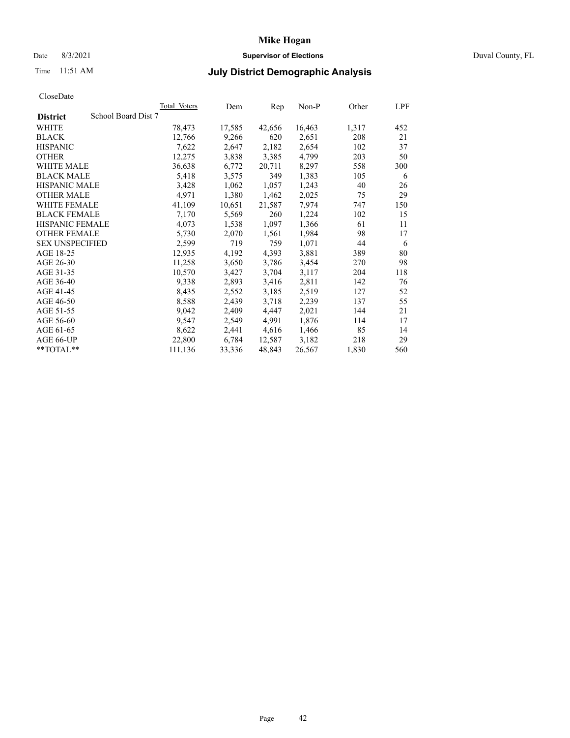# Mike Hogan

Date 8/3/2021 **Supervisor of Elections** Duval County, FL

Time 11:51 AM **July District Demographic Analysis**

CloseDate

| **District** School Board Dist 7 | Total Voters | Dem | Rep | Non-P | Other | LPF |
|---|---|---|---|---|---|---|
| WHITE | 78,473 | 17,585 | 42,656 | 16,463 | 1,317 | 452 |
| BLACK | 12,766 | 9,266 | 620 | 2,651 | 208 | 21 |
| HISPANIC | 7,622 | 2,647 | 2,182 | 2,654 | 102 | 37 |
| OTHER | 12,275 | 3,838 | 3,385 | 4,799 | 203 | 50 |
| WHITE MALE | 36,638 | 6,772 | 20,711 | 8,297 | 558 | 300 |
| BLACK MALE | 5,418 | 3,575 | 349 | 1,383 | 105 | 6 |
| HISPANIC MALE | 3,428 | 1,062 | 1,057 | 1,243 | 40 | 26 |
| OTHER MALE | 4,971 | 1,380 | 1,462 | 2,025 | 75 | 29 |
| WHITE FEMALE | 41,109 | 10,651 | 21,587 | 7,974 | 747 | 150 |
| BLACK FEMALE | 7,170 | 5,569 | 260 | 1,224 | 102 | 15 |
| HISPANIC FEMALE | 4,073 | 1,538 | 1,097 | 1,366 | 61 | 11 |
| OTHER FEMALE | 5,730 | 2,070 | 1,561 | 1,984 | 98 | 17 |
| SEX UNSPECIFIED | 2,599 | 719 | 759 | 1,071 | 44 | 6 |
| AGE 18-25 | 12,935 | 4,192 | 4,393 | 3,881 | 389 | 80 |
| AGE 26-30 | 11,258 | 3,650 | 3,786 | 3,454 | 270 | 98 |
| AGE 31-35 | 10,570 | 3,427 | 3,704 | 3,117 | 204 | 118 |
| AGE 36-40 | 9,338 | 2,893 | 3,416 | 2,811 | 142 | 76 |
| AGE 41-45 | 8,435 | 2,552 | 3,185 | 2,519 | 127 | 52 |
| AGE 46-50 | 8,588 | 2,439 | 3,718 | 2,239 | 137 | 55 |
| AGE 51-55 | 9,042 | 2,409 | 4,447 | 2,021 | 144 | 21 |
| AGE 56-60 | 9,547 | 2,549 | 4,991 | 1,876 | 114 | 17 |
| AGE 61-65 | 8,622 | 2,441 | 4,616 | 1,466 | 85 | 14 |
| AGE 66-UP | 22,800 | 6,784 | 12,587 | 3,182 | 218 | 29 |
| **TOTAL** | 111,136 | 33,336 | 48,843 | 26,567 | 1,830 | 560 |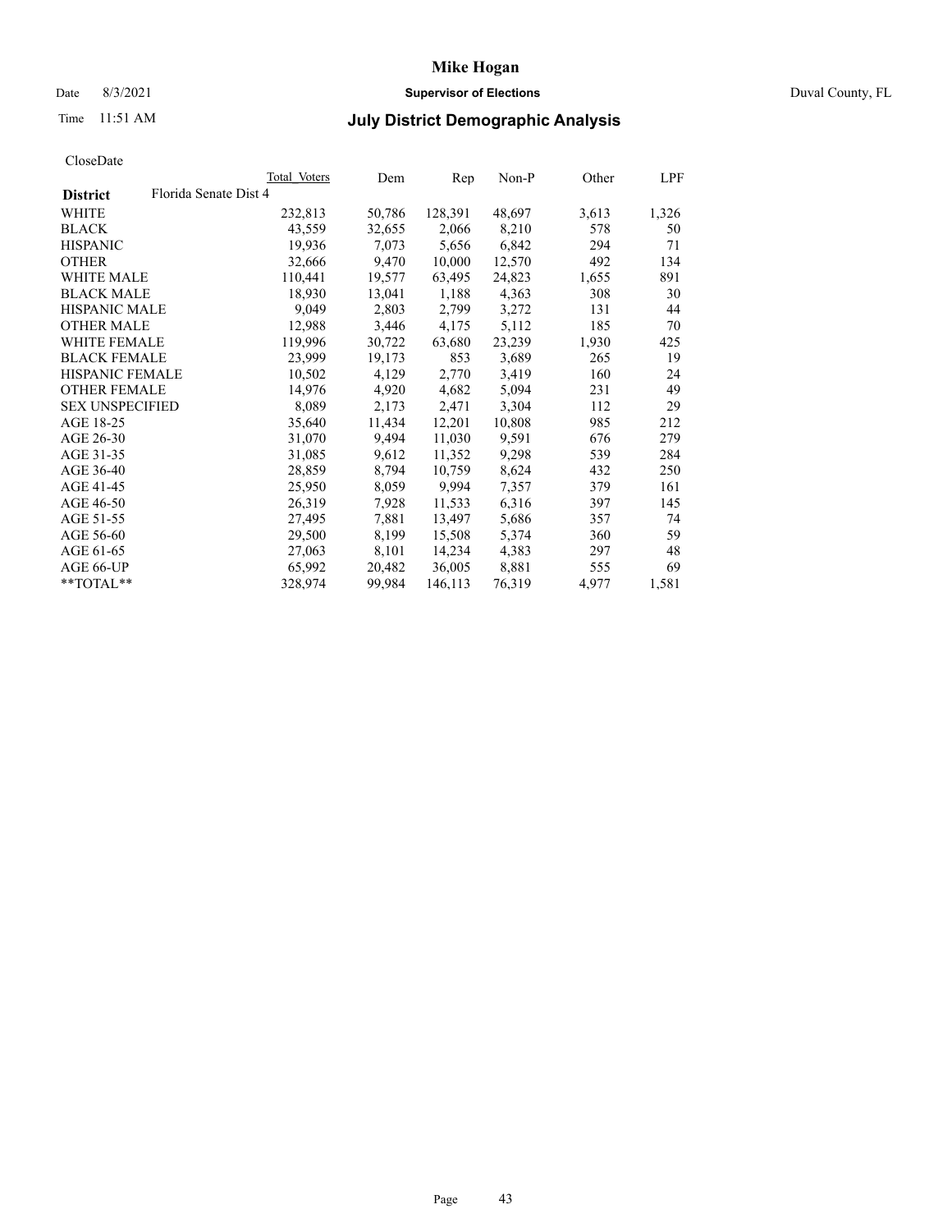Mike Hogan

Date 8/3/2021 **Supervisor of Elections** Duval County, FL

Time 11:51 AM **July District Demographic Analysis**

CloseDate

| **District** Florida Senate Dist 4 | Total Voters | Dem | Rep | Non-P | Other | LPF |
|---|---|---|---|---|---|---|
| WHITE | 232,813 | 50,786 | 128,391 | 48,697 | 3,613 | 1,326 |
| BLACK | 43,559 | 32,655 | 2,066 | 8,210 | 578 | 50 |
| HISPANIC | 19,936 | 7,073 | 5,656 | 6,842 | 294 | 71 |
| OTHER | 32,666 | 9,470 | 10,000 | 12,570 | 492 | 134 |
| WHITE MALE | 110,441 | 19,577 | 63,495 | 24,823 | 1,655 | 891 |
| BLACK MALE | 18,930 | 13,041 | 1,188 | 4,363 | 308 | 30 |
| HISPANIC MALE | 9,049 | 2,803 | 2,799 | 3,272 | 131 | 44 |
| OTHER MALE | 12,988 | 3,446 | 4,175 | 5,112 | 185 | 70 |
| WHITE FEMALE | 119,996 | 30,722 | 63,680 | 23,239 | 1,930 | 425 |
| BLACK FEMALE | 23,999 | 19,173 | 853 | 3,689 | 265 | 19 |
| HISPANIC FEMALE | 10,502 | 4,129 | 2,770 | 3,419 | 160 | 24 |
| OTHER FEMALE | 14,976 | 4,920 | 4,682 | 5,094 | 231 | 49 |
| SEX UNSPECIFIED | 8,089 | 2,173 | 2,471 | 3,304 | 112 | 29 |
| AGE 18-25 | 35,640 | 11,434 | 12,201 | 10,808 | 985 | 212 |
| AGE 26-30 | 31,070 | 9,494 | 11,030 | 9,591 | 676 | 279 |
| AGE 31-35 | 31,085 | 9,612 | 11,352 | 9,298 | 539 | 284 |
| AGE 36-40 | 28,859 | 8,794 | 10,759 | 8,624 | 432 | 250 |
| AGE 41-45 | 25,950 | 8,059 | 9,994 | 7,357 | 379 | 161 |
| AGE 46-50 | 26,319 | 7,928 | 11,533 | 6,316 | 397 | 145 |
| AGE 51-55 | 27,495 | 7,881 | 13,497 | 5,686 | 357 | 74 |
| AGE 56-60 | 29,500 | 8,199 | 15,508 | 5,374 | 360 | 59 |
| AGE 61-65 | 27,063 | 8,101 | 14,234 | 4,383 | 297 | 48 |
| AGE 66-UP | 65,992 | 20,482 | 36,005 | 8,881 | 555 | 69 |
| **TOTAL** | 328,974 | 99,984 | 146,113 | 76,319 | 4,977 | 1,581 |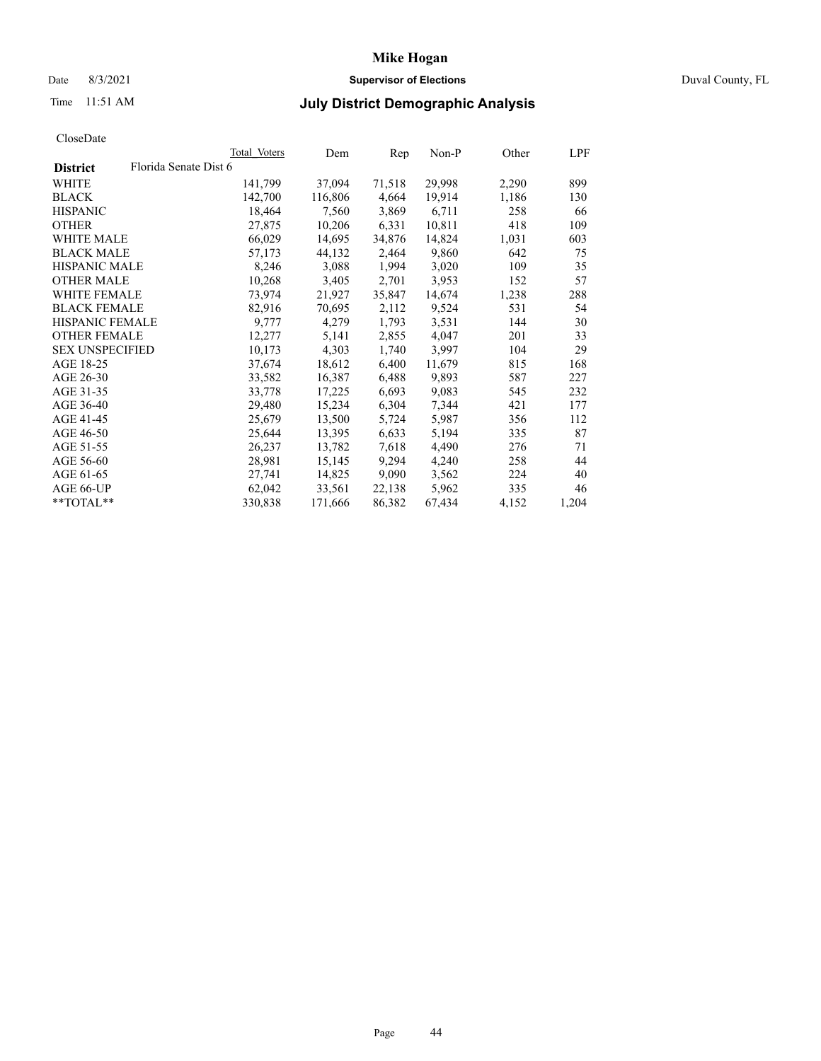Mike Hogan

Date 8/3/2021 **Supervisor of Elections** Duval County, FL

Time 11:51 AM **July District Demographic Analysis**

CloseDate

| | Total Voters | Dem | Rep | Non-P | Other | LPF |
|---|---|---|---|---|---|---|
| **District** Florida Senate Dist 6 | | | | | | |
| WHITE | 141,799 | 37,094 | 71,518 | 29,998 | 2,290 | 899 |
| BLACK | 142,700 | 116,806 | 4,664 | 19,914 | 1,186 | 130 |
| HISPANIC | 18,464 | 7,560 | 3,869 | 6,711 | 258 | 66 |
| OTHER | 27,875 | 10,206 | 6,331 | 10,811 | 418 | 109 |
| WHITE MALE | 66,029 | 14,695 | 34,876 | 14,824 | 1,031 | 603 |
| BLACK MALE | 57,173 | 44,132 | 2,464 | 9,860 | 642 | 75 |
| HISPANIC MALE | 8,246 | 3,088 | 1,994 | 3,020 | 109 | 35 |
| OTHER MALE | 10,268 | 3,405 | 2,701 | 3,953 | 152 | 57 |
| WHITE FEMALE | 73,974 | 21,927 | 35,847 | 14,674 | 1,238 | 288 |
| BLACK FEMALE | 82,916 | 70,695 | 2,112 | 9,524 | 531 | 54 |
| HISPANIC FEMALE | 9,777 | 4,279 | 1,793 | 3,531 | 144 | 30 |
| OTHER FEMALE | 12,277 | 5,141 | 2,855 | 4,047 | 201 | 33 |
| SEX UNSPECIFIED | 10,173 | 4,303 | 1,740 | 3,997 | 104 | 29 |
| AGE 18-25 | 37,674 | 18,612 | 6,400 | 11,679 | 815 | 168 |
| AGE 26-30 | 33,582 | 16,387 | 6,488 | 9,893 | 587 | 227 |
| AGE 31-35 | 33,778 | 17,225 | 6,693 | 9,083 | 545 | 232 |
| AGE 36-40 | 29,480 | 15,234 | 6,304 | 7,344 | 421 | 177 |
| AGE 41-45 | 25,679 | 13,500 | 5,724 | 5,987 | 356 | 112 |
| AGE 46-50 | 25,644 | 13,395 | 6,633 | 5,194 | 335 | 87 |
| AGE 51-55 | 26,237 | 13,782 | 7,618 | 4,490 | 276 | 71 |
| AGE 56-60 | 28,981 | 15,145 | 9,294 | 4,240 | 258 | 44 |
| AGE 61-65 | 27,741 | 14,825 | 9,090 | 3,562 | 224 | 40 |
| AGE 66-UP | 62,042 | 33,561 | 22,138 | 5,962 | 335 | 46 |
| **TOTAL** | 330,838 | 171,666 | 86,382 | 67,434 | 4,152 | 1,204 |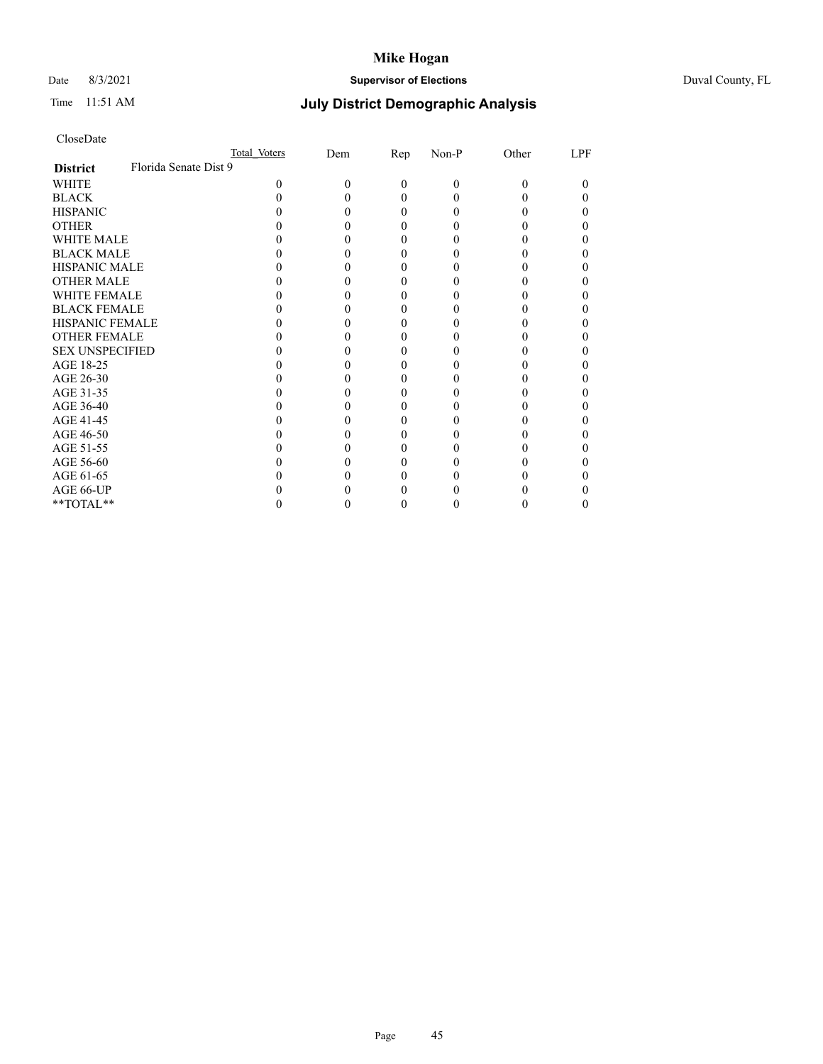# Mike Hogan

Date 8/3/2021 **Supervisor of Elections** Duval County, FL

Time 11:51 AM **July District Demographic Analysis**

CloseDate

| District | Total Voters | Dem | Rep | Non-P | Other | LPF |
|---|---|---|---|---|---|---|
| Florida Senate Dist 9 | | | | | | |
| WHITE | 0 | 0 | 0 | 0 | 0 | 0 |
| BLACK | 0 | 0 | 0 | 0 | 0 | 0 |
| HISPANIC | 0 | 0 | 0 | 0 | 0 | 0 |
| OTHER | 0 | 0 | 0 | 0 | 0 | 0 |
| WHITE MALE | 0 | 0 | 0 | 0 | 0 | 0 |
| BLACK MALE | 0 | 0 | 0 | 0 | 0 | 0 |
| HISPANIC MALE | 0 | 0 | 0 | 0 | 0 | 0 |
| OTHER MALE | 0 | 0 | 0 | 0 | 0 | 0 |
| WHITE FEMALE | 0 | 0 | 0 | 0 | 0 | 0 |
| BLACK FEMALE | 0 | 0 | 0 | 0 | 0 | 0 |
| HISPANIC FEMALE | 0 | 0 | 0 | 0 | 0 | 0 |
| OTHER FEMALE | 0 | 0 | 0 | 0 | 0 | 0 |
| SEX UNSPECIFIED | 0 | 0 | 0 | 0 | 0 | 0 |
| AGE 18-25 | 0 | 0 | 0 | 0 | 0 | 0 |
| AGE 26-30 | 0 | 0 | 0 | 0 | 0 | 0 |
| AGE 31-35 | 0 | 0 | 0 | 0 | 0 | 0 |
| AGE 36-40 | 0 | 0 | 0 | 0 | 0 | 0 |
| AGE 41-45 | 0 | 0 | 0 | 0 | 0 | 0 |
| AGE 46-50 | 0 | 0 | 0 | 0 | 0 | 0 |
| AGE 51-55 | 0 | 0 | 0 | 0 | 0 | 0 |
| AGE 56-60 | 0 | 0 | 0 | 0 | 0 | 0 |
| AGE 61-65 | 0 | 0 | 0 | 0 | 0 | 0 |
| AGE 66-UP | 0 | 0 | 0 | 0 | 0 | 0 |
| **TOTAL** | 0 | 0 | 0 | 0 | 0 | 0 |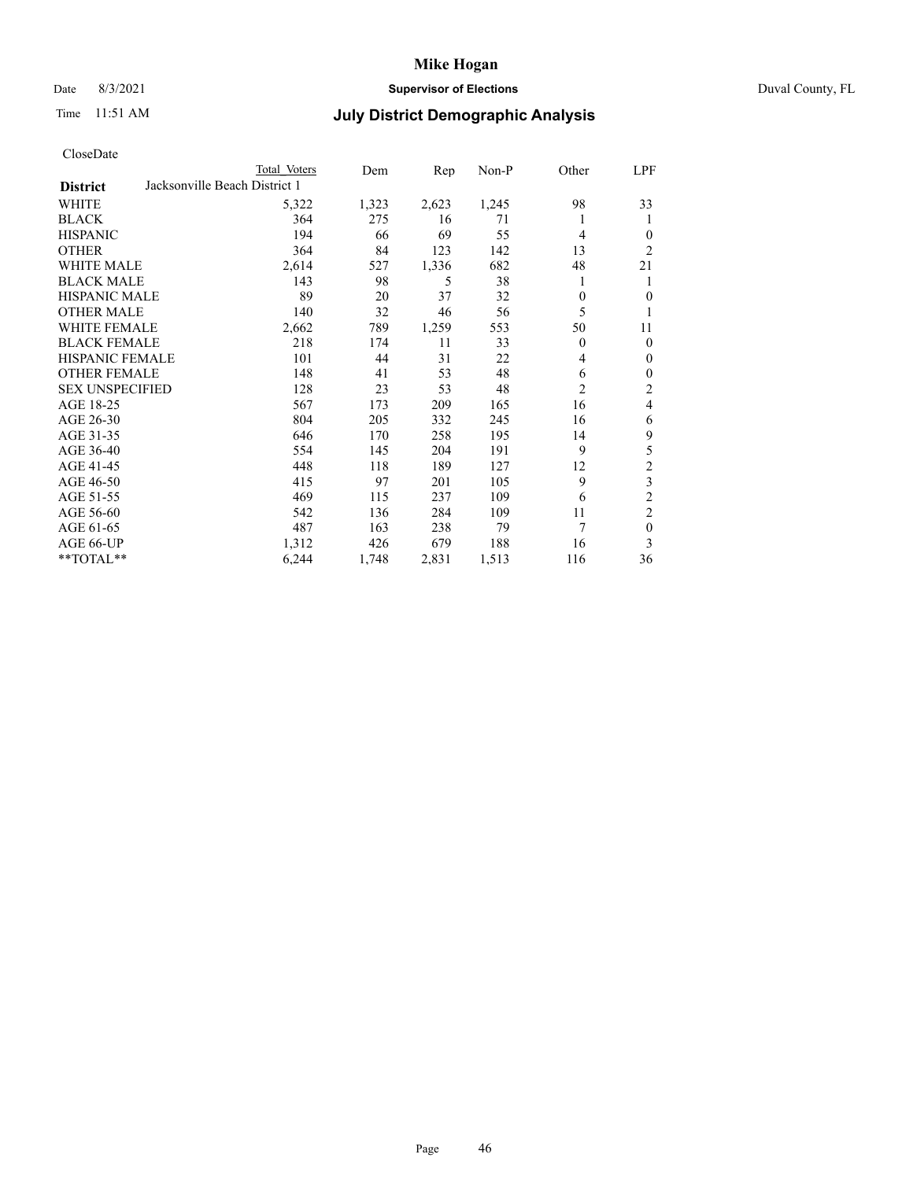# Mike Hogan

Date 8/3/2021 **Supervisor of Elections** Duval County, FL

Time 11:51 AM **July District Demographic Analysis**

CloseDate

| District | Total Voters | Dem | Rep | Non-P | Other | LPF |
|---|---|---|---|---|---|---|
| Jacksonville Beach District 1 | | | | | | |
| WHITE | 5,322 | 1,323 | 2,623 | 1,245 | 98 | 33 |
| BLACK | 364 | 275 | 16 | 71 | 1 | 1 |
| HISPANIC | 194 | 66 | 69 | 55 | 4 | 0 |
| OTHER | 364 | 84 | 123 | 142 | 13 | 2 |
| WHITE MALE | 2,614 | 527 | 1,336 | 682 | 48 | 21 |
| BLACK MALE | 143 | 98 | 5 | 38 | 1 | 1 |
| HISPANIC MALE | 89 | 20 | 37 | 32 | 0 | 0 |
| OTHER MALE | 140 | 32 | 46 | 56 | 5 | 1 |
| WHITE FEMALE | 2,662 | 789 | 1,259 | 553 | 50 | 11 |
| BLACK FEMALE | 218 | 174 | 11 | 33 | 0 | 0 |
| HISPANIC FEMALE | 101 | 44 | 31 | 22 | 4 | 0 |
| OTHER FEMALE | 148 | 41 | 53 | 48 | 6 | 0 |
| SEX UNSPECIFIED | 128 | 23 | 53 | 48 | 2 | 2 |
| AGE 18-25 | 567 | 173 | 209 | 165 | 16 | 4 |
| AGE 26-30 | 804 | 205 | 332 | 245 | 16 | 6 |
| AGE 31-35 | 646 | 170 | 258 | 195 | 14 | 9 |
| AGE 36-40 | 554 | 145 | 204 | 191 | 9 | 5 |
| AGE 41-45 | 448 | 118 | 189 | 127 | 12 | 2 |
| AGE 46-50 | 415 | 97 | 201 | 105 | 9 | 3 |
| AGE 51-55 | 469 | 115 | 237 | 109 | 6 | 2 |
| AGE 56-60 | 542 | 136 | 284 | 109 | 11 | 2 |
| AGE 61-65 | 487 | 163 | 238 | 79 | 7 | 0 |
| AGE 66-UP | 1,312 | 426 | 679 | 188 | 16 | 3 |
| **TOTAL** | 6,244 | 1,748 | 2,831 | 1,513 | 116 | 36 |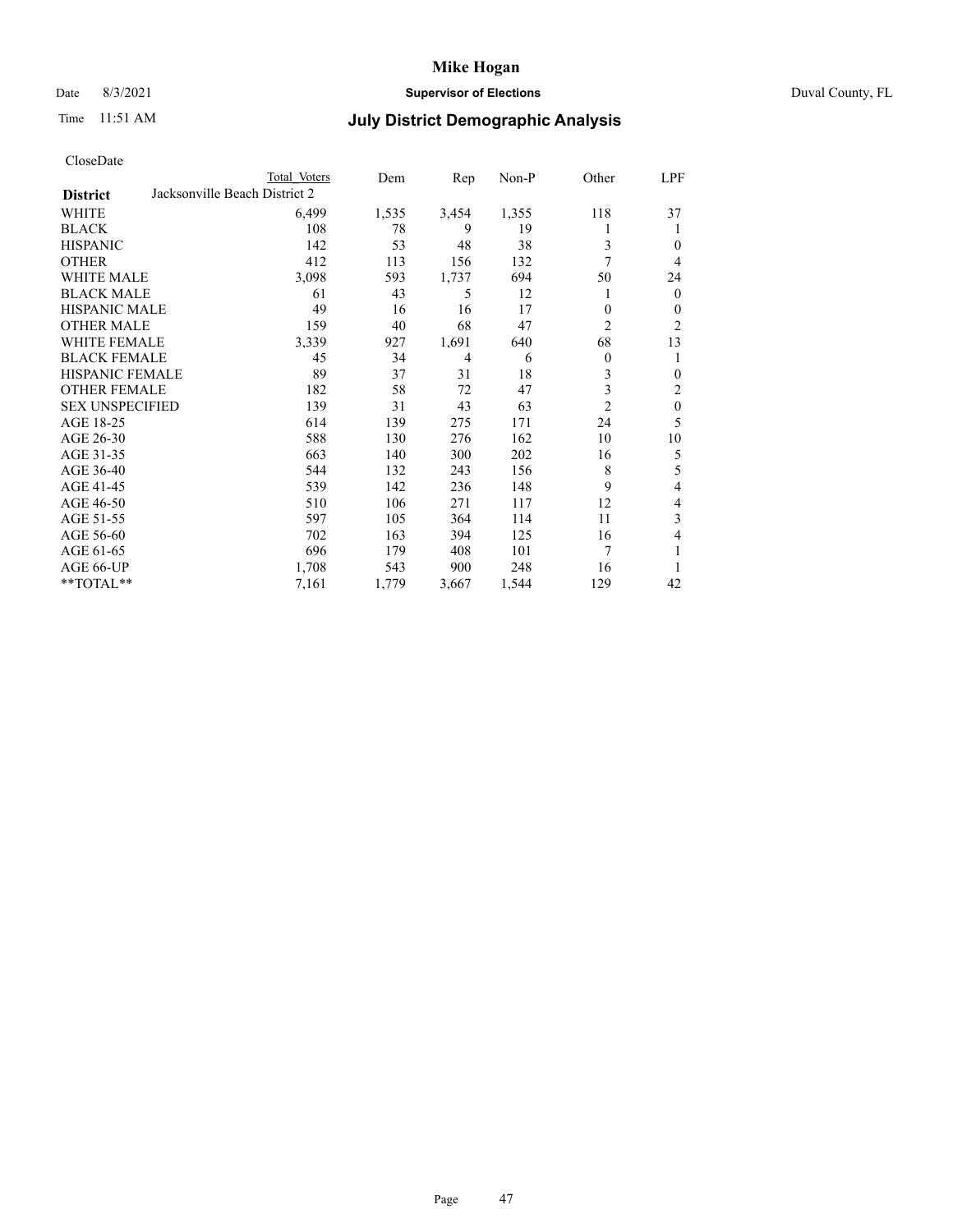# Mike Hogan

Date 8/3/2021 **Supervisor of Elections** Duval County, FL

Time 11:51 AM **July District Demographic Analysis**

CloseDate

| District | Jacksonville Beach District 2 Total Voters | Dem | Rep | Non-P | Other | LPF |
|---|---|---|---|---|---|---|
| WHITE | 6,499 | 1,535 | 3,454 | 1,355 | 118 | 37 |
| BLACK | 108 | 78 | 9 | 19 | 1 | 1 |
| HISPANIC | 142 | 53 | 48 | 38 | 3 | 0 |
| OTHER | 412 | 113 | 156 | 132 | 7 | 4 |
| WHITE MALE | 3,098 | 593 | 1,737 | 694 | 50 | 24 |
| BLACK MALE | 61 | 43 | 5 | 12 | 1 | 0 |
| HISPANIC MALE | 49 | 16 | 16 | 17 | 0 | 0 |
| OTHER MALE | 159 | 40 | 68 | 47 | 2 | 2 |
| WHITE FEMALE | 3,339 | 927 | 1,691 | 640 | 68 | 13 |
| BLACK FEMALE | 45 | 34 | 4 | 6 | 0 | 1 |
| HISPANIC FEMALE | 89 | 37 | 31 | 18 | 3 | 0 |
| OTHER FEMALE | 182 | 58 | 72 | 47 | 3 | 2 |
| SEX UNSPECIFIED | 139 | 31 | 43 | 63 | 2 | 0 |
| AGE 18-25 | 614 | 139 | 275 | 171 | 24 | 5 |
| AGE 26-30 | 588 | 130 | 276 | 162 | 10 | 10 |
| AGE 31-35 | 663 | 140 | 300 | 202 | 16 | 5 |
| AGE 36-40 | 544 | 132 | 243 | 156 | 8 | 5 |
| AGE 41-45 | 539 | 142 | 236 | 148 | 9 | 4 |
| AGE 46-50 | 510 | 106 | 271 | 117 | 12 | 4 |
| AGE 51-55 | 597 | 105 | 364 | 114 | 11 | 3 |
| AGE 56-60 | 702 | 163 | 394 | 125 | 16 | 4 |
| AGE 61-65 | 696 | 179 | 408 | 101 | 7 | 1 |
| AGE 66-UP | 1,708 | 543 | 900 | 248 | 16 | 1 |
| **TOTAL** | 7,161 | 1,779 | 3,667 | 1,544 | 129 | 42 |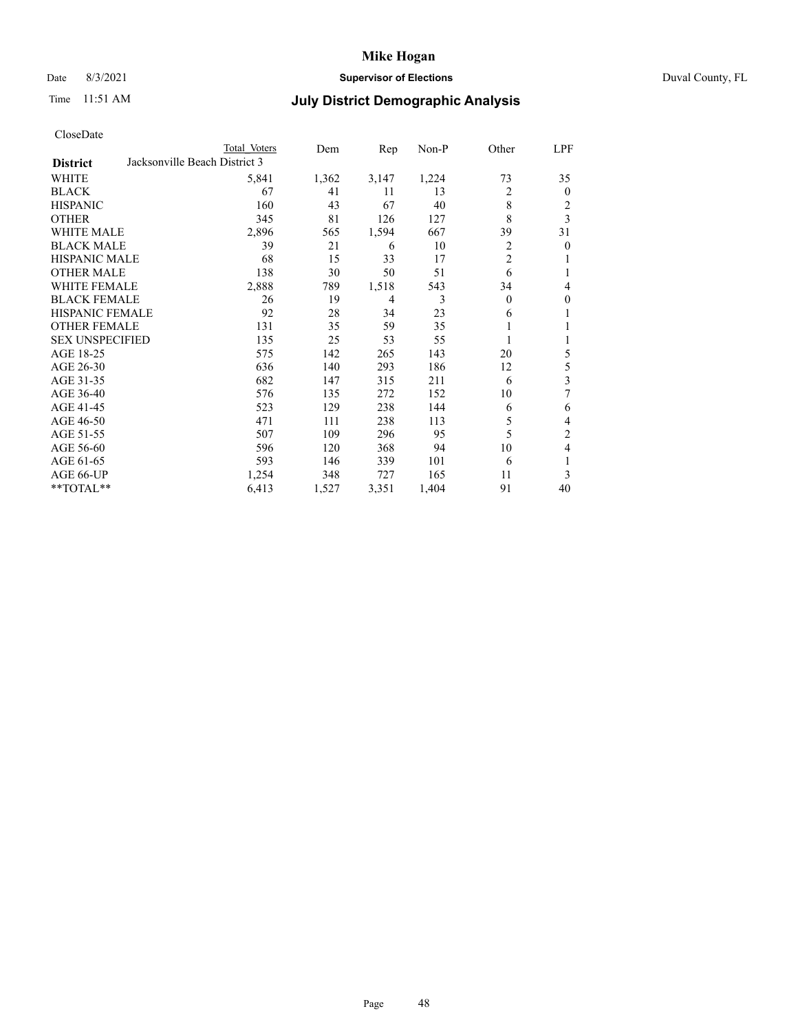# Mike Hogan

Date 8/3/2021 **Supervisor of Elections** Duval County, FL

Time 11:51 AM **July District Demographic Analysis**

CloseDate

| **District** | Jacksonville Beach District 3 Total Voters | Dem | Rep | Non-P | Other | LPF |
|---|---|---|---|---|---|---|
| WHITE | 5,841 | 1,362 | 3,147 | 1,224 | 73 | 35 |
| BLACK | 67 | 41 | 11 | 13 | 2 | 0 |
| HISPANIC | 160 | 43 | 67 | 40 | 8 | 2 |
| OTHER | 345 | 81 | 126 | 127 | 8 | 3 |
| WHITE MALE | 2,896 | 565 | 1,594 | 667 | 39 | 31 |
| BLACK MALE | 39 | 21 | 6 | 10 | 2 | 0 |
| HISPANIC MALE | 68 | 15 | 33 | 17 | 2 | 1 |
| OTHER MALE | 138 | 30 | 50 | 51 | 6 | 1 |
| WHITE FEMALE | 2,888 | 789 | 1,518 | 543 | 34 | 4 |
| BLACK FEMALE | 26 | 19 | 4 | 3 | 0 | 0 |
| HISPANIC FEMALE | 92 | 28 | 34 | 23 | 6 | 1 |
| OTHER FEMALE | 131 | 35 | 59 | 35 | 1 | 1 |
| SEX UNSPECIFIED | 135 | 25 | 53 | 55 | 1 | 1 |
| AGE 18-25 | 575 | 142 | 265 | 143 | 20 | 5 |
| AGE 26-30 | 636 | 140 | 293 | 186 | 12 | 5 |
| AGE 31-35 | 682 | 147 | 315 | 211 | 6 | 3 |
| AGE 36-40 | 576 | 135 | 272 | 152 | 10 | 7 |
| AGE 41-45 | 523 | 129 | 238 | 144 | 6 | 6 |
| AGE 46-50 | 471 | 111 | 238 | 113 | 5 | 4 |
| AGE 51-55 | 507 | 109 | 296 | 95 | 5 | 2 |
| AGE 56-60 | 596 | 120 | 368 | 94 | 10 | 4 |
| AGE 61-65 | 593 | 146 | 339 | 101 | 6 | 1 |
| AGE 66-UP | 1,254 | 348 | 727 | 165 | 11 | 3 |
| **TOTAL** | 6,413 | 1,527 | 3,351 | 1,404 | 91 | 40 |